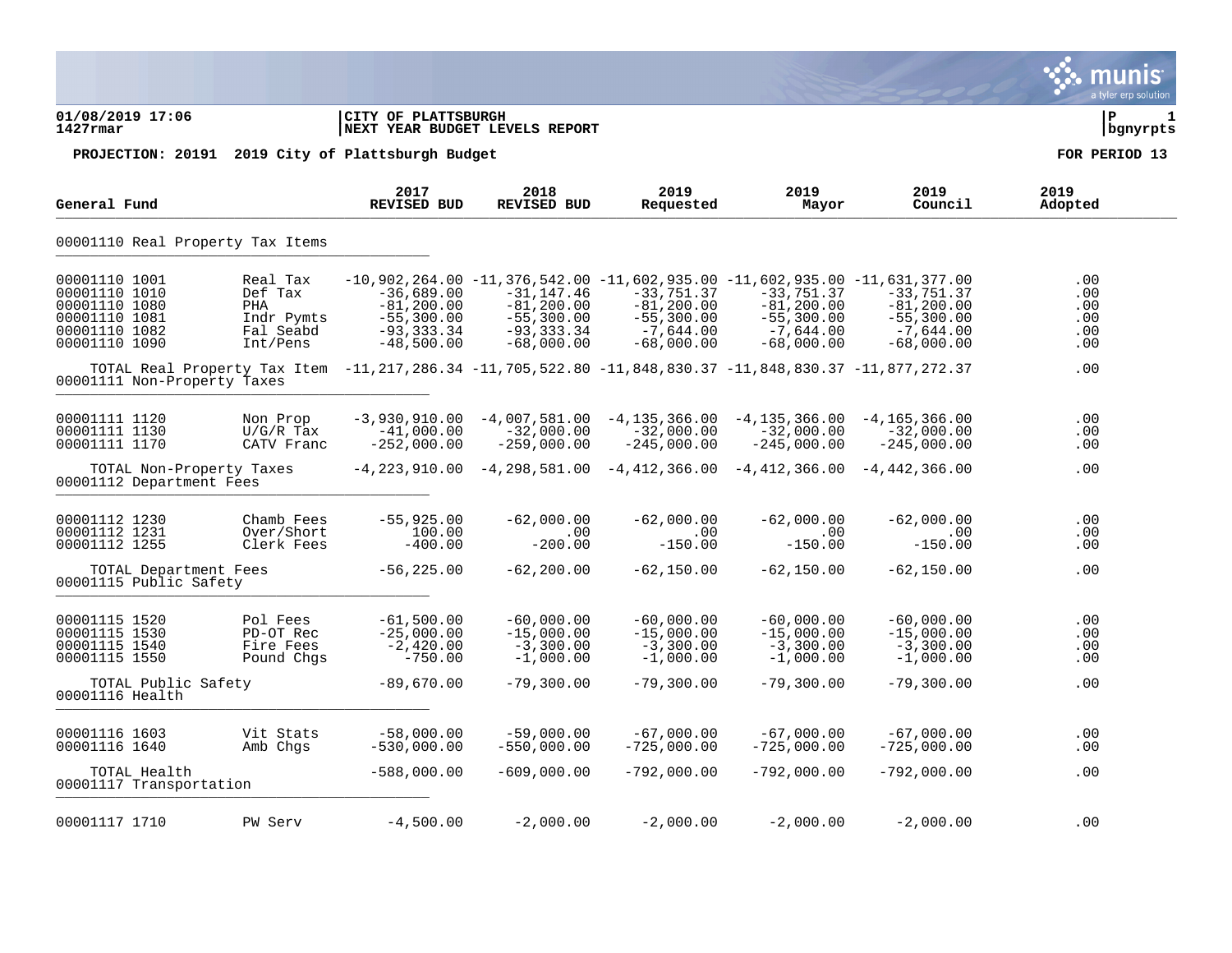**CITY OF PLATTSBURGH**
**NEXT YEAR BUDGET LEVELS REPORT**

01/08/2019 17:06
1427rmar

**PROJECTION: 20191 2019 City of Plattsburgh Budget** — **FOR PERIOD 13**

| General Fund | | 2017 REVISED BUD | 2018 REVISED BUD | 2019 Requested | 2019 Mayor | 2019 Council | 2019 Adopted |
|---|---|---|---|---|---|---|---|
| **00001110 Real Property Tax Items** | | | | | | | |
| 00001110 1001 | Real Tax | -10,902,264.00 | -11,376,542.00 | -11,602,935.00 | -11,602,935.00 | -11,631,377.00 | .00 |
| 00001110 1010 | Def Tax | -36,689.00 | -31,147.46 | -33,751.37 | -33,751.37 | -33,751.37 | .00 |
| 00001110 1080 | PHA | -81,200.00 | -81,200.00 | -81,200.00 | -81,200.00 | -81,200.00 | .00 |
| 00001110 1081 | Indr Pymts | -55,300.00 | -55,300.00 | -55,300.00 | -55,300.00 | -55,300.00 | .00 |
| 00001110 1082 | Fal Seabd | -93,333.34 | -93,333.34 | -7,644.00 | -7,644.00 | -7,644.00 | .00 |
| 00001110 1090 | Int/Pens | -48,500.00 | -68,000.00 | -68,000.00 | -68,000.00 | -68,000.00 | .00 |
| TOTAL Real Property Tax Item | | -11,217,286.34 | -11,705,522.80 | -11,848,830.37 | -11,848,830.37 | -11,877,272.37 | .00 |
| **00001111 Non-Property Taxes** | | | | | | | |
| 00001111 1120 | Non Prop | -3,930,910.00 | -4,007,581.00 | -4,135,366.00 | -4,135,366.00 | -4,165,366.00 | .00 |
| 00001111 1130 | U/G/R Tax | -41,000.00 | -32,000.00 | -32,000.00 | -32,000.00 | -32,000.00 | .00 |
| 00001111 1170 | CATV Franc | -252,000.00 | -259,000.00 | -245,000.00 | -245,000.00 | -245,000.00 | .00 |
| TOTAL Non-Property Taxes | | -4,223,910.00 | -4,298,581.00 | -4,412,366.00 | -4,412,366.00 | -4,442,366.00 | .00 |
| **00001112 Department Fees** | | | | | | | |
| 00001112 1230 | Chamb Fees | -55,925.00 | -62,000.00 | -62,000.00 | -62,000.00 | -62,000.00 | .00 |
| 00001112 1231 | Over/Short | 100.00 | .00 | .00 | .00 | .00 | .00 |
| 00001112 1255 | Clerk Fees | -400.00 | -200.00 | -150.00 | -150.00 | -150.00 | .00 |
| TOTAL Department Fees | | -56,225.00 | -62,200.00 | -62,150.00 | -62,150.00 | -62,150.00 | .00 |
| **00001115 Public Safety** | | | | | | | |
| 00001115 1520 | Pol Fees | -61,500.00 | -60,000.00 | -60,000.00 | -60,000.00 | -60,000.00 | .00 |
| 00001115 1530 | PD-OT Rec | -25,000.00 | -15,000.00 | -15,000.00 | -15,000.00 | -15,000.00 | .00 |
| 00001115 1540 | Fire Fees | -2,420.00 | -3,300.00 | -3,300.00 | -3,300.00 | -3,300.00 | .00 |
| 00001115 1550 | Pound Chgs | -750.00 | -1,000.00 | -1,000.00 | -1,000.00 | -1,000.00 | .00 |
| TOTAL Public Safety | | -89,670.00 | -79,300.00 | -79,300.00 | -79,300.00 | -79,300.00 | .00 |
| **00001116 Health** | | | | | | | |
| 00001116 1603 | Vit Stats | -58,000.00 | -59,000.00 | -67,000.00 | -67,000.00 | -67,000.00 | .00 |
| 00001116 1640 | Amb Chgs | -530,000.00 | -550,000.00 | -725,000.00 | -725,000.00 | -725,000.00 | .00 |
| TOTAL Health | | -588,000.00 | -609,000.00 | -792,000.00 | -792,000.00 | -792,000.00 | .00 |
| **00001117 Transportation** | | | | | | | |
| 00001117 1710 | PW Serv | -4,500.00 | -2,000.00 | -2,000.00 | -2,000.00 | -2,000.00 | .00 |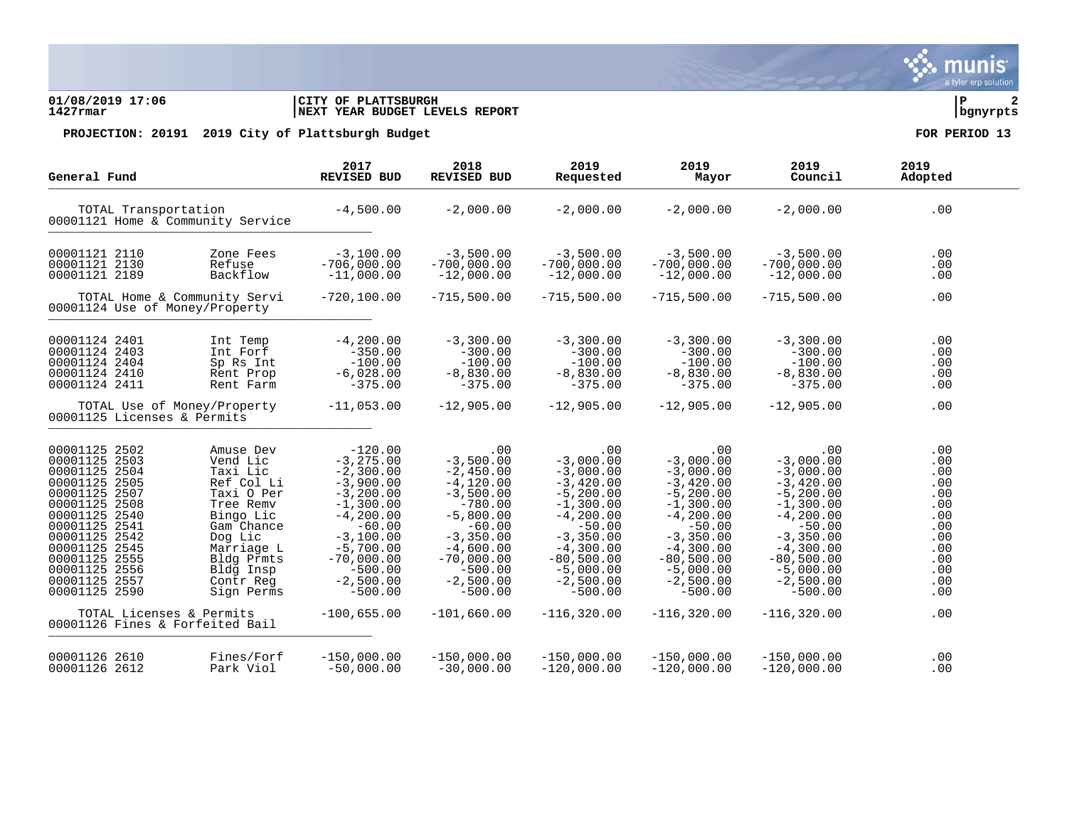01/08/2019 17:06 | CITY OF PLATTSBURGH | P 2
1427rmar | NEXT YEAR BUDGET LEVELS REPORT | bgnyrpts

**PROJECTION: 20191 2019 City of Plattsburgh Budget** — **FOR PERIOD 13**

| General Fund | | 2017 REVISED BUD | 2018 REVISED BUD | 2019 Requested | 2019 Mayor | 2019 Council | 2019 Adopted |
|---|---|---|---|---|---|---|---|
| TOTAL Transportation | | -4,500.00 | -2,000.00 | -2,000.00 | -2,000.00 | -2,000.00 | .00 |
| 00001121 Home & Community Service | | | | | | | |
| 00001121 2110 | Zone Fees | -3,100.00 | -3,500.00 | -3,500.00 | -3,500.00 | -3,500.00 | .00 |
| 00001121 2130 | Refuse | -706,000.00 | -700,000.00 | -700,000.00 | -700,000.00 | -700,000.00 | .00 |
| 00001121 2189 | Backflow | -11,000.00 | -12,000.00 | -12,000.00 | -12,000.00 | -12,000.00 | .00 |
| TOTAL Home & Community Servi | | -720,100.00 | -715,500.00 | -715,500.00 | -715,500.00 | -715,500.00 | .00 |
| 00001124 Use of Money/Property | | | | | | | |
| 00001124 2401 | Int Temp | -4,200.00 | -3,300.00 | -3,300.00 | -3,300.00 | -3,300.00 | .00 |
| 00001124 2403 | Int Forf | -350.00 | -300.00 | -300.00 | -300.00 | -300.00 | .00 |
| 00001124 2404 | Sp Rs Int | -100.00 | -100.00 | -100.00 | -100.00 | -100.00 | .00 |
| 00001124 2410 | Rent Prop | -6,028.00 | -8,830.00 | -8,830.00 | -8,830.00 | -8,830.00 | .00 |
| 00001124 2411 | Rent Farm | -375.00 | -375.00 | -375.00 | -375.00 | -375.00 | .00 |
| TOTAL Use of Money/Property | | -11,053.00 | -12,905.00 | -12,905.00 | -12,905.00 | -12,905.00 | .00 |
| 00001125 Licenses & Permits | | | | | | | |
| 00001125 2502 | Amuse Dev | -120.00 | .00 | .00 | .00 | .00 | .00 |
| 00001125 2503 | Vend Lic | -3,275.00 | -3,500.00 | -3,000.00 | -3,000.00 | -3,000.00 | .00 |
| 00001125 2504 | Taxi Lic | -2,300.00 | -2,450.00 | -3,000.00 | -3,000.00 | -3,000.00 | .00 |
| 00001125 2505 | Ref Col Li | -3,900.00 | -4,120.00 | -3,420.00 | -3,420.00 | -3,420.00 | .00 |
| 00001125 2507 | Taxi O Per | -3,200.00 | -3,500.00 | -5,200.00 | -5,200.00 | -5,200.00 | .00 |
| 00001125 2508 | Tree Remv | -1,300.00 | -780.00 | -1,300.00 | -1,300.00 | -1,300.00 | .00 |
| 00001125 2540 | Bingo Lic | -4,200.00 | -5,800.00 | -4,200.00 | -4,200.00 | -4,200.00 | .00 |
| 00001125 2541 | Gam Chance | -60.00 | -60.00 | -50.00 | -50.00 | -50.00 | .00 |
| 00001125 2542 | Dog Lic | -3,100.00 | -3,350.00 | -3,350.00 | -3,350.00 | -3,350.00 | .00 |
| 00001125 2545 | Marriage L | -5,700.00 | -4,600.00 | -4,300.00 | -4,300.00 | -4,300.00 | .00 |
| 00001125 2555 | Bldg Prmts | -70,000.00 | -70,000.00 | -80,500.00 | -80,500.00 | -80,500.00 | .00 |
| 00001125 2556 | Bldg Insp | -500.00 | -500.00 | -5,000.00 | -5,000.00 | -5,000.00 | .00 |
| 00001125 2557 | Contr Reg | -2,500.00 | -2,500.00 | -2,500.00 | -2,500.00 | -2,500.00 | .00 |
| 00001125 2590 | Sign Perms | -500.00 | -500.00 | -500.00 | -500.00 | -500.00 | .00 |
| TOTAL Licenses & Permits | | -100,655.00 | -101,660.00 | -116,320.00 | -116,320.00 | -116,320.00 | .00 |
| 00001126 Fines & Forfeited Bail | | | | | | | |
| 00001126 2610 | Fines/Forf | -150,000.00 | -150,000.00 | -150,000.00 | -150,000.00 | -150,000.00 | .00 |
| 00001126 2612 | Park Viol | -50,000.00 | -30,000.00 | -120,000.00 | -120,000.00 | -120,000.00 | .00 |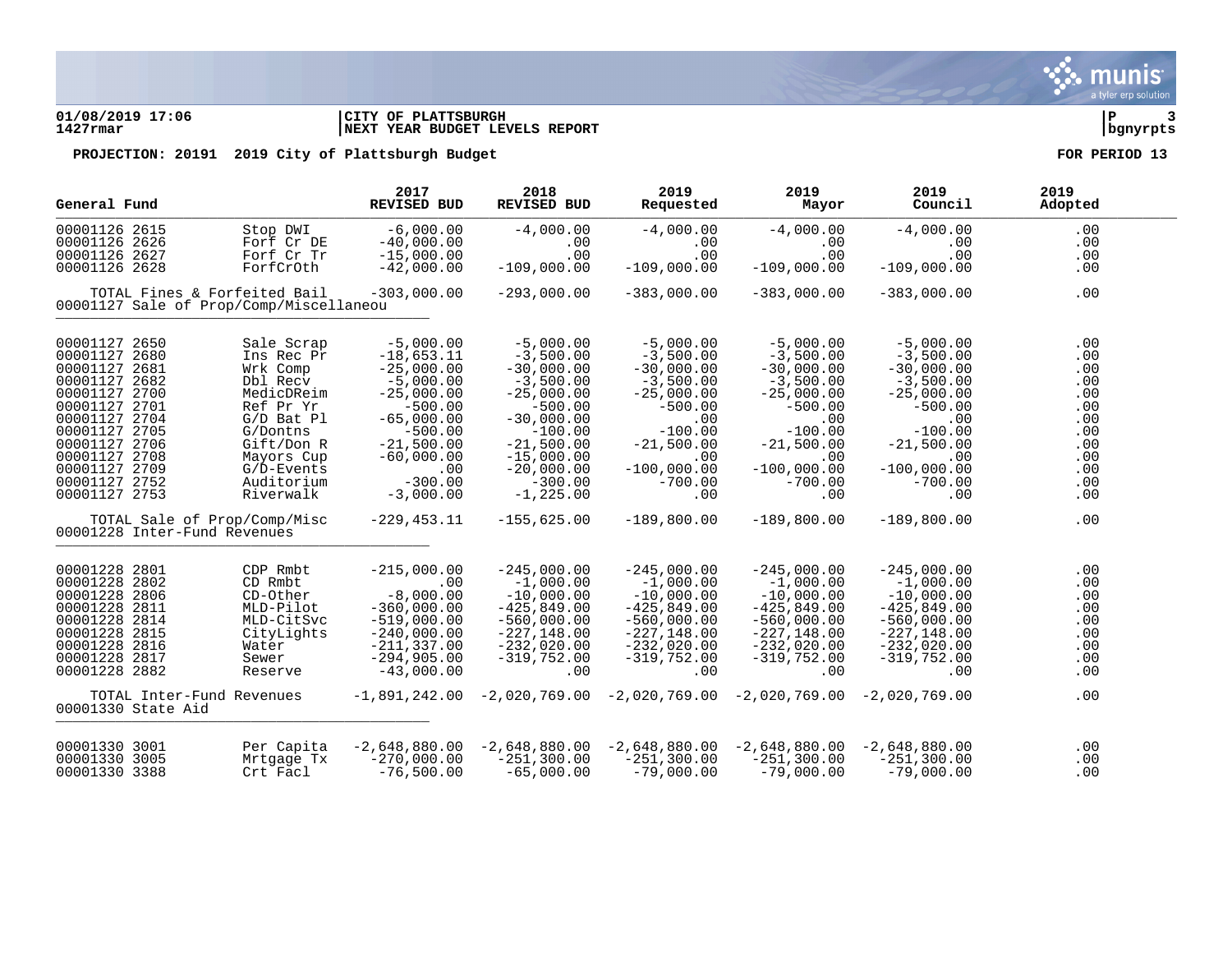**01/08/2019 17:06** | **CITY OF PLATTSBURGH** | **P 3**
**1427rmar** | **NEXT YEAR BUDGET LEVELS REPORT** | **bgnyrpts**

**PROJECTION: 20191 2019 City of Plattsburgh Budget** **FOR PERIOD 13**

| General Fund | | 2017 REVISED BUD | 2018 REVISED BUD | 2019 Requested | 2019 Mayor | 2019 Council | 2019 Adopted |
|---|---|---|---|---|---|---|---|
| 00001126 2615 | Stop DWI | -6,000.00 | -4,000.00 | -4,000.00 | -4,000.00 | -4,000.00 | .00 |
| 00001126 2626 | Forf Cr DE | -40,000.00 | .00 | .00 | .00 | .00 | .00 |
| 00001126 2627 | Forf Cr Tr | -15,000.00 | .00 | .00 | .00 | .00 | .00 |
| 00001126 2628 | ForfCrOth | -42,000.00 | -109,000.00 | -109,000.00 | -109,000.00 | -109,000.00 | .00 |
| TOTAL Fines & Forfeited Bail | | -303,000.00 | -293,000.00 | -383,000.00 | -383,000.00 | -383,000.00 | .00 |
| 00001127 Sale of Prop/Comp/Miscellaneou | | | | | | | |
| 00001127 2650 | Sale Scrap | -5,000.00 | -5,000.00 | -5,000.00 | -5,000.00 | -5,000.00 | .00 |
| 00001127 2680 | Ins Rec Pr | -18,653.11 | -3,500.00 | -3,500.00 | -3,500.00 | -3,500.00 | .00 |
| 00001127 2681 | Wrk Comp | -25,000.00 | -30,000.00 | -30,000.00 | -30,000.00 | -30,000.00 | .00 |
| 00001127 2682 | Dbl Recv | -5,000.00 | -3,500.00 | -3,500.00 | -3,500.00 | -3,500.00 | .00 |
| 00001127 2700 | MedicDReim | -25,000.00 | -25,000.00 | -25,000.00 | -25,000.00 | -25,000.00 | .00 |
| 00001127 2701 | Ref Pr Yr | -500.00 | -500.00 | -500.00 | -500.00 | -500.00 | .00 |
| 00001127 2704 | G/D Bat Pl | -65,000.00 | -30,000.00 | .00 | .00 | .00 | .00 |
| 00001127 2705 | G/Dontns | -500.00 | -100.00 | -100.00 | -100.00 | -100.00 | .00 |
| 00001127 2706 | Gift/Don R | -21,500.00 | -21,500.00 | -21,500.00 | -21,500.00 | -21,500.00 | .00 |
| 00001127 2708 | Mayors Cup | -60,000.00 | -15,000.00 | .00 | .00 | .00 | .00 |
| 00001127 2709 | G/D-Events | .00 | -20,000.00 | -100,000.00 | -100,000.00 | -100,000.00 | .00 |
| 00001127 2752 | Auditorium | -300.00 | -300.00 | -700.00 | -700.00 | -700.00 | .00 |
| 00001127 2753 | Riverwalk | -3,000.00 | -1,225.00 | .00 | .00 | .00 | .00 |
| TOTAL Sale of Prop/Comp/Misc | | -229,453.11 | -155,625.00 | -189,800.00 | -189,800.00 | -189,800.00 | .00 |
| 00001228 Inter-Fund Revenues | | | | | | | |
| 00001228 2801 | CDP Rmbt | -215,000.00 | -245,000.00 | -245,000.00 | -245,000.00 | -245,000.00 | .00 |
| 00001228 2802 | CD Rmbt | .00 | -1,000.00 | -1,000.00 | -1,000.00 | -1,000.00 | .00 |
| 00001228 2806 | CD-Other | -8,000.00 | -10,000.00 | -10,000.00 | -10,000.00 | -10,000.00 | .00 |
| 00001228 2811 | MLD-Pilot | -360,000.00 | -425,849.00 | -425,849.00 | -425,849.00 | -425,849.00 | .00 |
| 00001228 2814 | MLD-CitSvc | -519,000.00 | -560,000.00 | -560,000.00 | -560,000.00 | -560,000.00 | .00 |
| 00001228 2815 | CityLights | -240,000.00 | -227,148.00 | -227,148.00 | -227,148.00 | -227,148.00 | .00 |
| 00001228 2816 | Water | -211,337.00 | -232,020.00 | -232,020.00 | -232,020.00 | -232,020.00 | .00 |
| 00001228 2817 | Sewer | -294,905.00 | -319,752.00 | -319,752.00 | -319,752.00 | -319,752.00 | .00 |
| 00001228 2882 | Reserve | -43,000.00 | .00 | .00 | .00 | .00 | .00 |
| TOTAL Inter-Fund Revenues | | -1,891,242.00 | -2,020,769.00 | -2,020,769.00 | -2,020,769.00 | -2,020,769.00 | .00 |
| 00001330 State Aid | | | | | | | |
| 00001330 3001 | Per Capita | -2,648,880.00 | -2,648,880.00 | -2,648,880.00 | -2,648,880.00 | -2,648,880.00 | .00 |
| 00001330 3005 | Mrtgage Tx | -270,000.00 | -251,300.00 | -251,300.00 | -251,300.00 | -251,300.00 | .00 |
| 00001330 3388 | Crt Facl | -76,500.00 | -65,000.00 | -79,000.00 | -79,000.00 | -79,000.00 | .00 |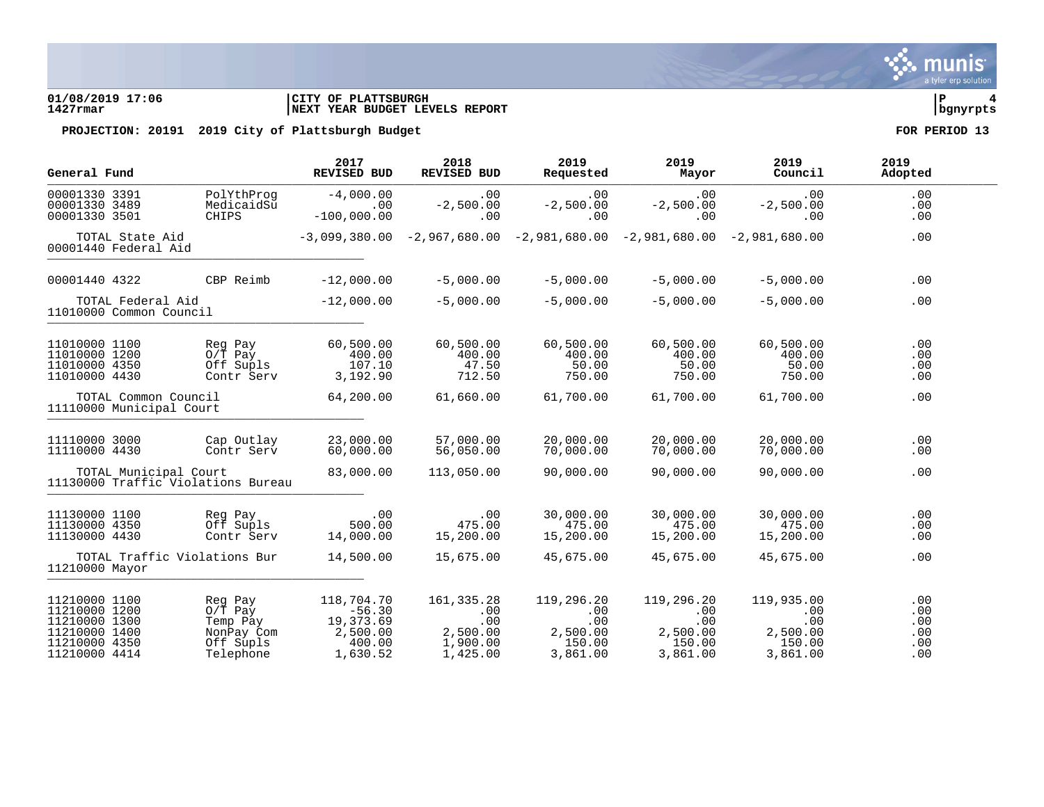**01/08/2019 17:06** | **CITY OF PLATTSBURGH**
**1427rmar** | **NEXT YEAR BUDGET LEVELS REPORT**

**bgnyrpts**

**PROJECTION: 20191 2019 City of Plattsburgh Budget** — **FOR PERIOD 13**

| General Fund | | 2017 REVISED BUD | 2018 REVISED BUD | 2019 Requested | 2019 Mayor | 2019 Council | 2019 Adopted |
|---|---|---|---|---|---|---|---|
| 00001330 3391 | PolYthProg | -4,000.00 | .00 | .00 | .00 | .00 | .00 |
| 00001330 3489 | MedicaidSu | .00 | -2,500.00 | -2,500.00 | -2,500.00 | -2,500.00 | .00 |
| 00001330 3501 | CHIPS | -100,000.00 | .00 | .00 | .00 | .00 | .00 |
| TOTAL State Aid | | -3,099,380.00 | -2,967,680.00 | -2,981,680.00 | -2,981,680.00 | -2,981,680.00 | .00 |
| **00001440 Federal Aid** | | | | | | | |
| 00001440 4322 | CBP Reimb | -12,000.00 | -5,000.00 | -5,000.00 | -5,000.00 | -5,000.00 | .00 |
| TOTAL Federal Aid | | -12,000.00 | -5,000.00 | -5,000.00 | -5,000.00 | -5,000.00 | .00 |
| **11010000 Common Council** | | | | | | | |
| 11010000 1100 | Reg Pay | 60,500.00 | 60,500.00 | 60,500.00 | 60,500.00 | 60,500.00 | .00 |
| 11010000 1200 | O/T Pay | 400.00 | 400.00 | 400.00 | 400.00 | 400.00 | .00 |
| 11010000 4350 | Off Supls | 107.10 | 47.50 | 50.00 | 50.00 | 50.00 | .00 |
| 11010000 4430 | Contr Serv | 3,192.90 | 712.50 | 750.00 | 750.00 | 750.00 | .00 |
| TOTAL Common Council | | 64,200.00 | 61,660.00 | 61,700.00 | 61,700.00 | 61,700.00 | .00 |
| **11110000 Municipal Court** | | | | | | | |
| 11110000 3000 | Cap Outlay | 23,000.00 | 57,000.00 | 20,000.00 | 20,000.00 | 20,000.00 | .00 |
| 11110000 4430 | Contr Serv | 60,000.00 | 56,050.00 | 70,000.00 | 70,000.00 | 70,000.00 | .00 |
| TOTAL Municipal Court | | 83,000.00 | 113,050.00 | 90,000.00 | 90,000.00 | 90,000.00 | .00 |
| **11130000 Traffic Violations Bureau** | | | | | | | |
| 11130000 1100 | Reg Pay | .00 | .00 | 30,000.00 | 30,000.00 | 30,000.00 | .00 |
| 11130000 4350 | Off Supls | 500.00 | 475.00 | 475.00 | 475.00 | 475.00 | .00 |
| 11130000 4430 | Contr Serv | 14,000.00 | 15,200.00 | 15,200.00 | 15,200.00 | 15,200.00 | .00 |
| TOTAL Traffic Violations Bur | | 14,500.00 | 15,675.00 | 45,675.00 | 45,675.00 | 45,675.00 | .00 |
| **11210000 Mayor** | | | | | | | |
| 11210000 1100 | Reg Pay | 118,704.70 | 161,335.28 | 119,296.20 | 119,296.20 | 119,935.00 | .00 |
| 11210000 1200 | O/T Pay | -56.30 | .00 | .00 | .00 | .00 | .00 |
| 11210000 1300 | Temp Pay | 19,373.69 | .00 | .00 | .00 | .00 | .00 |
| 11210000 1400 | NonPay Com | 2,500.00 | 2,500.00 | 2,500.00 | 2,500.00 | 2,500.00 | .00 |
| 11210000 4350 | Off Supls | 400.00 | 1,900.00 | 150.00 | 150.00 | 150.00 | .00 |
| 11210000 4414 | Telephone | 1,630.52 | 1,425.00 | 3,861.00 | 3,861.00 | 3,861.00 | .00 |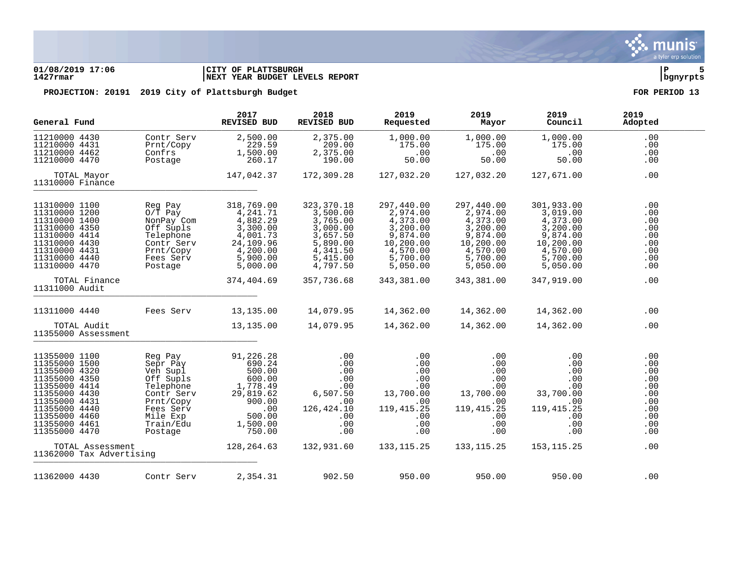**01/08/2019 17:06** | **CITY OF PLATTSBURGH** | **P 5**
**1427rmar** | **NEXT YEAR BUDGET LEVELS REPORT** | **bgnyrpts**

**PROJECTION: 20191 2019 City of Plattsburgh Budget** **FOR PERIOD 13**

| General Fund | | 2017 REVISED BUD | 2018 REVISED BUD | 2019 Requested | 2019 Mayor | 2019 Council | 2019 Adopted |
|---|---|---|---|---|---|---|---|
| 11210000 4430 | Contr Serv | 2,500.00 | 2,375.00 | 1,000.00 | 1,000.00 | 1,000.00 | .00 |
| 11210000 4431 | Prnt/Copy | 229.59 | 209.00 | 175.00 | 175.00 | 175.00 | .00 |
| 11210000 4462 | Confrs | 1,500.00 | 2,375.00 | .00 | .00 | .00 | .00 |
| 11210000 4470 | Postage | 260.17 | 190.00 | 50.00 | 50.00 | 50.00 | .00 |
| TOTAL Mayor | | 147,042.37 | 172,309.28 | 127,032.20 | 127,032.20 | 127,671.00 | .00 |
| 11310000 Finance | | | | | | | |
| 11310000 1100 | Reg Pay | 318,769.00 | 323,370.18 | 297,440.00 | 297,440.00 | 301,933.00 | .00 |
| 11310000 1200 | O/T Pay | 4,241.71 | 3,500.00 | 2,974.00 | 2,974.00 | 3,019.00 | .00 |
| 11310000 1400 | NonPay Com | 4,882.29 | 3,765.00 | 4,373.00 | 4,373.00 | 4,373.00 | .00 |
| 11310000 4350 | Off Supls | 3,300.00 | 3,000.00 | 3,200.00 | 3,200.00 | 3,200.00 | .00 |
| 11310000 4414 | Telephone | 4,001.73 | 3,657.50 | 9,874.00 | 9,874.00 | 9,874.00 | .00 |
| 11310000 4430 | Contr Serv | 24,109.96 | 5,890.00 | 10,200.00 | 10,200.00 | 10,200.00 | .00 |
| 11310000 4431 | Prnt/Copy | 4,200.00 | 4,341.50 | 4,570.00 | 4,570.00 | 4,570.00 | .00 |
| 11310000 4440 | Fees Serv | 5,900.00 | 5,415.00 | 5,700.00 | 5,700.00 | 5,700.00 | .00 |
| 11310000 4470 | Postage | 5,000.00 | 4,797.50 | 5,050.00 | 5,050.00 | 5,050.00 | .00 |
| TOTAL Finance | | 374,404.69 | 357,736.68 | 343,381.00 | 343,381.00 | 347,919.00 | .00 |
| 11311000 Audit | | | | | | | |
| 11311000 4440 | Fees Serv | 13,135.00 | 14,079.95 | 14,362.00 | 14,362.00 | 14,362.00 | .00 |
| TOTAL Audit | | 13,135.00 | 14,079.95 | 14,362.00 | 14,362.00 | 14,362.00 | .00 |
| 11355000 Assessment | | | | | | | |
| 11355000 1100 | Reg Pay | 91,226.28 | .00 | .00 | .00 | .00 | .00 |
| 11355000 1500 | Sepr Pay | 690.24 | .00 | .00 | .00 | .00 | .00 |
| 11355000 4320 | Veh Supl | 500.00 | .00 | .00 | .00 | .00 | .00 |
| 11355000 4350 | Off Supls | 600.00 | .00 | .00 | .00 | .00 | .00 |
| 11355000 4414 | Telephone | 1,778.49 | .00 | .00 | .00 | .00 | .00 |
| 11355000 4430 | Contr Serv | 29,819.62 | 6,507.50 | 13,700.00 | 13,700.00 | 33,700.00 | .00 |
| 11355000 4431 | Prnt/Copy | 900.00 | .00 | .00 | .00 | .00 | .00 |
| 11355000 4440 | Fees Serv | .00 | 126,424.10 | 119,415.25 | 119,415.25 | 119,415.25 | .00 |
| 11355000 4460 | Mile Exp | 500.00 | .00 | .00 | .00 | .00 | .00 |
| 11355000 4461 | Train/Edu | 1,500.00 | .00 | .00 | .00 | .00 | .00 |
| 11355000 4470 | Postage | 750.00 | .00 | .00 | .00 | .00 | .00 |
| TOTAL Assessment | | 128,264.63 | 132,931.60 | 133,115.25 | 133,115.25 | 153,115.25 | .00 |
| 11362000 Tax Advertising | | | | | | | |
| 11362000 4430 | Contr Serv | 2,354.31 | 902.50 | 950.00 | 950.00 | 950.00 | .00 |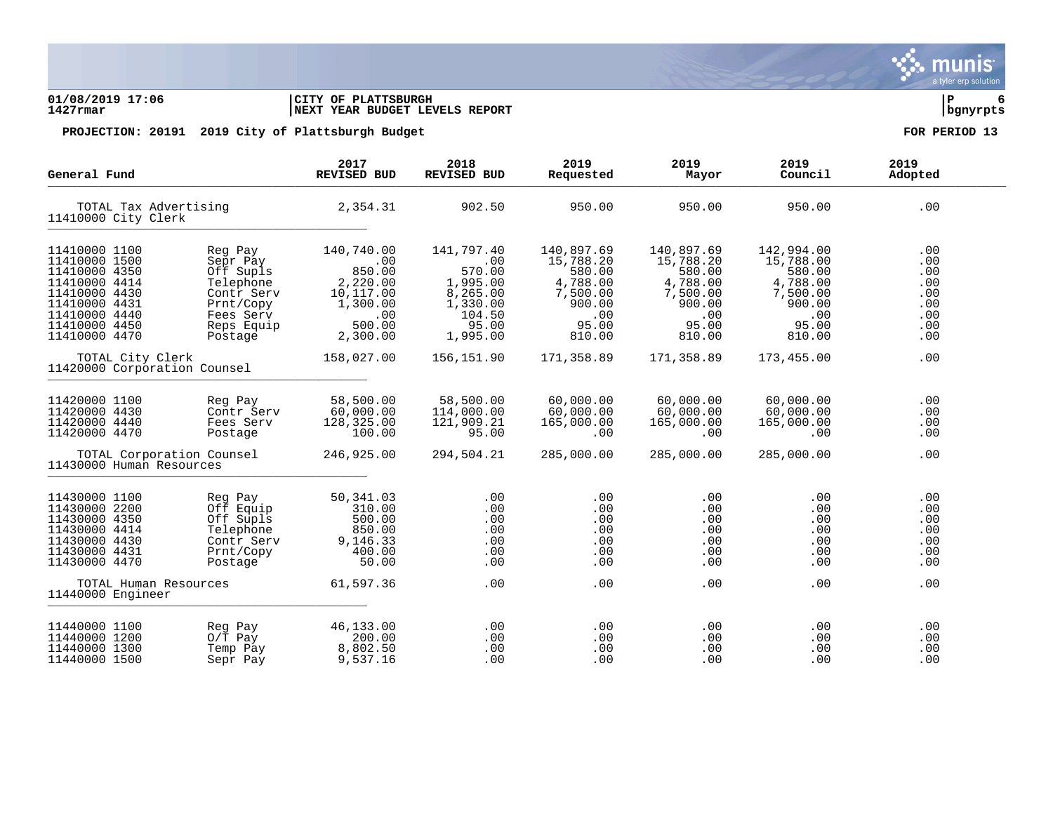01/08/2019 17:06 | CITY OF PLATTSBURGH | P 6
1427rmar | NEXT YEAR BUDGET LEVELS REPORT | bgnyrpts

**PROJECTION: 20191 2019 City of Plattsburgh Budget** **FOR PERIOD 13**

| General Fund | | 2017 REVISED BUD | 2018 REVISED BUD | 2019 Requested | 2019 Mayor | 2019 Council | 2019 Adopted |
|---|---|---|---|---|---|---|---|
| TOTAL Tax Advertising | | 2,354.31 | 902.50 | 950.00 | 950.00 | 950.00 | .00 |
| **11410000 City Clerk** | | | | | | | |
| 11410000 1100 | Reg Pay | 140,740.00 | 141,797.40 | 140,897.69 | 140,897.69 | 142,994.00 | .00 |
| 11410000 1500 | Sepr Pay | .00 | .00 | 15,788.20 | 15,788.20 | 15,788.00 | .00 |
| 11410000 4350 | Off Supls | 850.00 | 570.00 | 580.00 | 580.00 | 580.00 | .00 |
| 11410000 4414 | Telephone | 2,220.00 | 1,995.00 | 4,788.00 | 4,788.00 | 4,788.00 | .00 |
| 11410000 4430 | Contr Serv | 10,117.00 | 8,265.00 | 7,500.00 | 7,500.00 | 7,500.00 | .00 |
| 11410000 4431 | Prnt/Copy | 1,300.00 | 1,330.00 | 900.00 | 900.00 | 900.00 | .00 |
| 11410000 4440 | Fees Serv | .00 | 104.50 | .00 | .00 | .00 | .00 |
| 11410000 4450 | Reps Equip | 500.00 | 95.00 | 95.00 | 95.00 | 95.00 | .00 |
| 11410000 4470 | Postage | 2,300.00 | 1,995.00 | 810.00 | 810.00 | 810.00 | .00 |
| TOTAL City Clerk | | 158,027.00 | 156,151.90 | 171,358.89 | 171,358.89 | 173,455.00 | .00 |
| **11420000 Corporation Counsel** | | | | | | | |
| 11420000 1100 | Reg Pay | 58,500.00 | 58,500.00 | 60,000.00 | 60,000.00 | 60,000.00 | .00 |
| 11420000 4430 | Contr Serv | 60,000.00 | 114,000.00 | 60,000.00 | 60,000.00 | 60,000.00 | .00 |
| 11420000 4440 | Fees Serv | 128,325.00 | 121,909.21 | 165,000.00 | 165,000.00 | 165,000.00 | .00 |
| 11420000 4470 | Postage | 100.00 | 95.00 | .00 | .00 | .00 | .00 |
| TOTAL Corporation Counsel | | 246,925.00 | 294,504.21 | 285,000.00 | 285,000.00 | 285,000.00 | .00 |
| **11430000 Human Resources** | | | | | | | |
| 11430000 1100 | Reg Pay | 50,341.03 | .00 | .00 | .00 | .00 | .00 |
| 11430000 2200 | Off Equip | 310.00 | .00 | .00 | .00 | .00 | .00 |
| 11430000 4350 | Off Supls | 500.00 | .00 | .00 | .00 | .00 | .00 |
| 11430000 4414 | Telephone | 850.00 | .00 | .00 | .00 | .00 | .00 |
| 11430000 4430 | Contr Serv | 9,146.33 | .00 | .00 | .00 | .00 | .00 |
| 11430000 4431 | Prnt/Copy | 400.00 | .00 | .00 | .00 | .00 | .00 |
| 11430000 4470 | Postage | 50.00 | .00 | .00 | .00 | .00 | .00 |
| TOTAL Human Resources | | 61,597.36 | .00 | .00 | .00 | .00 | .00 |
| **11440000 Engineer** | | | | | | | |
| 11440000 1100 | Reg Pay | 46,133.00 | .00 | .00 | .00 | .00 | .00 |
| 11440000 1200 | O/T Pay | 200.00 | .00 | .00 | .00 | .00 | .00 |
| 11440000 1300 | Temp Pay | 8,802.50 | .00 | .00 | .00 | .00 | .00 |
| 11440000 1500 | Sepr Pay | 9,537.16 | .00 | .00 | .00 | .00 | .00 |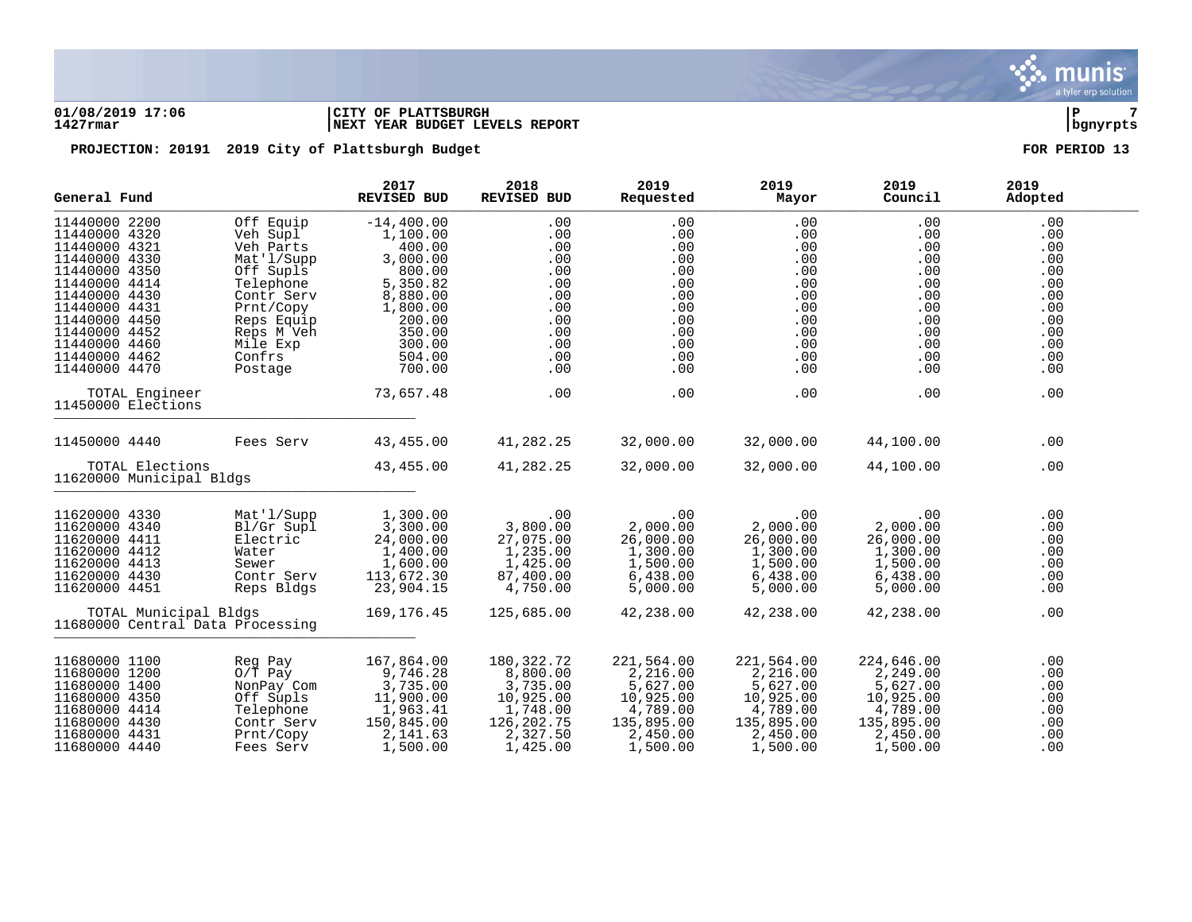**01/08/2019 17:06** | **CITY OF PLATTSBURGH** | **P 7**
**1427rmar** | **NEXT YEAR BUDGET LEVELS REPORT** | **bgnyrpts**

**PROJECTION: 20191 2019 City of Plattsburgh Budget** **FOR PERIOD 13**

| General Fund | | 2017 REVISED BUD | 2018 REVISED BUD | 2019 Requested | 2019 Mayor | 2019 Council | 2019 Adopted |
|---|---|---|---|---|---|---|---|
| 11440000 2200 | Off Equip | -14,400.00 | .00 | .00 | .00 | .00 | .00 |
| 11440000 4320 | Veh Supl | 1,100.00 | .00 | .00 | .00 | .00 | .00 |
| 11440000 4321 | Veh Parts | 400.00 | .00 | .00 | .00 | .00 | .00 |
| 11440000 4330 | Mat'l/Supp | 3,000.00 | .00 | .00 | .00 | .00 | .00 |
| 11440000 4350 | Off Supls | 800.00 | .00 | .00 | .00 | .00 | .00 |
| 11440000 4414 | Telephone | 5,350.82 | .00 | .00 | .00 | .00 | .00 |
| 11440000 4430 | Contr Serv | 8,880.00 | .00 | .00 | .00 | .00 | .00 |
| 11440000 4431 | Prnt/Copy | 1,800.00 | .00 | .00 | .00 | .00 | .00 |
| 11440000 4450 | Reps Equip | 200.00 | .00 | .00 | .00 | .00 | .00 |
| 11440000 4452 | Reps M Veh | 350.00 | .00 | .00 | .00 | .00 | .00 |
| 11440000 4460 | Mile Exp | 300.00 | .00 | .00 | .00 | .00 | .00 |
| 11440000 4462 | Confrs | 504.00 | .00 | .00 | .00 | .00 | .00 |
| 11440000 4470 | Postage | 700.00 | .00 | .00 | .00 | .00 | .00 |
| TOTAL Engineer | | 73,657.48 | .00 | .00 | .00 | .00 | .00 |
| 11450000 Elections | | | | | | | |
| 11450000 4440 | Fees Serv | 43,455.00 | 41,282.25 | 32,000.00 | 32,000.00 | 44,100.00 | .00 |
| TOTAL Elections | | 43,455.00 | 41,282.25 | 32,000.00 | 32,000.00 | 44,100.00 | .00 |
| 11620000 Municipal Bldgs | | | | | | | |
| 11620000 4330 | Mat'l/Supp | 1,300.00 | .00 | .00 | .00 | .00 | .00 |
| 11620000 4340 | Bl/Gr Supl | 3,300.00 | 3,800.00 | 2,000.00 | 2,000.00 | 2,000.00 | .00 |
| 11620000 4411 | Electric | 24,000.00 | 27,075.00 | 26,000.00 | 26,000.00 | 26,000.00 | .00 |
| 11620000 4412 | Water | 1,400.00 | 1,235.00 | 1,300.00 | 1,300.00 | 1,300.00 | .00 |
| 11620000 4413 | Sewer | 1,600.00 | 1,425.00 | 1,500.00 | 1,500.00 | 1,500.00 | .00 |
| 11620000 4430 | Contr Serv | 113,672.30 | 87,400.00 | 6,438.00 | 6,438.00 | 6,438.00 | .00 |
| 11620000 4451 | Reps Bldgs | 23,904.15 | 4,750.00 | 5,000.00 | 5,000.00 | 5,000.00 | .00 |
| TOTAL Municipal Bldgs | | 169,176.45 | 125,685.00 | 42,238.00 | 42,238.00 | 42,238.00 | .00 |
| 11680000 Central Data Processing | | | | | | | |
| 11680000 1100 | Reg Pay | 167,864.00 | 180,322.72 | 221,564.00 | 221,564.00 | 224,646.00 | .00 |
| 11680000 1200 | O/T Pay | 9,746.28 | 8,800.00 | 2,216.00 | 2,216.00 | 2,249.00 | .00 |
| 11680000 1400 | NonPay Com | 3,735.00 | 3,735.00 | 5,627.00 | 5,627.00 | 5,627.00 | .00 |
| 11680000 4350 | Off Supls | 11,900.00 | 10,925.00 | 10,925.00 | 10,925.00 | 10,925.00 | .00 |
| 11680000 4414 | Telephone | 1,963.41 | 1,748.00 | 4,789.00 | 4,789.00 | 4,789.00 | .00 |
| 11680000 4430 | Contr Serv | 150,845.00 | 126,202.75 | 135,895.00 | 135,895.00 | 135,895.00 | .00 |
| 11680000 4431 | Prnt/Copy | 2,141.63 | 2,327.50 | 2,450.00 | 2,450.00 | 2,450.00 | .00 |
| 11680000 4440 | Fees Serv | 1,500.00 | 1,425.00 | 1,500.00 | 1,500.00 | 1,500.00 | .00 |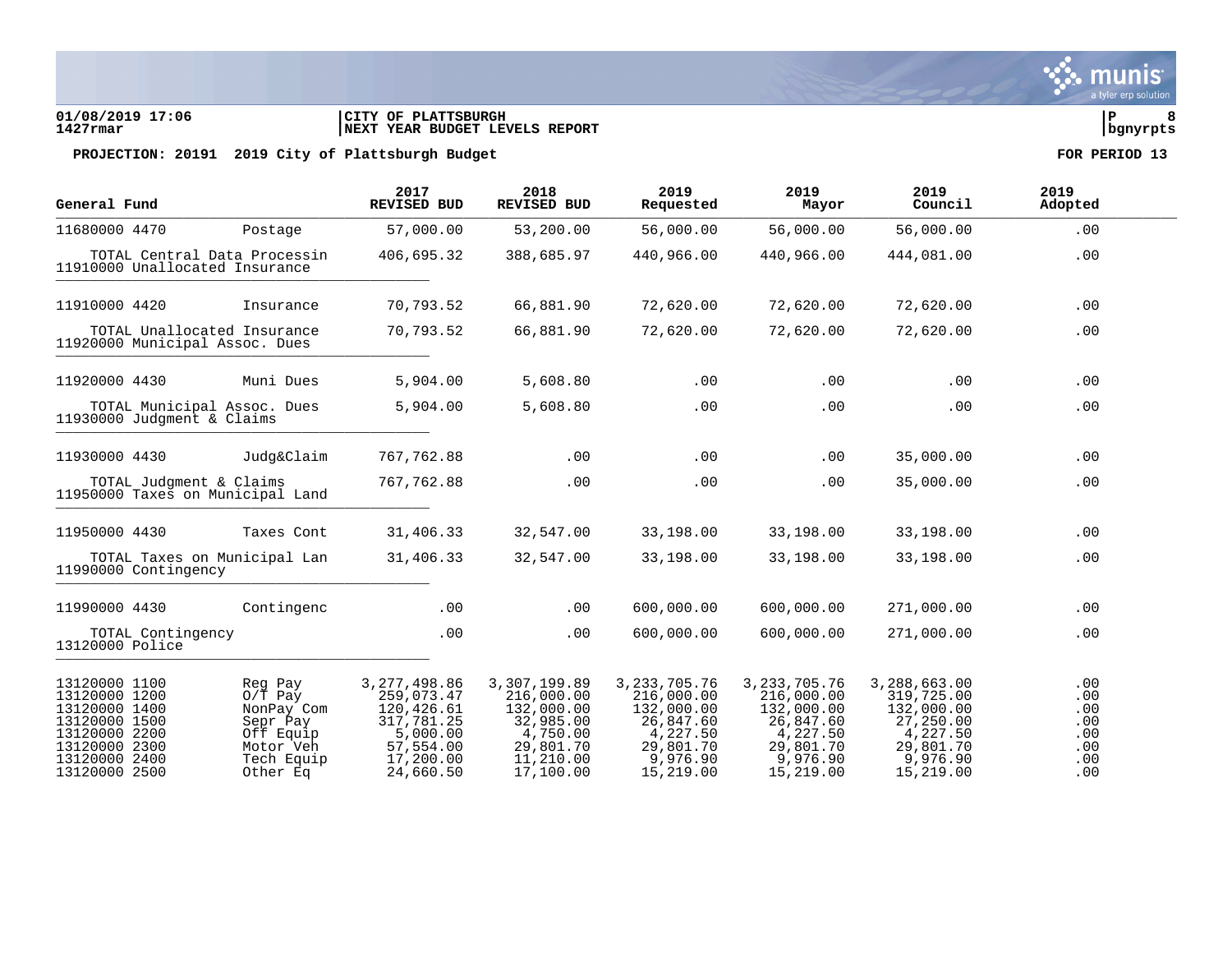01/08/2019 17:06 | CITY OF PLATTSBURGH | P 8
1427rmar | NEXT YEAR BUDGET LEVELS REPORT | bgnyrpts

**PROJECTION: 20191 2019 City of Plattsburgh Budget** — **FOR PERIOD 13**

| General Fund | | 2017 REVISED BUD | 2018 REVISED BUD | 2019 Requested | 2019 Mayor | 2019 Council | 2019 Adopted |
|---|---|---|---|---|---|---|---|
| 11680000 4470 | Postage | 57,000.00 | 53,200.00 | 56,000.00 | 56,000.00 | 56,000.00 | .00 |
| TOTAL Central Data Processin | | 406,695.32 | 388,685.97 | 440,966.00 | 440,966.00 | 444,081.00 | .00 |
| 11910000 Unallocated Insurance | | | | | | | |
| 11910000 4420 | Insurance | 70,793.52 | 66,881.90 | 72,620.00 | 72,620.00 | 72,620.00 | .00 |
| TOTAL Unallocated Insurance | | 70,793.52 | 66,881.90 | 72,620.00 | 72,620.00 | 72,620.00 | .00 |
| 11920000 Municipal Assoc. Dues | | | | | | | |
| 11920000 4430 | Muni Dues | 5,904.00 | 5,608.80 | .00 | .00 | .00 | .00 |
| TOTAL Municipal Assoc. Dues | | 5,904.00 | 5,608.80 | .00 | .00 | .00 | .00 |
| 11930000 Judgment & Claims | | | | | | | |
| 11930000 4430 | Judg&Claim | 767,762.88 | .00 | .00 | .00 | 35,000.00 | .00 |
| TOTAL Judgment & Claims | | 767,762.88 | .00 | .00 | .00 | 35,000.00 | .00 |
| 11950000 Taxes on Municipal Land | | | | | | | |
| 11950000 4430 | Taxes Cont | 31,406.33 | 32,547.00 | 33,198.00 | 33,198.00 | 33,198.00 | .00 |
| TOTAL Taxes on Municipal Lan | | 31,406.33 | 32,547.00 | 33,198.00 | 33,198.00 | 33,198.00 | .00 |
| 11990000 Contingency | | | | | | | |
| 11990000 4430 | Contingenc | .00 | .00 | 600,000.00 | 600,000.00 | 271,000.00 | .00 |
| TOTAL Contingency | | .00 | .00 | 600,000.00 | 600,000.00 | 271,000.00 | .00 |
| 13120000 Police | | | | | | | |
| 13120000 1100 | Reg Pay | 3,277,498.86 | 3,307,199.89 | 3,233,705.76 | 3,233,705.76 | 3,288,663.00 | .00 |
| 13120000 1200 | O/T Pay | 259,073.47 | 216,000.00 | 216,000.00 | 216,000.00 | 319,725.00 | .00 |
| 13120000 1400 | NonPay Com | 120,426.61 | 132,000.00 | 132,000.00 | 132,000.00 | 132,000.00 | .00 |
| 13120000 1500 | Sepr Pay | 317,781.25 | 32,985.00 | 26,847.60 | 26,847.60 | 27,250.00 | .00 |
| 13120000 2200 | Off Equip | 5,000.00 | 4,750.00 | 4,227.50 | 4,227.50 | 4,227.50 | .00 |
| 13120000 2300 | Motor Veh | 57,554.00 | 29,801.70 | 29,801.70 | 29,801.70 | 29,801.70 | .00 |
| 13120000 2400 | Tech Equip | 17,200.00 | 11,210.00 | 9,976.90 | 9,976.90 | 9,976.90 | .00 |
| 13120000 2500 | Other Eq | 24,660.50 | 17,100.00 | 15,219.00 | 15,219.00 | 15,219.00 | .00 |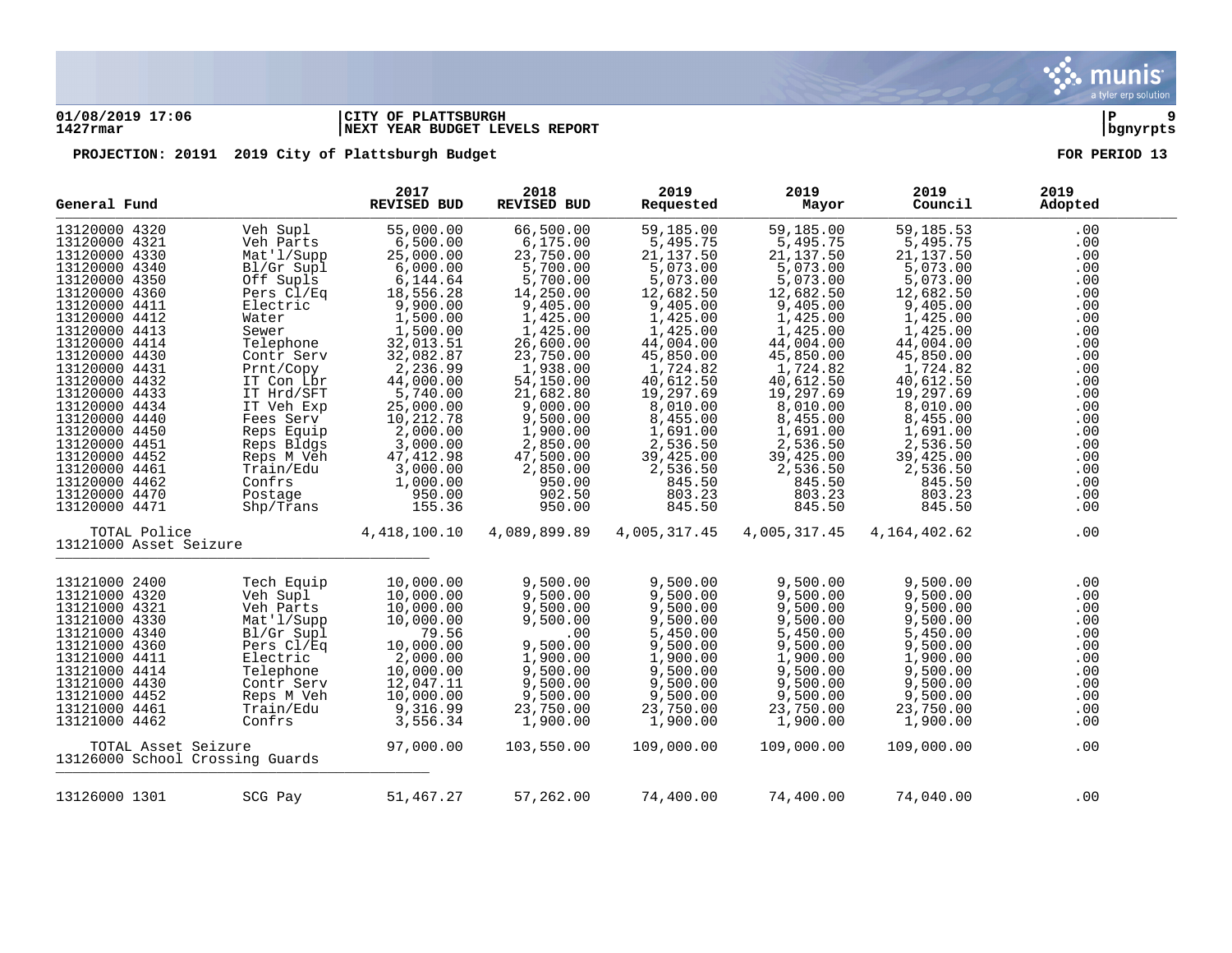**01/08/2019 17:06** | **CITY OF PLATTSBURGH** | **P 9**
**1427rmar** | **NEXT YEAR BUDGET LEVELS REPORT** | **bgnyrpts**

**PROJECTION: 20191 2019 City of Plattsburgh Budget** — **FOR PERIOD 13**

| General Fund | | 2017 REVISED BUD | 2018 REVISED BUD | 2019 Requested | 2019 Mayor | 2019 Council | 2019 Adopted |
|---|---|---|---|---|---|---|---|
| 13120000 4320 | Veh Supl | 55,000.00 | 66,500.00 | 59,185.00 | 59,185.00 | 59,185.53 | .00 |
| 13120000 4321 | Veh Parts | 6,500.00 | 6,175.00 | 5,495.75 | 5,495.75 | 5,495.75 | .00 |
| 13120000 4330 | Mat'l/Supp | 25,000.00 | 23,750.00 | 21,137.50 | 21,137.50 | 21,137.50 | .00 |
| 13120000 4340 | Bl/Gr Supl | 6,000.00 | 5,700.00 | 5,073.00 | 5,073.00 | 5,073.00 | .00 |
| 13120000 4350 | Off Supls | 6,144.64 | 5,700.00 | 5,073.00 | 5,073.00 | 5,073.00 | .00 |
| 13120000 4360 | Pers Cl/Eq | 18,556.28 | 14,250.00 | 12,682.50 | 12,682.50 | 12,682.50 | .00 |
| 13120000 4411 | Electric | 9,900.00 | 9,405.00 | 9,405.00 | 9,405.00 | 9,405.00 | .00 |
| 13120000 4412 | Water | 1,500.00 | 1,425.00 | 1,425.00 | 1,425.00 | 1,425.00 | .00 |
| 13120000 4413 | Sewer | 1,500.00 | 1,425.00 | 1,425.00 | 1,425.00 | 1,425.00 | .00 |
| 13120000 4414 | Telephone | 32,013.51 | 26,600.00 | 44,004.00 | 44,004.00 | 44,004.00 | .00 |
| 13120000 4430 | Contr Serv | 32,082.87 | 23,750.00 | 45,850.00 | 45,850.00 | 45,850.00 | .00 |
| 13120000 4431 | Prnt/Copy | 2,236.99 | 1,938.00 | 1,724.82 | 1,724.82 | 1,724.82 | .00 |
| 13120000 4432 | IT Con Lbr | 44,000.00 | 54,150.00 | 40,612.50 | 40,612.50 | 40,612.50 | .00 |
| 13120000 4433 | IT Hrd/SFT | 5,740.00 | 21,682.80 | 19,297.69 | 19,297.69 | 19,297.69 | .00 |
| 13120000 4434 | IT Veh Exp | 25,000.00 | 9,000.00 | 8,010.00 | 8,010.00 | 8,010.00 | .00 |
| 13120000 4440 | Fees Serv | 10,212.78 | 9,500.00 | 8,455.00 | 8,455.00 | 8,455.00 | .00 |
| 13120000 4450 | Reps Equip | 2,000.00 | 1,900.00 | 1,691.00 | 1,691.00 | 1,691.00 | .00 |
| 13120000 4451 | Reps Bldgs | 3,000.00 | 2,850.00 | 2,536.50 | 2,536.50 | 2,536.50 | .00 |
| 13120000 4452 | Reps M Veh | 47,412.98 | 47,500.00 | 39,425.00 | 39,425.00 | 39,425.00 | .00 |
| 13120000 4461 | Train/Edu | 3,000.00 | 2,850.00 | 2,536.50 | 2,536.50 | 2,536.50 | .00 |
| 13120000 4462 | Confrs | 1,000.00 | 950.00 | 845.50 | 845.50 | 845.50 | .00 |
| 13120000 4470 | Postage | 950.00 | 902.50 | 803.23 | 803.23 | 803.23 | .00 |
| 13120000 4471 | Shp/Trans | 155.36 | 950.00 | 845.50 | 845.50 | 845.50 | .00 |
| TOTAL Police | | 4,418,100.10 | 4,089,899.89 | 4,005,317.45 | 4,005,317.45 | 4,164,402.62 | .00 |
| **13121000 Asset Seizure** | | | | | | | |
| 13121000 2400 | Tech Equip | 10,000.00 | 9,500.00 | 9,500.00 | 9,500.00 | 9,500.00 | .00 |
| 13121000 4320 | Veh Supl | 10,000.00 | 9,500.00 | 9,500.00 | 9,500.00 | 9,500.00 | .00 |
| 13121000 4321 | Veh Parts | 10,000.00 | 9,500.00 | 9,500.00 | 9,500.00 | 9,500.00 | .00 |
| 13121000 4330 | Mat'l/Supp | 10,000.00 | 9,500.00 | 9,500.00 | 9,500.00 | 9,500.00 | .00 |
| 13121000 4340 | Bl/Gr Supl | 79.56 | .00 | 5,450.00 | 5,450.00 | 5,450.00 | .00 |
| 13121000 4360 | Pers Cl/Eq | 10,000.00 | 9,500.00 | 9,500.00 | 9,500.00 | 9,500.00 | .00 |
| 13121000 4411 | Electric | 2,000.00 | 1,900.00 | 1,900.00 | 1,900.00 | 1,900.00 | .00 |
| 13121000 4414 | Telephone | 10,000.00 | 9,500.00 | 9,500.00 | 9,500.00 | 9,500.00 | .00 |
| 13121000 4430 | Contr Serv | 12,047.11 | 9,500.00 | 9,500.00 | 9,500.00 | 9,500.00 | .00 |
| 13121000 4452 | Reps M Veh | 10,000.00 | 9,500.00 | 9,500.00 | 9,500.00 | 9,500.00 | .00 |
| 13121000 4461 | Train/Edu | 9,316.99 | 23,750.00 | 23,750.00 | 23,750.00 | 23,750.00 | .00 |
| 13121000 4462 | Confrs | 3,556.34 | 1,900.00 | 1,900.00 | 1,900.00 | 1,900.00 | .00 |
| TOTAL Asset Seizure | | 97,000.00 | 103,550.00 | 109,000.00 | 109,000.00 | 109,000.00 | .00 |
| **13126000 School Crossing Guards** | | | | | | | |
| 13126000 1301 | SCG Pay | 51,467.27 | 57,262.00 | 74,400.00 | 74,400.00 | 74,040.00 | .00 |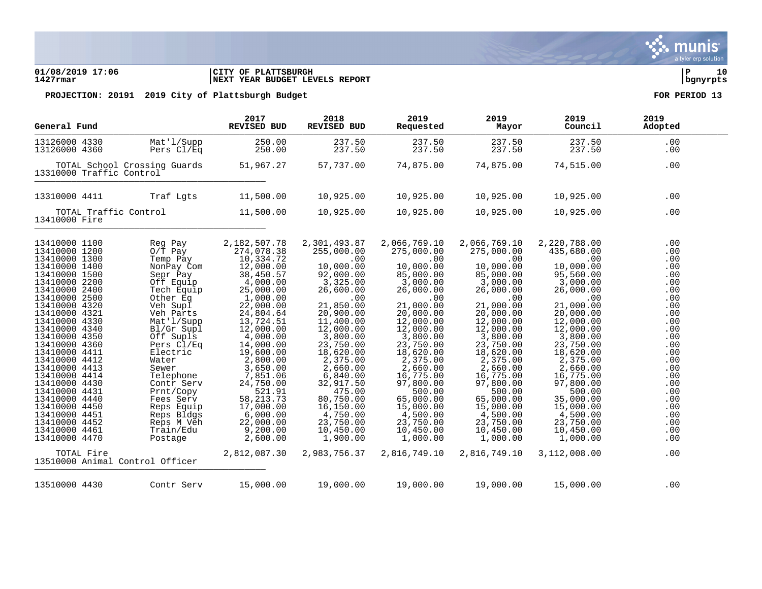**CITY OF PLATTSBURGH**
**NEXT YEAR BUDGET LEVELS REPORT**

**PROJECTION: 20191 2019 City of Plattsburgh Budget** — **FOR PERIOD 13**

| General Fund | | 2017 REVISED BUD | 2018 REVISED BUD | 2019 Requested | 2019 Mayor | 2019 Council | 2019 Adopted |
|---|---|---|---|---|---|---|---|
| 13126000 4330 | Mat'l/Supp | 250.00 | 237.50 | 237.50 | 237.50 | 237.50 | .00 |
| 13126000 4360 | Pers Cl/Eq | 250.00 | 237.50 | 237.50 | 237.50 | 237.50 | .00 |
| TOTAL School Crossing Guards | | 51,967.27 | 57,737.00 | 74,875.00 | 74,875.00 | 74,515.00 | .00 |
| **13310000 Traffic Control** | | | | | | | |
| 13310000 4411 | Traf Lgts | 11,500.00 | 10,925.00 | 10,925.00 | 10,925.00 | 10,925.00 | .00 |
| TOTAL Traffic Control | | 11,500.00 | 10,925.00 | 10,925.00 | 10,925.00 | 10,925.00 | .00 |
| **13410000 Fire** | | | | | | | |
| 13410000 1100 | Reg Pay | 2,182,507.78 | 2,301,493.87 | 2,066,769.10 | 2,066,769.10 | 2,220,788.00 | .00 |
| 13410000 1200 | O/T Pay | 274,078.38 | 255,000.00 | 275,000.00 | 275,000.00 | 435,680.00 | .00 |
| 13410000 1300 | Temp Pay | 10,334.72 | .00 | .00 | .00 | .00 | .00 |
| 13410000 1400 | NonPay Com | 12,000.00 | 10,000.00 | 10,000.00 | 10,000.00 | 10,000.00 | .00 |
| 13410000 1500 | Sepr Pay | 38,450.57 | 92,000.00 | 85,000.00 | 85,000.00 | 95,560.00 | .00 |
| 13410000 2200 | Off Equip | 4,000.00 | 3,325.00 | 3,000.00 | 3,000.00 | 3,000.00 | .00 |
| 13410000 2400 | Tech Equip | 25,000.00 | 26,600.00 | 26,000.00 | 26,000.00 | 26,000.00 | .00 |
| 13410000 2500 | Other Eq | 1,000.00 | .00 | .00 | .00 | .00 | .00 |
| 13410000 4320 | Veh Supl | 22,000.00 | 21,850.00 | 21,000.00 | 21,000.00 | 21,000.00 | .00 |
| 13410000 4321 | Veh Parts | 24,804.64 | 20,900.00 | 20,000.00 | 20,000.00 | 20,000.00 | .00 |
| 13410000 4330 | Mat'l/Supp | 13,724.51 | 11,400.00 | 12,000.00 | 12,000.00 | 12,000.00 | .00 |
| 13410000 4340 | Bl/Gr Supl | 12,000.00 | 12,000.00 | 12,000.00 | 12,000.00 | 12,000.00 | .00 |
| 13410000 4350 | Off Supls | 4,000.00 | 3,800.00 | 3,800.00 | 3,800.00 | 3,800.00 | .00 |
| 13410000 4360 | Pers Cl/Eq | 14,000.00 | 23,750.00 | 23,750.00 | 23,750.00 | 23,750.00 | .00 |
| 13410000 4411 | Electric | 19,600.00 | 18,620.00 | 18,620.00 | 18,620.00 | 18,620.00 | .00 |
| 13410000 4412 | Water | 2,800.00 | 2,375.00 | 2,375.00 | 2,375.00 | 2,375.00 | .00 |
| 13410000 4413 | Sewer | 3,650.00 | 2,660.00 | 2,660.00 | 2,660.00 | 2,660.00 | .00 |
| 13410000 4414 | Telephone | 7,851.06 | 6,840.00 | 16,775.00 | 16,775.00 | 16,775.00 | .00 |
| 13410000 4430 | Contr Serv | 24,750.00 | 32,917.50 | 97,800.00 | 97,800.00 | 97,800.00 | .00 |
| 13410000 4431 | Prnt/Copy | 521.91 | 475.00 | 500.00 | 500.00 | 500.00 | .00 |
| 13410000 4440 | Fees Serv | 58,213.73 | 80,750.00 | 65,000.00 | 65,000.00 | 35,000.00 | .00 |
| 13410000 4450 | Reps Equip | 17,000.00 | 16,150.00 | 15,000.00 | 15,000.00 | 15,000.00 | .00 |
| 13410000 4451 | Reps Bldgs | 6,000.00 | 4,750.00 | 4,500.00 | 4,500.00 | 4,500.00 | .00 |
| 13410000 4452 | Reps M Veh | 22,000.00 | 23,750.00 | 23,750.00 | 23,750.00 | 23,750.00 | .00 |
| 13410000 4461 | Train/Edu | 9,200.00 | 10,450.00 | 10,450.00 | 10,450.00 | 10,450.00 | .00 |
| 13410000 4470 | Postage | 2,600.00 | 1,900.00 | 1,000.00 | 1,000.00 | 1,000.00 | .00 |
| TOTAL Fire | | 2,812,087.30 | 2,983,756.37 | 2,816,749.10 | 2,816,749.10 | 3,112,008.00 | .00 |
| **13510000 Animal Control Officer** | | | | | | | |
| 13510000 4430 | Contr Serv | 15,000.00 | 19,000.00 | 19,000.00 | 19,000.00 | 15,000.00 | .00 |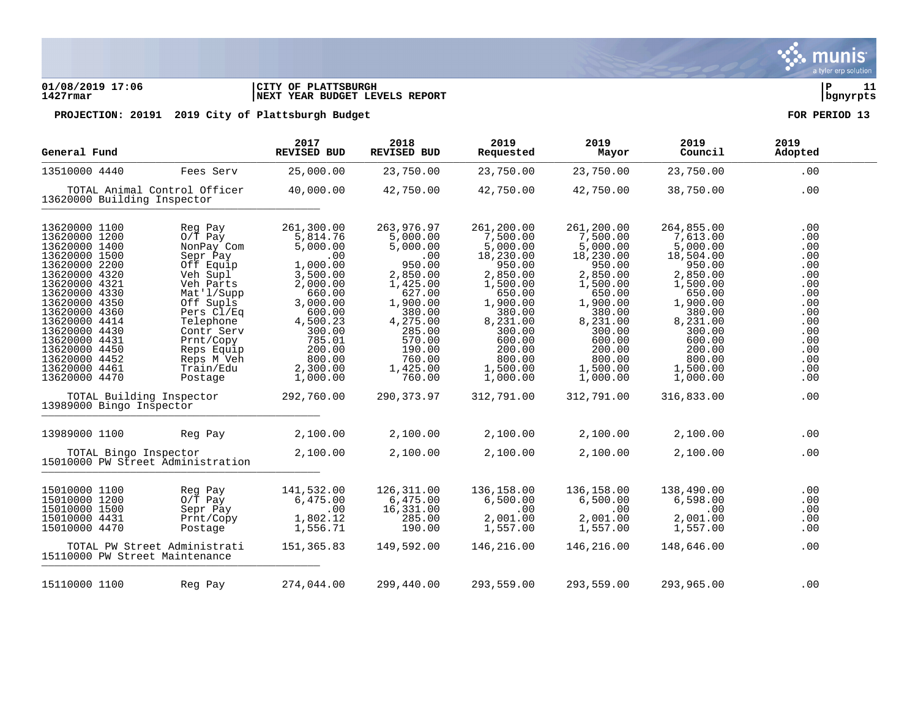**01/08/2019 17:06** | **CITY OF PLATTSBURGH**
**1427rmar** | **NEXT YEAR BUDGET LEVELS REPORT** | **bgnyrpts**

**PROJECTION: 20191 2019 City of Plattsburgh Budget** — **FOR PERIOD 13**

| General Fund | | 2017 REVISED BUD | 2018 REVISED BUD | 2019 Requested | 2019 Mayor | 2019 Council | 2019 Adopted |
|---|---|---|---|---|---|---|---|
| 13510000 4440 | Fees Serv | 25,000.00 | 23,750.00 | 23,750.00 | 23,750.00 | 23,750.00 | .00 |
| TOTAL Animal Control Officer | | 40,000.00 | 42,750.00 | 42,750.00 | 42,750.00 | 38,750.00 | .00 |
| 13620000 Building Inspector | | | | | | | |
| 13620000 1100 | Reg Pay | 261,300.00 | 263,976.97 | 261,200.00 | 261,200.00 | 264,855.00 | .00 |
| 13620000 1200 | O/T Pay | 5,814.76 | 5,000.00 | 7,500.00 | 7,500.00 | 7,613.00 | .00 |
| 13620000 1400 | NonPay Com | 5,000.00 | 5,000.00 | 5,000.00 | 5,000.00 | 5,000.00 | .00 |
| 13620000 1500 | Sepr Pay | .00 | .00 | 18,230.00 | 18,230.00 | 18,504.00 | .00 |
| 13620000 2200 | Off Equip | 1,000.00 | 950.00 | 950.00 | 950.00 | 950.00 | .00 |
| 13620000 4320 | Veh Supl | 3,500.00 | 2,850.00 | 2,850.00 | 2,850.00 | 2,850.00 | .00 |
| 13620000 4321 | Veh Parts | 2,000.00 | 1,425.00 | 1,500.00 | 1,500.00 | 1,500.00 | .00 |
| 13620000 4330 | Mat'l/Supp | 660.00 | 627.00 | 650.00 | 650.00 | 650.00 | .00 |
| 13620000 4350 | Off Supls | 3,000.00 | 1,900.00 | 1,900.00 | 1,900.00 | 1,900.00 | .00 |
| 13620000 4360 | Pers Cl/Eq | 600.00 | 380.00 | 380.00 | 380.00 | 380.00 | .00 |
| 13620000 4414 | Telephone | 4,500.23 | 4,275.00 | 8,231.00 | 8,231.00 | 8,231.00 | .00 |
| 13620000 4430 | Contr Serv | 300.00 | 285.00 | 300.00 | 300.00 | 300.00 | .00 |
| 13620000 4431 | Prnt/Copy | 785.01 | 570.00 | 600.00 | 600.00 | 600.00 | .00 |
| 13620000 4450 | Reps Equip | 200.00 | 190.00 | 200.00 | 200.00 | 200.00 | .00 |
| 13620000 4452 | Reps M Veh | 800.00 | 760.00 | 800.00 | 800.00 | 800.00 | .00 |
| 13620000 4461 | Train/Edu | 2,300.00 | 1,425.00 | 1,500.00 | 1,500.00 | 1,500.00 | .00 |
| 13620000 4470 | Postage | 1,000.00 | 760.00 | 1,000.00 | 1,000.00 | 1,000.00 | .00 |
| TOTAL Building Inspector | | 292,760.00 | 290,373.97 | 312,791.00 | 312,791.00 | 316,833.00 | .00 |
| 13989000 Bingo Inspector | | | | | | | |
| 13989000 1100 | Reg Pay | 2,100.00 | 2,100.00 | 2,100.00 | 2,100.00 | 2,100.00 | .00 |
| TOTAL Bingo Inspector | | 2,100.00 | 2,100.00 | 2,100.00 | 2,100.00 | 2,100.00 | .00 |
| 15010000 PW Street Administration | | | | | | | |
| 15010000 1100 | Reg Pay | 141,532.00 | 126,311.00 | 136,158.00 | 136,158.00 | 138,490.00 | .00 |
| 15010000 1200 | O/T Pay | 6,475.00 | 6,475.00 | 6,500.00 | 6,500.00 | 6,598.00 | .00 |
| 15010000 1500 | Sepr Pay | .00 | 16,331.00 | .00 | .00 | .00 | .00 |
| 15010000 4431 | Prnt/Copy | 1,802.12 | 285.00 | 2,001.00 | 2,001.00 | 2,001.00 | .00 |
| 15010000 4470 | Postage | 1,556.71 | 190.00 | 1,557.00 | 1,557.00 | 1,557.00 | .00 |
| TOTAL PW Street Administrati | | 151,365.83 | 149,592.00 | 146,216.00 | 146,216.00 | 148,646.00 | .00 |
| 15110000 PW Street Maintenance | | | | | | | |
| 15110000 1100 | Reg Pay | 274,044.00 | 299,440.00 | 293,559.00 | 293,559.00 | 293,965.00 | .00 |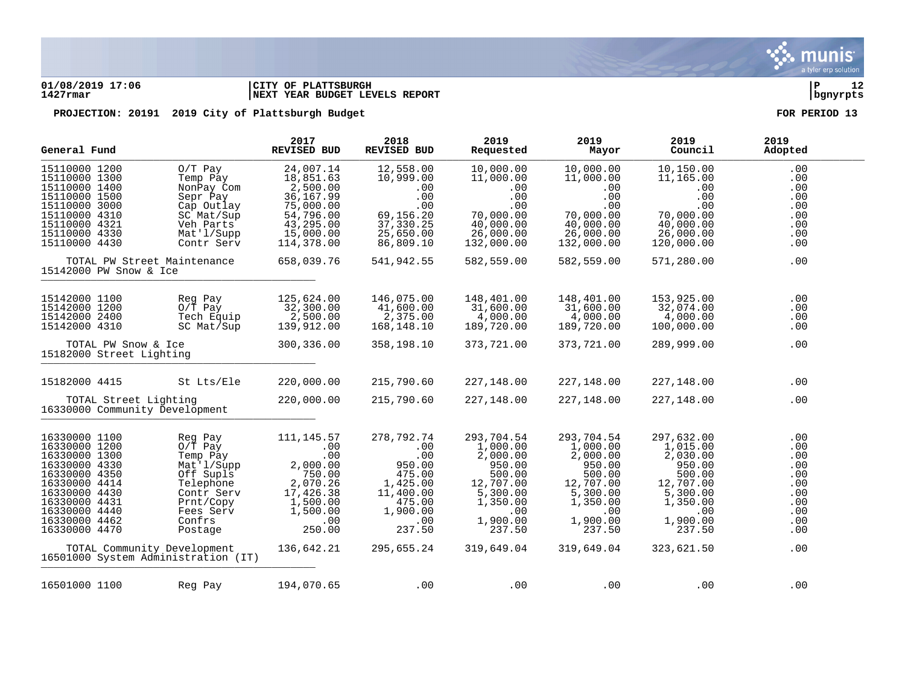01/08/2019 17:06 | CITY OF PLATTSBURGH | P 12
1427rmar | NEXT YEAR BUDGET LEVELS REPORT | bgnyrpts

**PROJECTION: 20191 2019 City of Plattsburgh Budget** — **FOR PERIOD 13**

| General Fund | | 2017 REVISED BUD | 2018 REVISED BUD | 2019 Requested | 2019 Mayor | 2019 Council | 2019 Adopted |
|---|---|---|---|---|---|---|---|
| 15110000 1200 | O/T Pay | 24,007.14 | 12,558.00 | 10,000.00 | 10,000.00 | 10,150.00 | .00 |
| 15110000 1300 | Temp Pay | 18,851.63 | 10,999.00 | 11,000.00 | 11,000.00 | 11,165.00 | .00 |
| 15110000 1400 | NonPay Com | 2,500.00 | .00 | .00 | .00 | .00 | .00 |
| 15110000 1500 | Sepr Pay | 36,167.99 | .00 | .00 | .00 | .00 | .00 |
| 15110000 3000 | Cap Outlay | 75,000.00 | .00 | .00 | .00 | .00 | .00 |
| 15110000 4310 | SC Mat/Sup | 54,796.00 | 69,156.20 | 70,000.00 | 70,000.00 | 70,000.00 | .00 |
| 15110000 4321 | Veh Parts | 43,295.00 | 37,330.25 | 40,000.00 | 40,000.00 | 40,000.00 | .00 |
| 15110000 4330 | Mat'l/Supp | 15,000.00 | 25,650.00 | 26,000.00 | 26,000.00 | 26,000.00 | .00 |
| 15110000 4430 | Contr Serv | 114,378.00 | 86,809.10 | 132,000.00 | 132,000.00 | 120,000.00 | .00 |
| TOTAL PW Street Maintenance | | 658,039.76 | 541,942.55 | 582,559.00 | 582,559.00 | 571,280.00 | .00 |
| 15142000 PW Snow & Ice | | | | | | | |
| 15142000 1100 | Reg Pay | 125,624.00 | 146,075.00 | 148,401.00 | 148,401.00 | 153,925.00 | .00 |
| 15142000 1200 | O/T Pay | 32,300.00 | 41,600.00 | 31,600.00 | 31,600.00 | 32,074.00 | .00 |
| 15142000 2400 | Tech Equip | 2,500.00 | 2,375.00 | 4,000.00 | 4,000.00 | 4,000.00 | .00 |
| 15142000 4310 | SC Mat/Sup | 139,912.00 | 168,148.10 | 189,720.00 | 189,720.00 | 100,000.00 | .00 |
| TOTAL PW Snow & Ice | | 300,336.00 | 358,198.10 | 373,721.00 | 373,721.00 | 289,999.00 | .00 |
| 15182000 Street Lighting | | | | | | | |
| 15182000 4415 | St Lts/Ele | 220,000.00 | 215,790.60 | 227,148.00 | 227,148.00 | 227,148.00 | .00 |
| TOTAL Street Lighting | | 220,000.00 | 215,790.60 | 227,148.00 | 227,148.00 | 227,148.00 | .00 |
| 16330000 Community Development | | | | | | | |
| 16330000 1100 | Reg Pay | 111,145.57 | 278,792.74 | 293,704.54 | 293,704.54 | 297,632.00 | .00 |
| 16330000 1200 | O/T Pay | .00 | .00 | 1,000.00 | 1,000.00 | 1,015.00 | .00 |
| 16330000 1300 | Temp Pay | .00 | .00 | 2,000.00 | 2,000.00 | 2,030.00 | .00 |
| 16330000 4330 | Mat'l/Supp | 2,000.00 | 950.00 | 950.00 | 950.00 | 950.00 | .00 |
| 16330000 4350 | Off Supls | 750.00 | 475.00 | 500.00 | 500.00 | 500.00 | .00 |
| 16330000 4414 | Telephone | 2,070.26 | 1,425.00 | 12,707.00 | 12,707.00 | 12,707.00 | .00 |
| 16330000 4430 | Contr Serv | 17,426.38 | 11,400.00 | 5,300.00 | 5,300.00 | 5,300.00 | .00 |
| 16330000 4431 | Prnt/Copy | 1,500.00 | 475.00 | 1,350.00 | 1,350.00 | 1,350.00 | .00 |
| 16330000 4440 | Fees Serv | 1,500.00 | 1,900.00 | .00 | .00 | .00 | .00 |
| 16330000 4462 | Confrs | .00 | .00 | 1,900.00 | 1,900.00 | 1,900.00 | .00 |
| 16330000 4470 | Postage | 250.00 | 237.50 | 237.50 | 237.50 | 237.50 | .00 |
| TOTAL Community Development | | 136,642.21 | 295,655.24 | 319,649.04 | 319,649.04 | 323,621.50 | .00 |
| 16501000 System Administration (IT) | | | | | | | |
| 16501000 1100 | Reg Pay | 194,070.65 | .00 | .00 | .00 | .00 | .00 |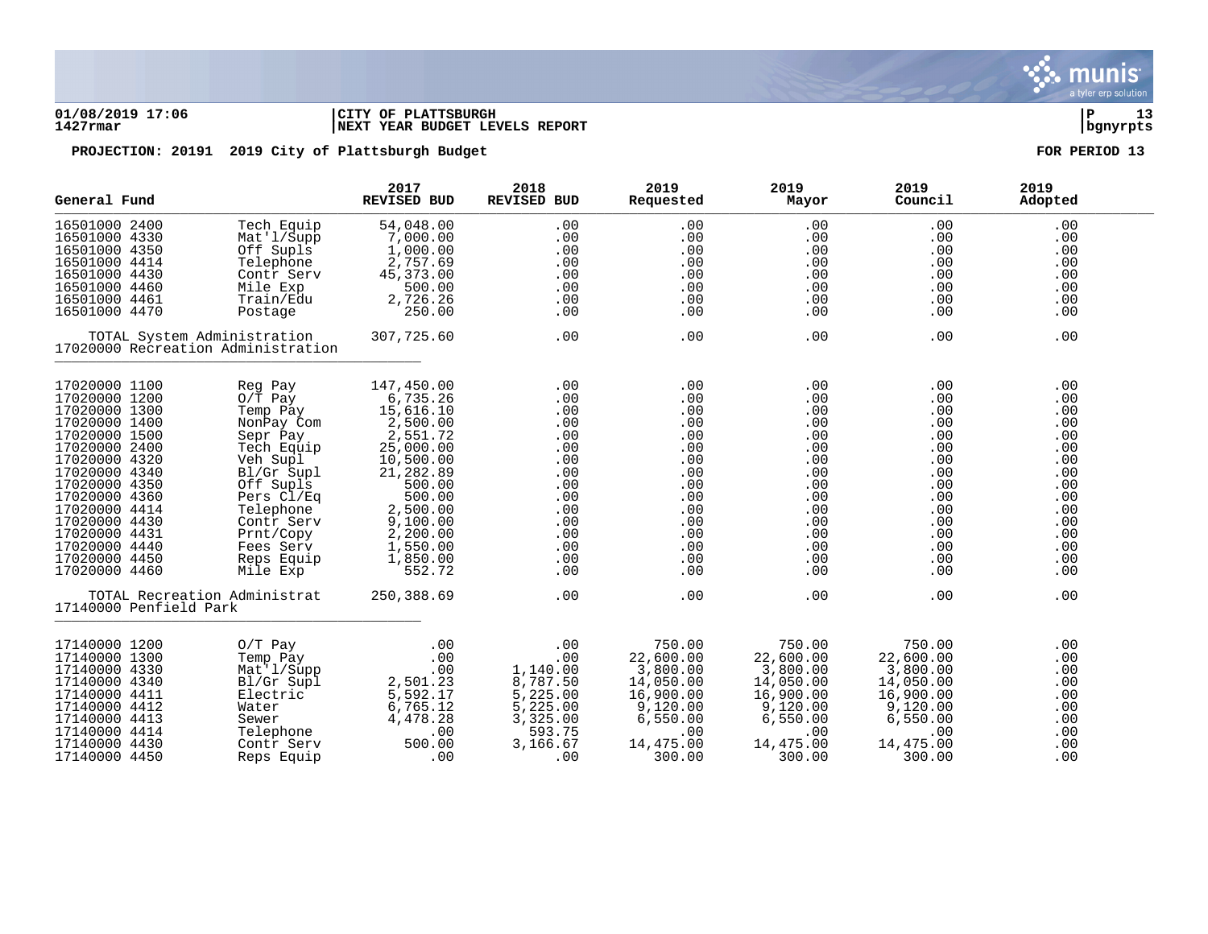**01/08/2019 17:06** | **CITY OF PLATTSBURGH** | **P 13**
**1427rmar** | **NEXT YEAR BUDGET LEVELS REPORT** | **bgnyrpts**

**PROJECTION: 20191 2019 City of Plattsburgh Budget** **FOR PERIOD 13**

| General Fund | | 2017 REVISED BUD | 2018 REVISED BUD | 2019 Requested | 2019 Mayor | 2019 Council | 2019 Adopted |
|---|---|---|---|---|---|---|---|
| 16501000 2400 | Tech Equip | 54,048.00 | .00 | .00 | .00 | .00 | .00 |
| 16501000 4330 | Mat'l/Supp | 7,000.00 | .00 | .00 | .00 | .00 | .00 |
| 16501000 4350 | Off Supls | 1,000.00 | .00 | .00 | .00 | .00 | .00 |
| 16501000 4414 | Telephone | 2,757.69 | .00 | .00 | .00 | .00 | .00 |
| 16501000 4430 | Contr Serv | 45,373.00 | .00 | .00 | .00 | .00 | .00 |
| 16501000 4460 | Mile Exp | 500.00 | .00 | .00 | .00 | .00 | .00 |
| 16501000 4461 | Train/Edu | 2,726.26 | .00 | .00 | .00 | .00 | .00 |
| 16501000 4470 | Postage | 250.00 | .00 | .00 | .00 | .00 | .00 |
| TOTAL System Administration | | 307,725.60 | .00 | .00 | .00 | .00 | .00 |
| 17020000 Recreation Administration | | | | | | | |
| 17020000 1100 | Reg Pay | 147,450.00 | .00 | .00 | .00 | .00 | .00 |
| 17020000 1200 | O/T Pay | 6,735.26 | .00 | .00 | .00 | .00 | .00 |
| 17020000 1300 | Temp Pay | 15,616.10 | .00 | .00 | .00 | .00 | .00 |
| 17020000 1400 | NonPay Com | 2,500.00 | .00 | .00 | .00 | .00 | .00 |
| 17020000 1500 | Sepr Pay | 2,551.72 | .00 | .00 | .00 | .00 | .00 |
| 17020000 2400 | Tech Equip | 25,000.00 | .00 | .00 | .00 | .00 | .00 |
| 17020000 4320 | Veh Supl | 10,500.00 | .00 | .00 | .00 | .00 | .00 |
| 17020000 4340 | Bl/Gr Supl | 21,282.89 | .00 | .00 | .00 | .00 | .00 |
| 17020000 4350 | Off Supls | 500.00 | .00 | .00 | .00 | .00 | .00 |
| 17020000 4360 | Pers Cl/Eq | 500.00 | .00 | .00 | .00 | .00 | .00 |
| 17020000 4414 | Telephone | 2,500.00 | .00 | .00 | .00 | .00 | .00 |
| 17020000 4430 | Contr Serv | 9,100.00 | .00 | .00 | .00 | .00 | .00 |
| 17020000 4431 | Prnt/Copy | 2,200.00 | .00 | .00 | .00 | .00 | .00 |
| 17020000 4440 | Fees Serv | 1,550.00 | .00 | .00 | .00 | .00 | .00 |
| 17020000 4450 | Reps Equip | 1,850.00 | .00 | .00 | .00 | .00 | .00 |
| 17020000 4460 | Mile Exp | 552.72 | .00 | .00 | .00 | .00 | .00 |
| TOTAL Recreation Administrat | | 250,388.69 | .00 | .00 | .00 | .00 | .00 |
| 17140000 Penfield Park | | | | | | | |
| 17140000 1200 | O/T Pay | .00 | .00 | 750.00 | 750.00 | 750.00 | .00 |
| 17140000 1300 | Temp Pay | .00 | .00 | 22,600.00 | 22,600.00 | 22,600.00 | .00 |
| 17140000 4330 | Mat'l/Supp | .00 | 1,140.00 | 3,800.00 | 3,800.00 | 3,800.00 | .00 |
| 17140000 4340 | Bl/Gr Supl | 2,501.23 | 8,787.50 | 14,050.00 | 14,050.00 | 14,050.00 | .00 |
| 17140000 4411 | Electric | 5,592.17 | 5,225.00 | 16,900.00 | 16,900.00 | 16,900.00 | .00 |
| 17140000 4412 | Water | 6,765.12 | 5,225.00 | 9,120.00 | 9,120.00 | 9,120.00 | .00 |
| 17140000 4413 | Sewer | 4,478.28 | 3,325.00 | 6,550.00 | 6,550.00 | 6,550.00 | .00 |
| 17140000 4414 | Telephone | .00 | 593.75 | .00 | .00 | .00 | .00 |
| 17140000 4430 | Contr Serv | 500.00 | 3,166.67 | 14,475.00 | 14,475.00 | 14,475.00 | .00 |
| 17140000 4450 | Reps Equip | .00 | .00 | 300.00 | 300.00 | 300.00 | .00 |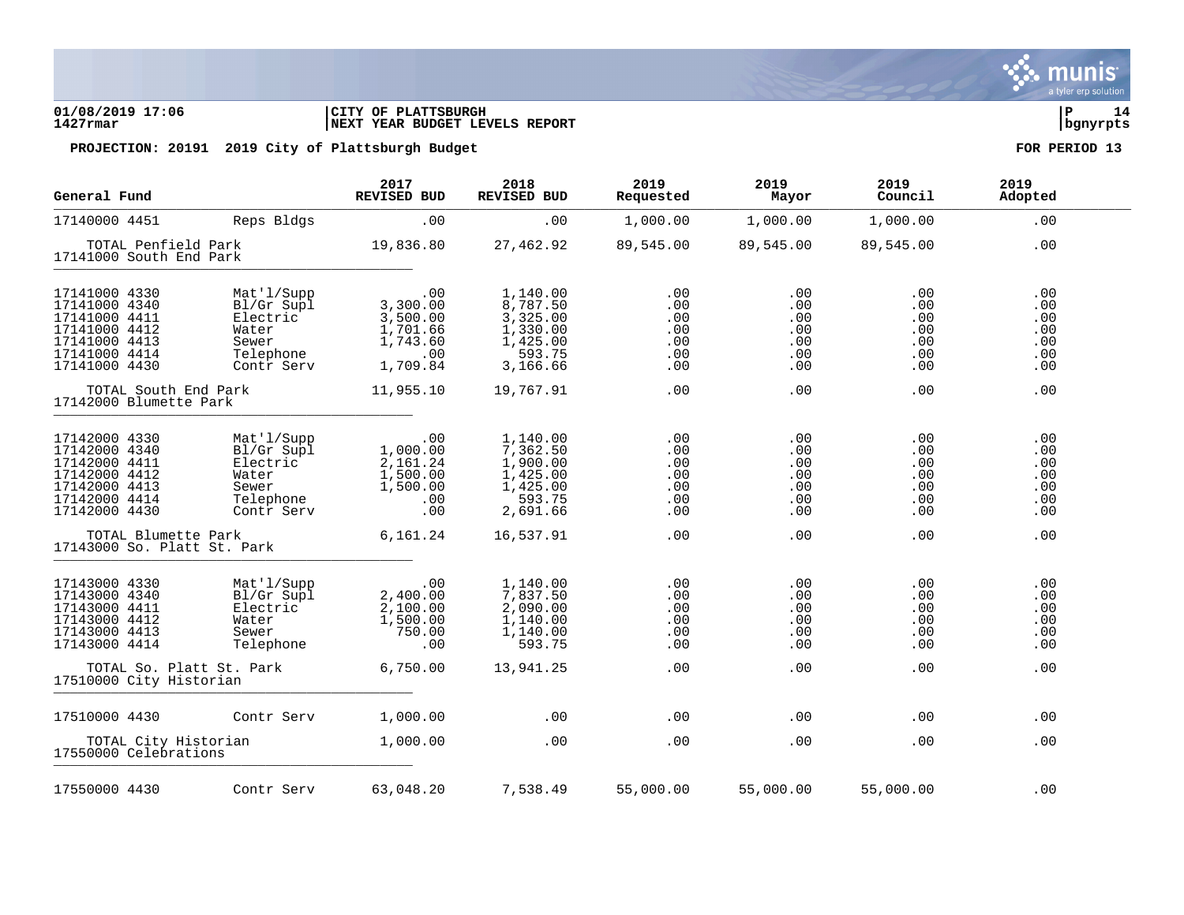**01/08/2019 17:06** | **CITY OF PLATTSBURGH** | **P 14**
**1427rmar** | **NEXT YEAR BUDGET LEVELS REPORT** | **bgnyrpts**

**PROJECTION: 20191 2019 City of Plattsburgh Budget** — **FOR PERIOD 13**

| General Fund | | 2017 REVISED BUD | 2018 REVISED BUD | 2019 Requested | 2019 Mayor | 2019 Council | 2019 Adopted |
|---|---|---|---|---|---|---|---|
| 17140000 4451 | Reps Bldgs | .00 | .00 | 1,000.00 | 1,000.00 | 1,000.00 | .00 |
| TOTAL Penfield Park | | 19,836.80 | 27,462.92 | 89,545.00 | 89,545.00 | 89,545.00 | .00 |
| **17141000 South End Park** | | | | | | | |
| 17141000 4330 | Mat'l/Supp | .00 | 1,140.00 | .00 | .00 | .00 | .00 |
| 17141000 4340 | Bl/Gr Supl | 3,300.00 | 8,787.50 | .00 | .00 | .00 | .00 |
| 17141000 4411 | Electric | 3,500.00 | 3,325.00 | .00 | .00 | .00 | .00 |
| 17141000 4412 | Water | 1,701.66 | 1,330.00 | .00 | .00 | .00 | .00 |
| 17141000 4413 | Sewer | 1,743.60 | 1,425.00 | .00 | .00 | .00 | .00 |
| 17141000 4414 | Telephone | .00 | 593.75 | .00 | .00 | .00 | .00 |
| 17141000 4430 | Contr Serv | 1,709.84 | 3,166.66 | .00 | .00 | .00 | .00 |
| TOTAL South End Park | | 11,955.10 | 19,767.91 | .00 | .00 | .00 | .00 |
| **17142000 Blumette Park** | | | | | | | |
| 17142000 4330 | Mat'l/Supp | .00 | 1,140.00 | .00 | .00 | .00 | .00 |
| 17142000 4340 | Bl/Gr Supl | 1,000.00 | 7,362.50 | .00 | .00 | .00 | .00 |
| 17142000 4411 | Electric | 2,161.24 | 1,900.00 | .00 | .00 | .00 | .00 |
| 17142000 4412 | Water | 1,500.00 | 1,425.00 | .00 | .00 | .00 | .00 |
| 17142000 4413 | Sewer | 1,500.00 | 1,425.00 | .00 | .00 | .00 | .00 |
| 17142000 4414 | Telephone | .00 | 593.75 | .00 | .00 | .00 | .00 |
| 17142000 4430 | Contr Serv | .00 | 2,691.66 | .00 | .00 | .00 | .00 |
| TOTAL Blumette Park | | 6,161.24 | 16,537.91 | .00 | .00 | .00 | .00 |
| **17143000 So. Platt St. Park** | | | | | | | |
| 17143000 4330 | Mat'l/Supp | .00 | 1,140.00 | .00 | .00 | .00 | .00 |
| 17143000 4340 | Bl/Gr Supl | 2,400.00 | 7,837.50 | .00 | .00 | .00 | .00 |
| 17143000 4411 | Electric | 2,100.00 | 2,090.00 | .00 | .00 | .00 | .00 |
| 17143000 4412 | Water | 1,500.00 | 1,140.00 | .00 | .00 | .00 | .00 |
| 17143000 4413 | Sewer | 750.00 | 1,140.00 | .00 | .00 | .00 | .00 |
| 17143000 4414 | Telephone | .00 | 593.75 | .00 | .00 | .00 | .00 |
| TOTAL So. Platt St. Park | | 6,750.00 | 13,941.25 | .00 | .00 | .00 | .00 |
| **17510000 City Historian** | | | | | | | |
| 17510000 4430 | Contr Serv | 1,000.00 | .00 | .00 | .00 | .00 | .00 |
| TOTAL City Historian | | 1,000.00 | .00 | .00 | .00 | .00 | .00 |
| **17550000 Celebrations** | | | | | | | |
| 17550000 4430 | Contr Serv | 63,048.20 | 7,538.49 | 55,000.00 | 55,000.00 | 55,000.00 | .00 |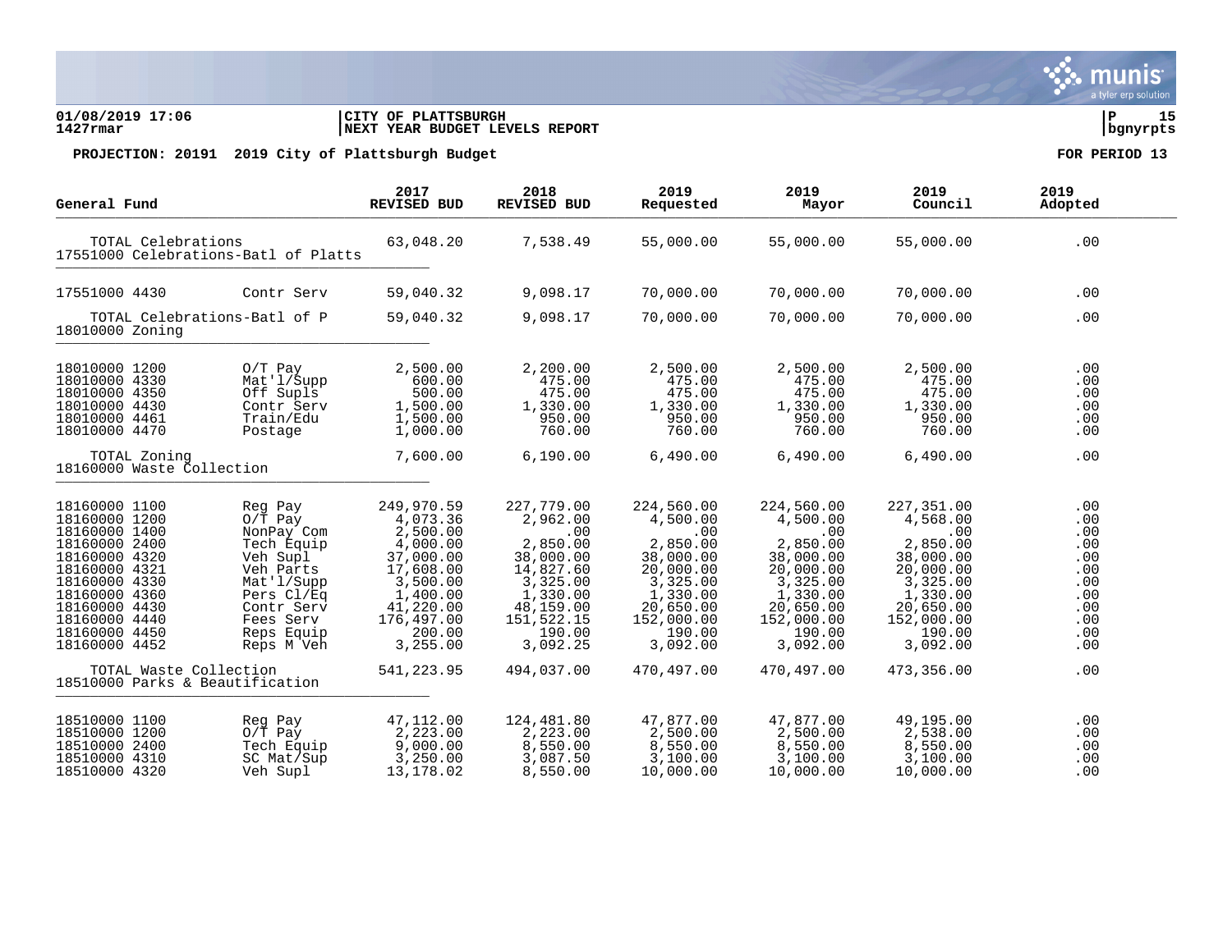01/08/2019 17:06 | CITY OF PLATTSBURGH | P 15
1427rmar | NEXT YEAR BUDGET LEVELS REPORT | bgnyrpts

**PROJECTION: 20191 2019 City of Plattsburgh Budget** — **FOR PERIOD 13**

| General Fund | | 2017 REVISED BUD | 2018 REVISED BUD | 2019 Requested | 2019 Mayor | 2019 Council | 2019 Adopted |
|---|---|---|---|---|---|---|---|
| TOTAL Celebrations | | 63,048.20 | 7,538.49 | 55,000.00 | 55,000.00 | 55,000.00 | .00 |
| **17551000 Celebrations-Batl of Platts** | | | | | | | |
| 17551000 4430 | Contr Serv | 59,040.32 | 9,098.17 | 70,000.00 | 70,000.00 | 70,000.00 | .00 |
| TOTAL Celebrations-Batl of P | | 59,040.32 | 9,098.17 | 70,000.00 | 70,000.00 | 70,000.00 | .00 |
| **18010000 Zoning** | | | | | | | |
| 18010000 1200 | O/T Pay | 2,500.00 | 2,200.00 | 2,500.00 | 2,500.00 | 2,500.00 | .00 |
| 18010000 4330 | Mat'l/Supp | 600.00 | 475.00 | 475.00 | 475.00 | 475.00 | .00 |
| 18010000 4350 | Off Supls | 500.00 | 475.00 | 475.00 | 475.00 | 475.00 | .00 |
| 18010000 4430 | Contr Serv | 1,500.00 | 1,330.00 | 1,330.00 | 1,330.00 | 1,330.00 | .00 |
| 18010000 4461 | Train/Edu | 1,500.00 | 950.00 | 950.00 | 950.00 | 950.00 | .00 |
| 18010000 4470 | Postage | 1,000.00 | 760.00 | 760.00 | 760.00 | 760.00 | .00 |
| TOTAL Zoning | | 7,600.00 | 6,190.00 | 6,490.00 | 6,490.00 | 6,490.00 | .00 |
| **18160000 Waste Collection** | | | | | | | |
| 18160000 1100 | Reg Pay | 249,970.59 | 227,779.00 | 224,560.00 | 224,560.00 | 227,351.00 | .00 |
| 18160000 1200 | O/T Pay | 4,073.36 | 2,962.00 | 4,500.00 | 4,500.00 | 4,568.00 | .00 |
| 18160000 1400 | NonPay Com | 2,500.00 | .00 | .00 | .00 | .00 | .00 |
| 18160000 2400 | Tech Equip | 4,000.00 | 2,850.00 | 2,850.00 | 2,850.00 | 2,850.00 | .00 |
| 18160000 4320 | Veh Supl | 37,000.00 | 38,000.00 | 38,000.00 | 38,000.00 | 38,000.00 | .00 |
| 18160000 4321 | Veh Parts | 17,608.00 | 14,827.60 | 20,000.00 | 20,000.00 | 20,000.00 | .00 |
| 18160000 4330 | Mat'l/Supp | 3,500.00 | 3,325.00 | 3,325.00 | 3,325.00 | 3,325.00 | .00 |
| 18160000 4360 | Pers Cl/Eq | 1,400.00 | 1,330.00 | 1,330.00 | 1,330.00 | 1,330.00 | .00 |
| 18160000 4430 | Contr Serv | 41,220.00 | 48,159.00 | 20,650.00 | 20,650.00 | 20,650.00 | .00 |
| 18160000 4440 | Fees Serv | 176,497.00 | 151,522.15 | 152,000.00 | 152,000.00 | 152,000.00 | .00 |
| 18160000 4450 | Reps Equip | 200.00 | 190.00 | 190.00 | 190.00 | 190.00 | .00 |
| 18160000 4452 | Reps M Veh | 3,255.00 | 3,092.25 | 3,092.00 | 3,092.00 | 3,092.00 | .00 |
| TOTAL Waste Collection | | 541,223.95 | 494,037.00 | 470,497.00 | 470,497.00 | 473,356.00 | .00 |
| **18510000 Parks & Beautification** | | | | | | | |
| 18510000 1100 | Reg Pay | 47,112.00 | 124,481.80 | 47,877.00 | 47,877.00 | 49,195.00 | .00 |
| 18510000 1200 | O/T Pay | 2,223.00 | 2,223.00 | 2,500.00 | 2,500.00 | 2,538.00 | .00 |
| 18510000 2400 | Tech Equip | 9,000.00 | 8,550.00 | 8,550.00 | 8,550.00 | 8,550.00 | .00 |
| 18510000 4310 | SC Mat/Sup | 3,250.00 | 3,087.50 | 3,100.00 | 3,100.00 | 3,100.00 | .00 |
| 18510000 4320 | Veh Supl | 13,178.02 | 8,550.00 | 10,000.00 | 10,000.00 | 10,000.00 | .00 |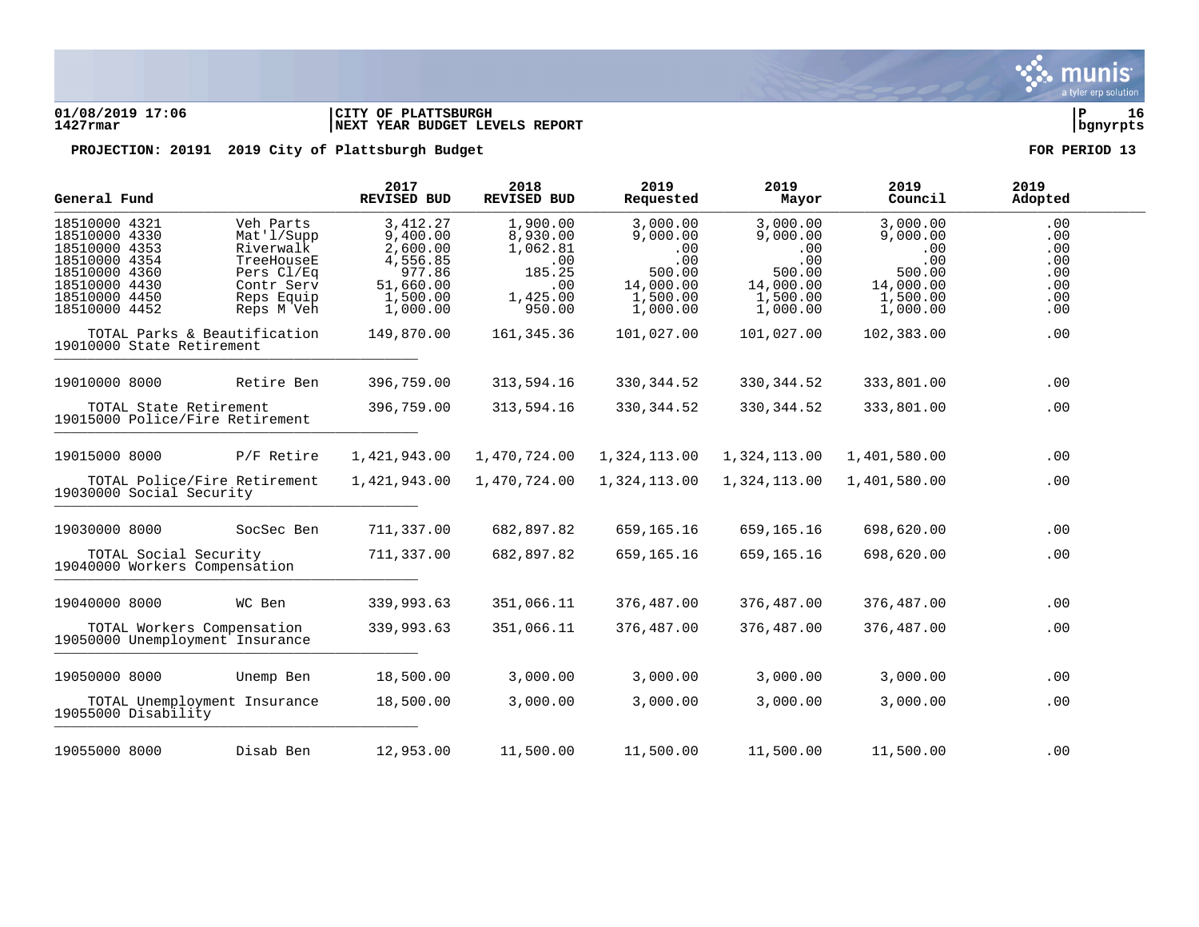**CITY OF PLATTSBURGH**
**NEXT YEAR BUDGET LEVELS REPORT**

**01/08/2019 17:06**
**1427rmar**

**PROJECTION: 20191 2019 City of Plattsburgh Budget** **FOR PERIOD 13**

| General Fund | | 2017 REVISED BUD | 2018 REVISED BUD | 2019 Requested | 2019 Mayor | 2019 Council | 2019 Adopted |
|---|---|---|---|---|---|---|---|
| 18510000 4321 | Veh Parts | 3,412.27 | 1,900.00 | 3,000.00 | 3,000.00 | 3,000.00 | .00 |
| 18510000 4330 | Mat'l/Supp | 9,400.00 | 8,930.00 | 9,000.00 | 9,000.00 | 9,000.00 | .00 |
| 18510000 4353 | Riverwalk | 2,600.00 | 1,062.81 | .00 | .00 | .00 | .00 |
| 18510000 4354 | TreeHouseE | 4,556.85 | .00 | .00 | .00 | .00 | .00 |
| 18510000 4360 | Pers Cl/Eq | 977.86 | 185.25 | 500.00 | 500.00 | 500.00 | .00 |
| 18510000 4430 | Contr Serv | 51,660.00 | .00 | 14,000.00 | 14,000.00 | 14,000.00 | .00 |
| 18510000 4450 | Reps Equip | 1,500.00 | 1,425.00 | 1,500.00 | 1,500.00 | 1,500.00 | .00 |
| 18510000 4452 | Reps M Veh | 1,000.00 | 950.00 | 1,000.00 | 1,000.00 | 1,000.00 | .00 |
| TOTAL Parks & Beautification | | 149,870.00 | 161,345.36 | 101,027.00 | 101,027.00 | 102,383.00 | .00 |
| 19010000 State Retirement | | | | | | | |
| 19010000 8000 | Retire Ben | 396,759.00 | 313,594.16 | 330,344.52 | 330,344.52 | 333,801.00 | .00 |
| TOTAL State Retirement | | 396,759.00 | 313,594.16 | 330,344.52 | 330,344.52 | 333,801.00 | .00 |
| 19015000 Police/Fire Retirement | | | | | | | |
| 19015000 8000 | P/F Retire | 1,421,943.00 | 1,470,724.00 | 1,324,113.00 | 1,324,113.00 | 1,401,580.00 | .00 |
| TOTAL Police/Fire Retirement | | 1,421,943.00 | 1,470,724.00 | 1,324,113.00 | 1,324,113.00 | 1,401,580.00 | .00 |
| 19030000 Social Security | | | | | | | |
| 19030000 8000 | SocSec Ben | 711,337.00 | 682,897.82 | 659,165.16 | 659,165.16 | 698,620.00 | .00 |
| TOTAL Social Security | | 711,337.00 | 682,897.82 | 659,165.16 | 659,165.16 | 698,620.00 | .00 |
| 19040000 Workers Compensation | | | | | | | |
| 19040000 8000 | WC Ben | 339,993.63 | 351,066.11 | 376,487.00 | 376,487.00 | 376,487.00 | .00 |
| TOTAL Workers Compensation | | 339,993.63 | 351,066.11 | 376,487.00 | 376,487.00 | 376,487.00 | .00 |
| 19050000 Unemployment Insurance | | | | | | | |
| 19050000 8000 | Unemp Ben | 18,500.00 | 3,000.00 | 3,000.00 | 3,000.00 | 3,000.00 | .00 |
| TOTAL Unemployment Insurance | | 18,500.00 | 3,000.00 | 3,000.00 | 3,000.00 | 3,000.00 | .00 |
| 19055000 Disability | | | | | | | |
| 19055000 8000 | Disab Ben | 12,953.00 | 11,500.00 | 11,500.00 | 11,500.00 | 11,500.00 | .00 |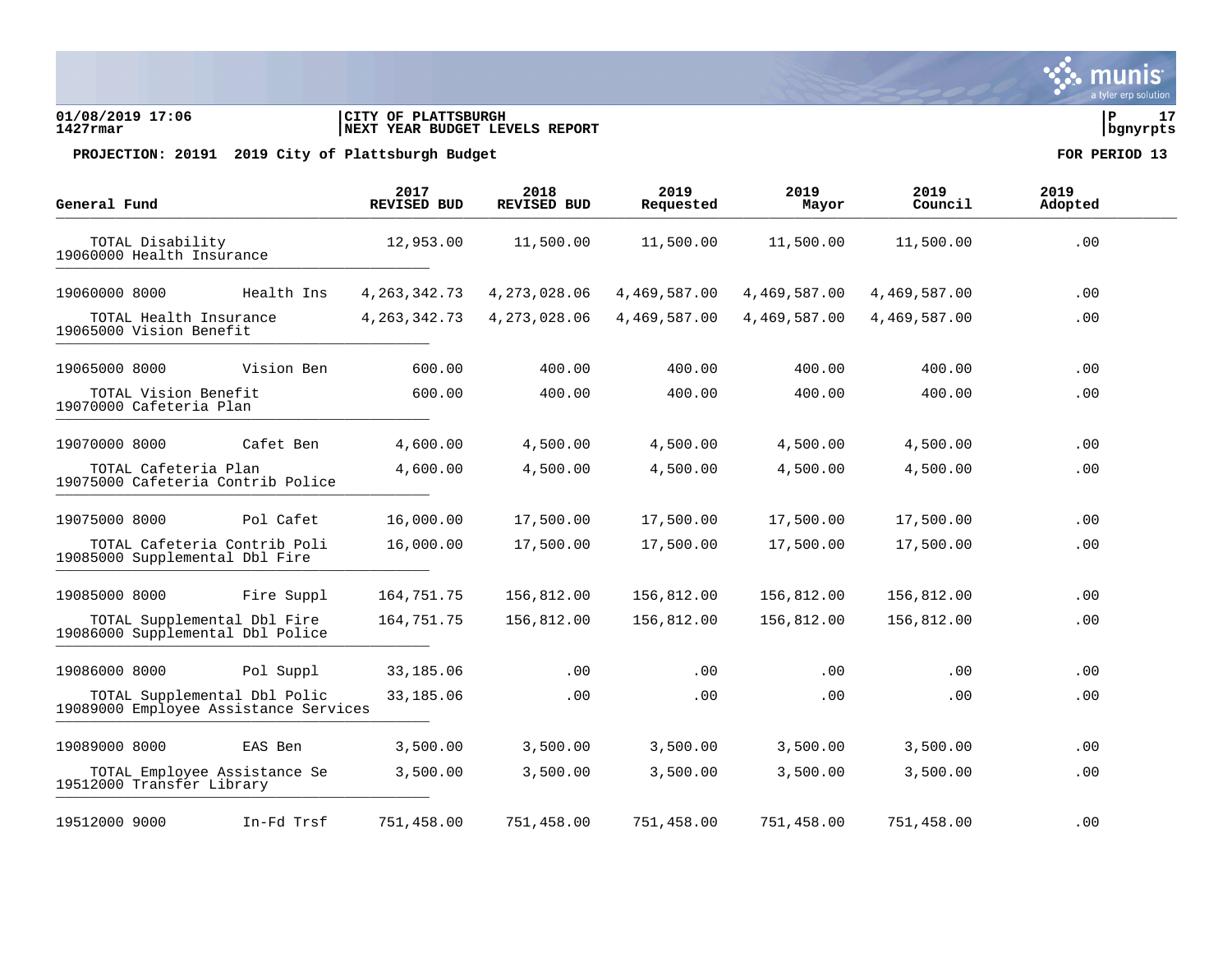01/08/2019 17:06 | CITY OF PLATTSBURGH | P 17
1427rmar | NEXT YEAR BUDGET LEVELS REPORT | bgnyrpts

**PROJECTION: 20191 2019 City of Plattsburgh Budget** — **FOR PERIOD 13**

| General Fund | | 2017 REVISED BUD | 2018 REVISED BUD | 2019 Requested | 2019 Mayor | 2019 Council | 2019 Adopted |
|---|---|---|---|---|---|---|---|
| TOTAL Disability | | 12,953.00 | 11,500.00 | 11,500.00 | 11,500.00 | 11,500.00 | .00 |
| 19060000 Health Insurance | | | | | | | |
| 19060000 8000 | Health Ins | 4,263,342.73 | 4,273,028.06 | 4,469,587.00 | 4,469,587.00 | 4,469,587.00 | .00 |
| TOTAL Health Insurance | | 4,263,342.73 | 4,273,028.06 | 4,469,587.00 | 4,469,587.00 | 4,469,587.00 | .00 |
| 19065000 Vision Benefit | | | | | | | |
| 19065000 8000 | Vision Ben | 600.00 | 400.00 | 400.00 | 400.00 | 400.00 | .00 |
| TOTAL Vision Benefit | | 600.00 | 400.00 | 400.00 | 400.00 | 400.00 | .00 |
| 19070000 Cafeteria Plan | | | | | | | |
| 19070000 8000 | Cafet Ben | 4,600.00 | 4,500.00 | 4,500.00 | 4,500.00 | 4,500.00 | .00 |
| TOTAL Cafeteria Plan | | 4,600.00 | 4,500.00 | 4,500.00 | 4,500.00 | 4,500.00 | .00 |
| 19075000 Cafeteria Contrib Police | | | | | | | |
| 19075000 8000 | Pol Cafet | 16,000.00 | 17,500.00 | 17,500.00 | 17,500.00 | 17,500.00 | .00 |
| TOTAL Cafeteria Contrib Poli | | 16,000.00 | 17,500.00 | 17,500.00 | 17,500.00 | 17,500.00 | .00 |
| 19085000 Supplemental Dbl Fire | | | | | | | |
| 19085000 8000 | Fire Suppl | 164,751.75 | 156,812.00 | 156,812.00 | 156,812.00 | 156,812.00 | .00 |
| TOTAL Supplemental Dbl Fire | | 164,751.75 | 156,812.00 | 156,812.00 | 156,812.00 | 156,812.00 | .00 |
| 19086000 Supplemental Dbl Police | | | | | | | |
| 19086000 8000 | Pol Suppl | 33,185.06 | .00 | .00 | .00 | .00 | .00 |
| TOTAL Supplemental Dbl Polic | | 33,185.06 | .00 | .00 | .00 | .00 | .00 |
| 19089000 Employee Assistance Services | | | | | | | |
| 19089000 8000 | EAS Ben | 3,500.00 | 3,500.00 | 3,500.00 | 3,500.00 | 3,500.00 | .00 |
| TOTAL Employee Assistance Se | | 3,500.00 | 3,500.00 | 3,500.00 | 3,500.00 | 3,500.00 | .00 |
| 19512000 Transfer Library | | | | | | | |
| 19512000 9000 | In-Fd Trsf | 751,458.00 | 751,458.00 | 751,458.00 | 751,458.00 | 751,458.00 | .00 |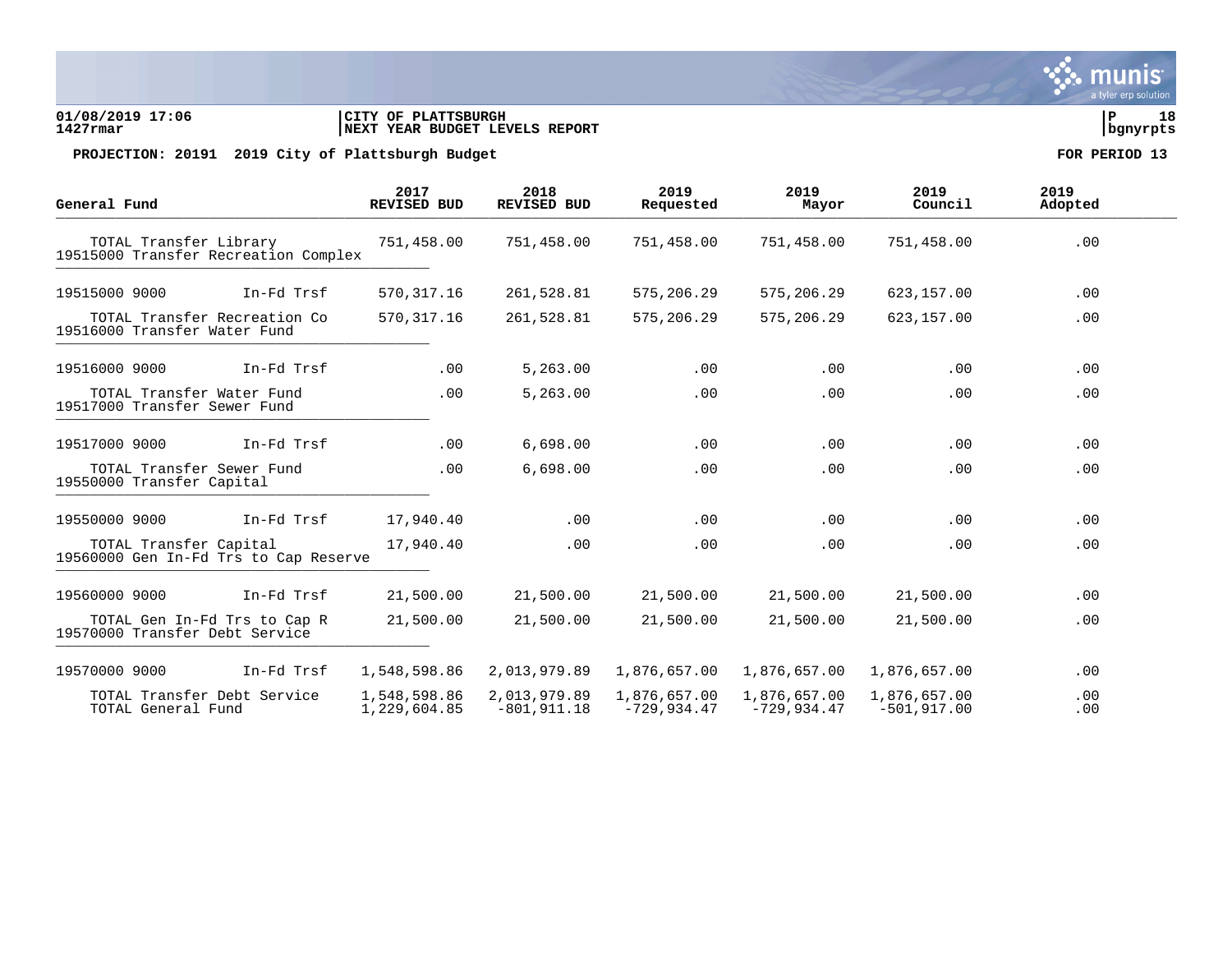01/08/2019 17:06
1427rmar

CITY OF PLATTSBURGH
NEXT YEAR BUDGET LEVELS REPORT

**PROJECTION: 20191 2019 City of Plattsburgh Budget** — **FOR PERIOD 13**

| General Fund | | 2017 REVISED BUD | 2018 REVISED BUD | 2019 Requested | 2019 Mayor | 2019 Council | 2019 Adopted |
|---|---|---|---|---|---|---|---|
| TOTAL Transfer Library | | 751,458.00 | 751,458.00 | 751,458.00 | 751,458.00 | 751,458.00 | .00 |
| 19515000 Transfer Recreation Complex | | | | | | | |
| 19515000 9000 | In-Fd Trsf | 570,317.16 | 261,528.81 | 575,206.29 | 575,206.29 | 623,157.00 | .00 |
| TOTAL Transfer Recreation Co | | 570,317.16 | 261,528.81 | 575,206.29 | 575,206.29 | 623,157.00 | .00 |
| 19516000 Transfer Water Fund | | | | | | | |
| 19516000 9000 | In-Fd Trsf | .00 | 5,263.00 | .00 | .00 | .00 | .00 |
| TOTAL Transfer Water Fund | | .00 | 5,263.00 | .00 | .00 | .00 | .00 |
| 19517000 Transfer Sewer Fund | | | | | | | |
| 19517000 9000 | In-Fd Trsf | .00 | 6,698.00 | .00 | .00 | .00 | .00 |
| TOTAL Transfer Sewer Fund | | .00 | 6,698.00 | .00 | .00 | .00 | .00 |
| 19550000 Transfer Capital | | | | | | | |
| 19550000 9000 | In-Fd Trsf | 17,940.40 | .00 | .00 | .00 | .00 | .00 |
| TOTAL Transfer Capital | | 17,940.40 | .00 | .00 | .00 | .00 | .00 |
| 19560000 Gen In-Fd Trs to Cap Reserve | | | | | | | |
| 19560000 9000 | In-Fd Trsf | 21,500.00 | 21,500.00 | 21,500.00 | 21,500.00 | 21,500.00 | .00 |
| TOTAL Gen In-Fd Trs to Cap R | | 21,500.00 | 21,500.00 | 21,500.00 | 21,500.00 | 21,500.00 | .00 |
| 19570000 Transfer Debt Service | | | | | | | |
| 19570000 9000 | In-Fd Trsf | 1,548,598.86 | 2,013,979.89 | 1,876,657.00 | 1,876,657.00 | 1,876,657.00 | .00 |
| TOTAL Transfer Debt Service | | 1,548,598.86 | 2,013,979.89 | 1,876,657.00 | 1,876,657.00 | 1,876,657.00 | .00 |
| TOTAL General Fund | | 1,229,604.85 | -801,911.18 | -729,934.47 | -729,934.47 | -501,917.00 | .00 |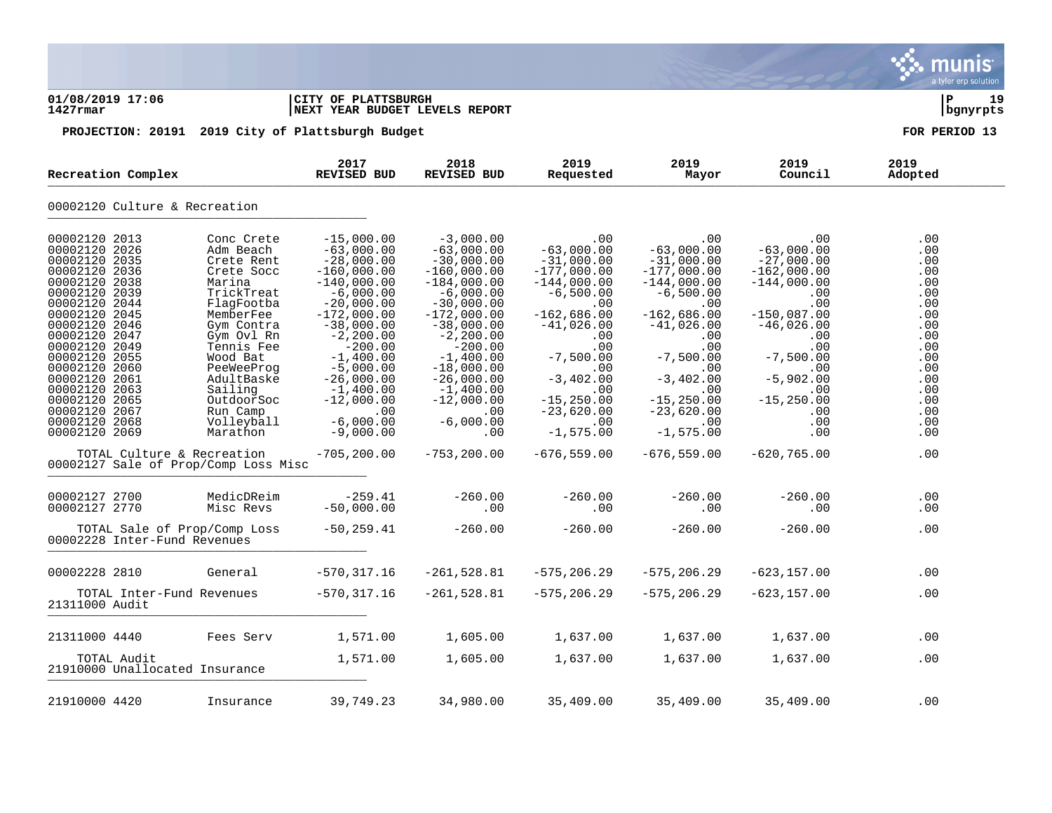**01/08/2019 17:06** | **CITY OF PLATTSBURGH** | **P 19**
**1427rmar** | **NEXT YEAR BUDGET LEVELS REPORT** | **bgnyrpts**

**PROJECTION: 20191 2019 City of Plattsburgh Budget** — **FOR PERIOD 13**

| Recreation Complex | | 2017 REVISED BUD | 2018 REVISED BUD | 2019 Requested | 2019 Mayor | 2019 Council | 2019 Adopted |
|---|---|---|---|---|---|---|---|
| **00002120 Culture & Recreation** | | | | | | | |
| 00002120 2013 | Conc Crete | -15,000.00 | -3,000.00 | .00 | .00 | .00 | .00 |
| 00002120 2026 | Adm Beach | -63,000.00 | -63,000.00 | -63,000.00 | -63,000.00 | -63,000.00 | .00 |
| 00002120 2035 | Crete Rent | -28,000.00 | -30,000.00 | -31,000.00 | -31,000.00 | -27,000.00 | .00 |
| 00002120 2036 | Crete Socc | -160,000.00 | -160,000.00 | -177,000.00 | -177,000.00 | -162,000.00 | .00 |
| 00002120 2038 | Marina | -140,000.00 | -184,000.00 | -144,000.00 | -144,000.00 | -144,000.00 | .00 |
| 00002120 2039 | TrickTreat | -6,000.00 | -6,000.00 | -6,500.00 | -6,500.00 | .00 | .00 |
| 00002120 2044 | FlagFootba | -20,000.00 | -30,000.00 | .00 | .00 | .00 | .00 |
| 00002120 2045 | MemberFee | -172,000.00 | -172,000.00 | -162,686.00 | -162,686.00 | -150,087.00 | .00 |
| 00002120 2046 | Gym Contra | -38,000.00 | -38,000.00 | -41,026.00 | -41,026.00 | -46,026.00 | .00 |
| 00002120 2047 | Gym Ovl Rn | -2,200.00 | -2,200.00 | .00 | .00 | .00 | .00 |
| 00002120 2049 | Tennis Fee | -200.00 | -200.00 | .00 | .00 | .00 | .00 |
| 00002120 2055 | Wood Bat | -1,400.00 | -1,400.00 | -7,500.00 | -7,500.00 | -7,500.00 | .00 |
| 00002120 2060 | PeeWeeProg | -5,000.00 | -18,000.00 | .00 | .00 | .00 | .00 |
| 00002120 2061 | AdultBaske | -26,000.00 | -26,000.00 | -3,402.00 | -3,402.00 | -5,902.00 | .00 |
| 00002120 2063 | Sailing | -1,400.00 | -1,400.00 | .00 | .00 | .00 | .00 |
| 00002120 2065 | OutdoorSoc | -12,000.00 | -12,000.00 | -15,250.00 | -15,250.00 | -15,250.00 | .00 |
| 00002120 2067 | Run Camp | .00 | .00 | -23,620.00 | -23,620.00 | .00 | .00 |
| 00002120 2068 | Volleyball | -6,000.00 | -6,000.00 | .00 | .00 | .00 | .00 |
| 00002120 2069 | Marathon | -9,000.00 | .00 | -1,575.00 | -1,575.00 | .00 | .00 |
| TOTAL Culture & Recreation | | -705,200.00 | -753,200.00 | -676,559.00 | -676,559.00 | -620,765.00 | .00 |
| **00002127 Sale of Prop/Comp Loss Misc** | | | | | | | |
| 00002127 2700 | MedicDReim | -259.41 | -260.00 | -260.00 | -260.00 | -260.00 | .00 |
| 00002127 2770 | Misc Revs | -50,000.00 | .00 | .00 | .00 | .00 | .00 |
| TOTAL Sale of Prop/Comp Loss | | -50,259.41 | -260.00 | -260.00 | -260.00 | -260.00 | .00 |
| **00002228 Inter-Fund Revenues** | | | | | | | |
| 00002228 2810 | General | -570,317.16 | -261,528.81 | -575,206.29 | -575,206.29 | -623,157.00 | .00 |
| TOTAL Inter-Fund Revenues | | -570,317.16 | -261,528.81 | -575,206.29 | -575,206.29 | -623,157.00 | .00 |
| **21311000 Audit** | | | | | | | |
| 21311000 4440 | Fees Serv | 1,571.00 | 1,605.00 | 1,637.00 | 1,637.00 | 1,637.00 | .00 |
| TOTAL Audit | | 1,571.00 | 1,605.00 | 1,637.00 | 1,637.00 | 1,637.00 | .00 |
| **21910000 Unallocated Insurance** | | | | | | | |
| 21910000 4420 | Insurance | 39,749.23 | 34,980.00 | 35,409.00 | 35,409.00 | 35,409.00 | .00 |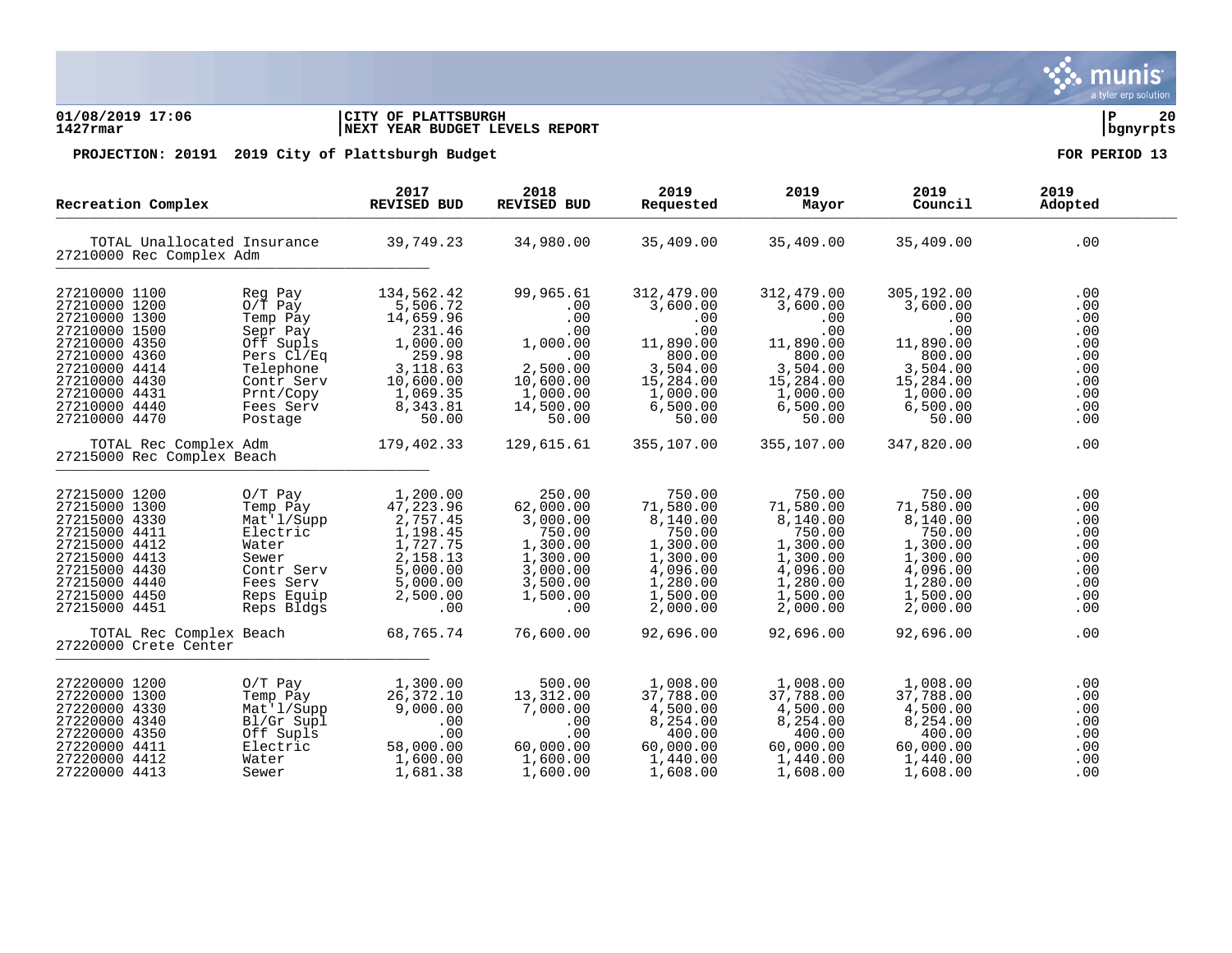**01/08/2019 17:06** | **CITY OF PLATTSBURGH** | **P 20**
**1427rmar** | **NEXT YEAR BUDGET LEVELS REPORT** | **bgnyrpts**

**PROJECTION: 20191 2019 City of Plattsburgh Budget** **FOR PERIOD 13**

| Recreation Complex | | 2017 REVISED BUD | 2018 REVISED BUD | 2019 Requested | 2019 Mayor | 2019 Council | 2019 Adopted |
|---|---|---|---|---|---|---|---|
| TOTAL Unallocated Insurance | | 39,749.23 | 34,980.00 | 35,409.00 | 35,409.00 | 35,409.00 | .00 |
| 27210000 Rec Complex Adm | | | | | | | |
| 27210000 1100 | Reg Pay | 134,562.42 | 99,965.61 | 312,479.00 | 312,479.00 | 305,192.00 | .00 |
| 27210000 1200 | O/T Pay | 5,506.72 | .00 | 3,600.00 | 3,600.00 | 3,600.00 | .00 |
| 27210000 1300 | Temp Pay | 14,659.96 | .00 | .00 | .00 | .00 | .00 |
| 27210000 1500 | Sepr Pay | 231.46 | .00 | .00 | .00 | .00 | .00 |
| 27210000 4350 | Off Supls | 1,000.00 | 1,000.00 | 11,890.00 | 11,890.00 | 11,890.00 | .00 |
| 27210000 4360 | Pers Cl/Eq | 259.98 | .00 | 800.00 | 800.00 | 800.00 | .00 |
| 27210000 4414 | Telephone | 3,118.63 | 2,500.00 | 3,504.00 | 3,504.00 | 3,504.00 | .00 |
| 27210000 4430 | Contr Serv | 10,600.00 | 10,600.00 | 15,284.00 | 15,284.00 | 15,284.00 | .00 |
| 27210000 4431 | Prnt/Copy | 1,069.35 | 1,000.00 | 1,000.00 | 1,000.00 | 1,000.00 | .00 |
| 27210000 4440 | Fees Serv | 8,343.81 | 14,500.00 | 6,500.00 | 6,500.00 | 6,500.00 | .00 |
| 27210000 4470 | Postage | 50.00 | 50.00 | 50.00 | 50.00 | 50.00 | .00 |
| TOTAL Rec Complex Adm | | 179,402.33 | 129,615.61 | 355,107.00 | 355,107.00 | 347,820.00 | .00 |
| 27215000 Rec Complex Beach | | | | | | | |
| 27215000 1200 | O/T Pay | 1,200.00 | 250.00 | 750.00 | 750.00 | 750.00 | .00 |
| 27215000 1300 | Temp Pay | 47,223.96 | 62,000.00 | 71,580.00 | 71,580.00 | 71,580.00 | .00 |
| 27215000 4330 | Mat'l/Supp | 2,757.45 | 3,000.00 | 8,140.00 | 8,140.00 | 8,140.00 | .00 |
| 27215000 4411 | Electric | 1,198.45 | 750.00 | 750.00 | 750.00 | 750.00 | .00 |
| 27215000 4412 | Water | 1,727.75 | 1,300.00 | 1,300.00 | 1,300.00 | 1,300.00 | .00 |
| 27215000 4413 | Sewer | 2,158.13 | 1,300.00 | 1,300.00 | 1,300.00 | 1,300.00 | .00 |
| 27215000 4430 | Contr Serv | 5,000.00 | 3,000.00 | 4,096.00 | 4,096.00 | 4,096.00 | .00 |
| 27215000 4440 | Fees Serv | 5,000.00 | 3,500.00 | 1,280.00 | 1,280.00 | 1,280.00 | .00 |
| 27215000 4450 | Reps Equip | 2,500.00 | 1,500.00 | 1,500.00 | 1,500.00 | 1,500.00 | .00 |
| 27215000 4451 | Reps Bldgs | .00 | .00 | 2,000.00 | 2,000.00 | 2,000.00 | .00 |
| TOTAL Rec Complex Beach | | 68,765.74 | 76,600.00 | 92,696.00 | 92,696.00 | 92,696.00 | .00 |
| 27220000 Crete Center | | | | | | | |
| 27220000 1200 | O/T Pay | 1,300.00 | 500.00 | 1,008.00 | 1,008.00 | 1,008.00 | .00 |
| 27220000 1300 | Temp Pay | 26,372.10 | 13,312.00 | 37,788.00 | 37,788.00 | 37,788.00 | .00 |
| 27220000 4330 | Mat'l/Supp | 9,000.00 | 7,000.00 | 4,500.00 | 4,500.00 | 4,500.00 | .00 |
| 27220000 4340 | Bl/Gr Supl | .00 | .00 | 8,254.00 | 8,254.00 | 8,254.00 | .00 |
| 27220000 4350 | Off Supls | .00 | .00 | 400.00 | 400.00 | 400.00 | .00 |
| 27220000 4411 | Electric | 58,000.00 | 60,000.00 | 60,000.00 | 60,000.00 | 60,000.00 | .00 |
| 27220000 4412 | Water | 1,600.00 | 1,600.00 | 1,440.00 | 1,440.00 | 1,440.00 | .00 |
| 27220000 4413 | Sewer | 1,681.38 | 1,600.00 | 1,608.00 | 1,608.00 | 1,608.00 | .00 |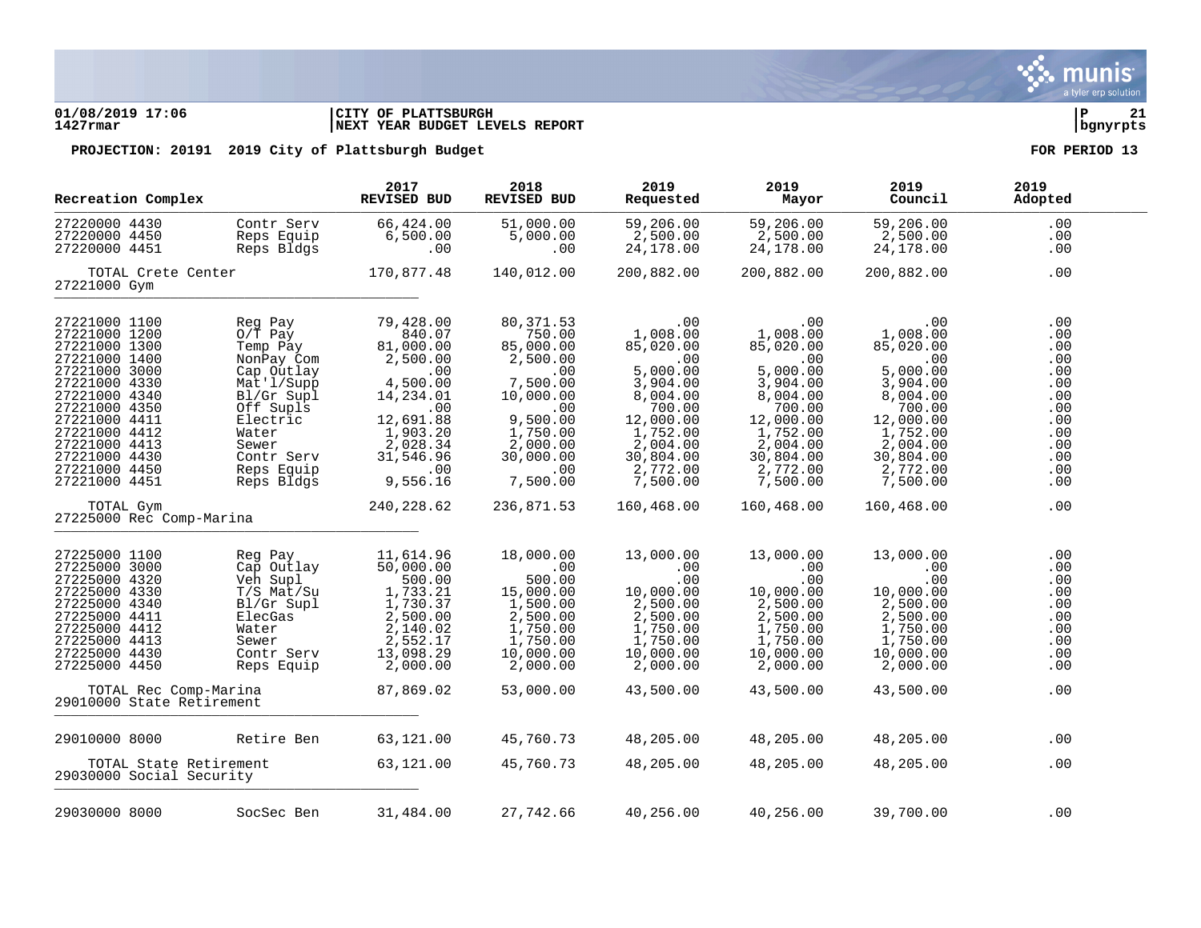**01/08/2019 17:06** | **CITY OF PLATTSBURGH**
**1427rmar** | **NEXT YEAR BUDGET LEVELS REPORT**

**PROJECTION: 20191 2019 City of Plattsburgh Budget** — **FOR PERIOD 13**

| Recreation Complex | | 2017 REVISED BUD | 2018 REVISED BUD | 2019 Requested | 2019 Mayor | 2019 Council | 2019 Adopted |
|---|---|---|---|---|---|---|---|
| 27220000 4430 | Contr Serv | 66,424.00 | 51,000.00 | 59,206.00 | 59,206.00 | 59,206.00 | .00 |
| 27220000 4450 | Reps Equip | 6,500.00 | 5,000.00 | 2,500.00 | 2,500.00 | 2,500.00 | .00 |
| 27220000 4451 | Reps Bldgs | .00 | .00 | 24,178.00 | 24,178.00 | 24,178.00 | .00 |
| TOTAL Crete Center | | 170,877.48 | 140,012.00 | 200,882.00 | 200,882.00 | 200,882.00 | .00 |
| **27221000 Gym** | | | | | | | |
| 27221000 1100 | Reg Pay | 79,428.00 | 80,371.53 | .00 | .00 | .00 | .00 |
| 27221000 1200 | O/T Pay | 840.07 | 750.00 | 1,008.00 | 1,008.00 | 1,008.00 | .00 |
| 27221000 1300 | Temp Pay | 81,000.00 | 85,000.00 | 85,020.00 | 85,020.00 | 85,020.00 | .00 |
| 27221000 1400 | NonPay Com | 2,500.00 | 2,500.00 | .00 | .00 | .00 | .00 |
| 27221000 3000 | Cap Outlay | .00 | .00 | 5,000.00 | 5,000.00 | 5,000.00 | .00 |
| 27221000 4330 | Mat'l/Supp | 4,500.00 | 7,500.00 | 3,904.00 | 3,904.00 | 3,904.00 | .00 |
| 27221000 4340 | Bl/Gr Supl | 14,234.01 | 10,000.00 | 8,004.00 | 8,004.00 | 8,004.00 | .00 |
| 27221000 4350 | Off Supls | .00 | .00 | 700.00 | 700.00 | 700.00 | .00 |
| 27221000 4411 | Electric | 12,691.88 | 9,500.00 | 12,000.00 | 12,000.00 | 12,000.00 | .00 |
| 27221000 4412 | Water | 1,903.20 | 1,750.00 | 1,752.00 | 1,752.00 | 1,752.00 | .00 |
| 27221000 4413 | Sewer | 2,028.34 | 2,000.00 | 2,004.00 | 2,004.00 | 2,004.00 | .00 |
| 27221000 4430 | Contr Serv | 31,546.96 | 30,000.00 | 30,804.00 | 30,804.00 | 30,804.00 | .00 |
| 27221000 4450 | Reps Equip | .00 | .00 | 2,772.00 | 2,772.00 | 2,772.00 | .00 |
| 27221000 4451 | Reps Bldgs | 9,556.16 | 7,500.00 | 7,500.00 | 7,500.00 | 7,500.00 | .00 |
| TOTAL Gym | | 240,228.62 | 236,871.53 | 160,468.00 | 160,468.00 | 160,468.00 | .00 |
| **27225000 Rec Comp-Marina** | | | | | | | |
| 27225000 1100 | Reg Pay | 11,614.96 | 18,000.00 | 13,000.00 | 13,000.00 | 13,000.00 | .00 |
| 27225000 3000 | Cap Outlay | 50,000.00 | .00 | .00 | .00 | .00 | .00 |
| 27225000 4320 | Veh Supl | 500.00 | 500.00 | .00 | .00 | .00 | .00 |
| 27225000 4330 | T/S Mat/Su | 1,733.21 | 15,000.00 | 10,000.00 | 10,000.00 | 10,000.00 | .00 |
| 27225000 4340 | Bl/Gr Supl | 1,730.37 | 1,500.00 | 2,500.00 | 2,500.00 | 2,500.00 | .00 |
| 27225000 4411 | ElecGas | 2,500.00 | 2,500.00 | 2,500.00 | 2,500.00 | 2,500.00 | .00 |
| 27225000 4412 | Water | 2,140.02 | 1,750.00 | 1,750.00 | 1,750.00 | 1,750.00 | .00 |
| 27225000 4413 | Sewer | 2,552.17 | 1,750.00 | 1,750.00 | 1,750.00 | 1,750.00 | .00 |
| 27225000 4430 | Contr Serv | 13,098.29 | 10,000.00 | 10,000.00 | 10,000.00 | 10,000.00 | .00 |
| 27225000 4450 | Reps Equip | 2,000.00 | 2,000.00 | 2,000.00 | 2,000.00 | 2,000.00 | .00 |
| TOTAL Rec Comp-Marina | | 87,869.02 | 53,000.00 | 43,500.00 | 43,500.00 | 43,500.00 | .00 |
| **29010000 State Retirement** | | | | | | | |
| 29010000 8000 | Retire Ben | 63,121.00 | 45,760.73 | 48,205.00 | 48,205.00 | 48,205.00 | .00 |
| TOTAL State Retirement | | 63,121.00 | 45,760.73 | 48,205.00 | 48,205.00 | 48,205.00 | .00 |
| **29030000 Social Security** | | | | | | | |
| 29030000 8000 | SocSec Ben | 31,484.00 | 27,742.66 | 40,256.00 | 40,256.00 | 39,700.00 | .00 |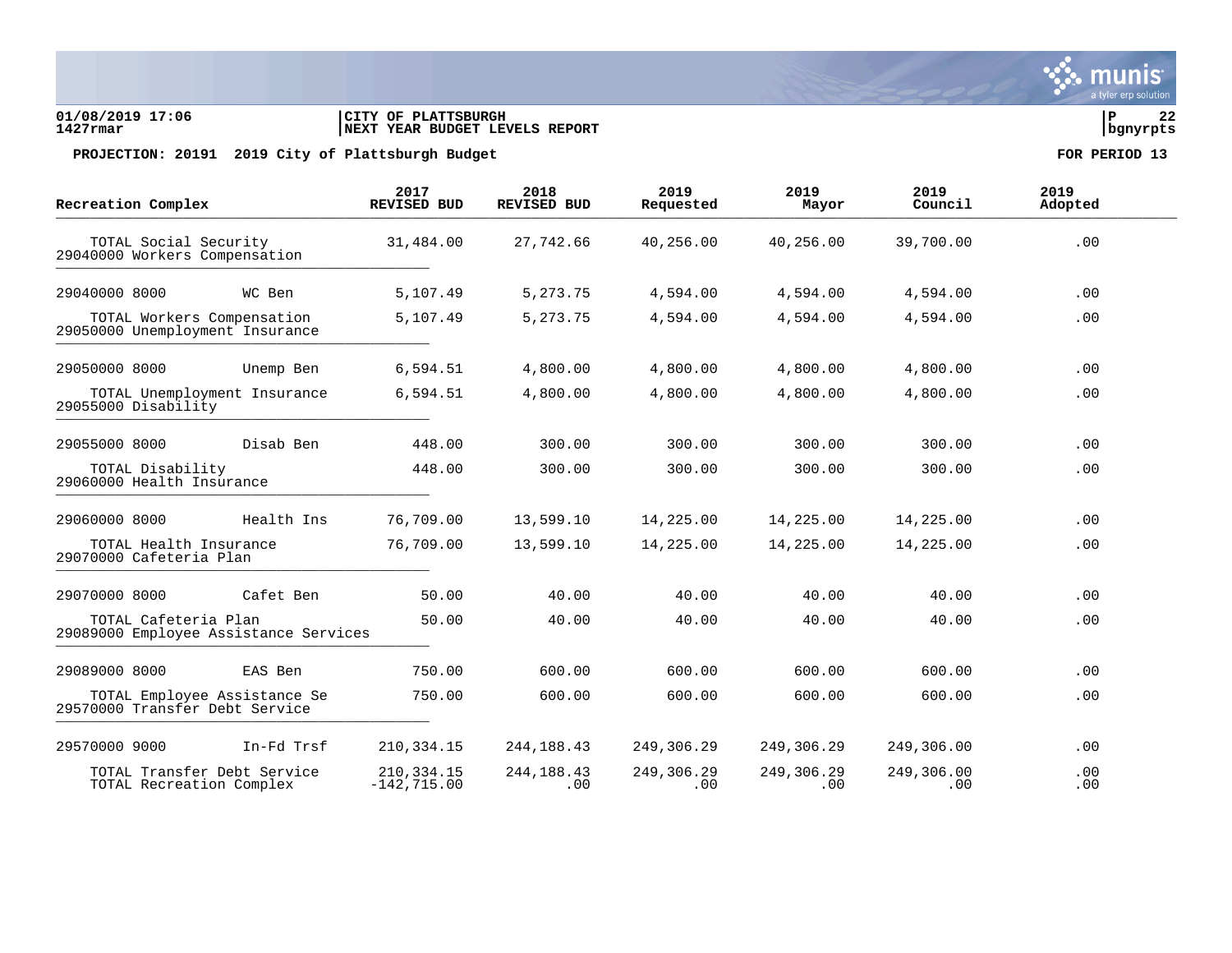**01/08/2019 17:06**
**1427rmar**

**CITY OF PLATTSBURGH**
**NEXT YEAR BUDGET LEVELS REPORT**

**PROJECTION: 20191 2019 City of Plattsburgh Budget** — **FOR PERIOD 13**

| Recreation Complex | | 2017 REVISED BUD | 2018 REVISED BUD | 2019 Requested | 2019 Mayor | 2019 Council | 2019 Adopted |
|---|---|---|---|---|---|---|---|
| TOTAL Social Security | | 31,484.00 | 27,742.66 | 40,256.00 | 40,256.00 | 39,700.00 | .00 |
| 29040000 Workers Compensation | | | | | | | |
| 29040000 8000 | WC Ben | 5,107.49 | 5,273.75 | 4,594.00 | 4,594.00 | 4,594.00 | .00 |
| TOTAL Workers Compensation | | 5,107.49 | 5,273.75 | 4,594.00 | 4,594.00 | 4,594.00 | .00 |
| 29050000 Unemployment Insurance | | | | | | | |
| 29050000 8000 | Unemp Ben | 6,594.51 | 4,800.00 | 4,800.00 | 4,800.00 | 4,800.00 | .00 |
| TOTAL Unemployment Insurance | | 6,594.51 | 4,800.00 | 4,800.00 | 4,800.00 | 4,800.00 | .00 |
| 29055000 Disability | | | | | | | |
| 29055000 8000 | Disab Ben | 448.00 | 300.00 | 300.00 | 300.00 | 300.00 | .00 |
| TOTAL Disability | | 448.00 | 300.00 | 300.00 | 300.00 | 300.00 | .00 |
| 29060000 Health Insurance | | | | | | | |
| 29060000 8000 | Health Ins | 76,709.00 | 13,599.10 | 14,225.00 | 14,225.00 | 14,225.00 | .00 |
| TOTAL Health Insurance | | 76,709.00 | 13,599.10 | 14,225.00 | 14,225.00 | 14,225.00 | .00 |
| 29070000 Cafeteria Plan | | | | | | | |
| 29070000 8000 | Cafet Ben | 50.00 | 40.00 | 40.00 | 40.00 | 40.00 | .00 |
| TOTAL Cafeteria Plan | | 50.00 | 40.00 | 40.00 | 40.00 | 40.00 | .00 |
| 29089000 Employee Assistance Services | | | | | | | |
| 29089000 8000 | EAS Ben | 750.00 | 600.00 | 600.00 | 600.00 | 600.00 | .00 |
| TOTAL Employee Assistance Se | | 750.00 | 600.00 | 600.00 | 600.00 | 600.00 | .00 |
| 29570000 Transfer Debt Service | | | | | | | |
| 29570000 9000 | In-Fd Trsf | 210,334.15 | 244,188.43 | 249,306.29 | 249,306.29 | 249,306.00 | .00 |
| TOTAL Transfer Debt Service | | 210,334.15 | 244,188.43 | 249,306.29 | 249,306.29 | 249,306.00 | .00 |
| TOTAL Recreation Complex | | -142,715.00 | .00 | .00 | .00 | .00 | .00 |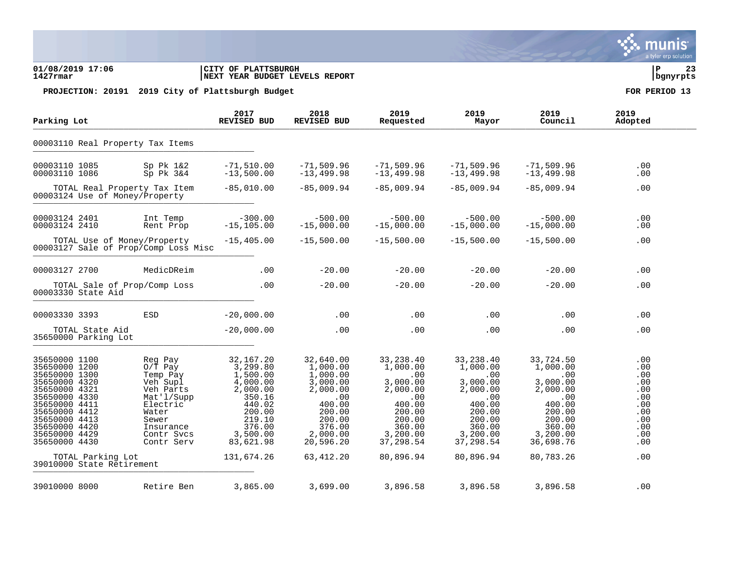**01/08/2019 17:06** | **CITY OF PLATTSBURGH**
**1427rmar** | **NEXT YEAR BUDGET LEVELS REPORT**

**PROJECTION: 20191 2019 City of Plattsburgh Budget** — **FOR PERIOD 13**

| Parking Lot | | 2017 REVISED BUD | 2018 REVISED BUD | 2019 Requested | 2019 Mayor | 2019 Council | 2019 Adopted |
|---|---|---|---|---|---|---|---|
| 00003110 Real Property Tax Items | | | | | | | |
| 00003110 1085 | Sp Pk 1&2 | -71,510.00 | -71,509.96 | -71,509.96 | -71,509.96 | -71,509.96 | .00 |
| 00003110 1086 | Sp Pk 3&4 | -13,500.00 | -13,499.98 | -13,499.98 | -13,499.98 | -13,499.98 | .00 |
| TOTAL Real Property Tax Item | | -85,010.00 | -85,009.94 | -85,009.94 | -85,009.94 | -85,009.94 | .00 |
| 00003124 Use of Money/Property | | | | | | | |
| 00003124 2401 | Int Temp | -300.00 | -500.00 | -500.00 | -500.00 | -500.00 | .00 |
| 00003124 2410 | Rent Prop | -15,105.00 | -15,000.00 | -15,000.00 | -15,000.00 | -15,000.00 | .00 |
| TOTAL Use of Money/Property | | -15,405.00 | -15,500.00 | -15,500.00 | -15,500.00 | -15,500.00 | .00 |
| 00003127 Sale of Prop/Comp Loss Misc | | | | | | | |
| 00003127 2700 | MedicDReim | .00 | -20.00 | -20.00 | -20.00 | -20.00 | .00 |
| TOTAL Sale of Prop/Comp Loss | | .00 | -20.00 | -20.00 | -20.00 | -20.00 | .00 |
| 00003330 State Aid | | | | | | | |
| 00003330 3393 | ESD | -20,000.00 | .00 | .00 | .00 | .00 | .00 |
| TOTAL State Aid | | -20,000.00 | .00 | .00 | .00 | .00 | .00 |
| 35650000 Parking Lot | | | | | | | |
| 35650000 1100 | Reg Pay | 32,167.20 | 32,640.00 | 33,238.40 | 33,238.40 | 33,724.50 | .00 |
| 35650000 1200 | O/T Pay | 3,299.80 | 1,000.00 | 1,000.00 | 1,000.00 | 1,000.00 | .00 |
| 35650000 1300 | Temp Pay | 1,500.00 | 1,000.00 | .00 | .00 | .00 | .00 |
| 35650000 4320 | Veh Supl | 4,000.00 | 3,000.00 | 3,000.00 | 3,000.00 | 3,000.00 | .00 |
| 35650000 4321 | Veh Parts | 2,000.00 | 2,000.00 | 2,000.00 | 2,000.00 | 2,000.00 | .00 |
| 35650000 4330 | Mat'l/Supp | 350.16 | .00 | .00 | .00 | .00 | .00 |
| 35650000 4411 | Electric | 440.02 | 400.00 | 400.00 | 400.00 | 400.00 | .00 |
| 35650000 4412 | Water | 200.00 | 200.00 | 200.00 | 200.00 | 200.00 | .00 |
| 35650000 4413 | Sewer | 219.10 | 200.00 | 200.00 | 200.00 | 200.00 | .00 |
| 35650000 4420 | Insurance | 376.00 | 376.00 | 360.00 | 360.00 | 360.00 | .00 |
| 35650000 4429 | Contr Svcs | 3,500.00 | 2,000.00 | 3,200.00 | 3,200.00 | 3,200.00 | .00 |
| 35650000 4430 | Contr Serv | 83,621.98 | 20,596.20 | 37,298.54 | 37,298.54 | 36,698.76 | .00 |
| TOTAL Parking Lot | | 131,674.26 | 63,412.20 | 80,896.94 | 80,896.94 | 80,783.26 | .00 |
| 39010000 State Retirement | | | | | | | |
| 39010000 8000 | Retire Ben | 3,865.00 | 3,699.00 | 3,896.58 | 3,896.58 | 3,896.58 | .00 |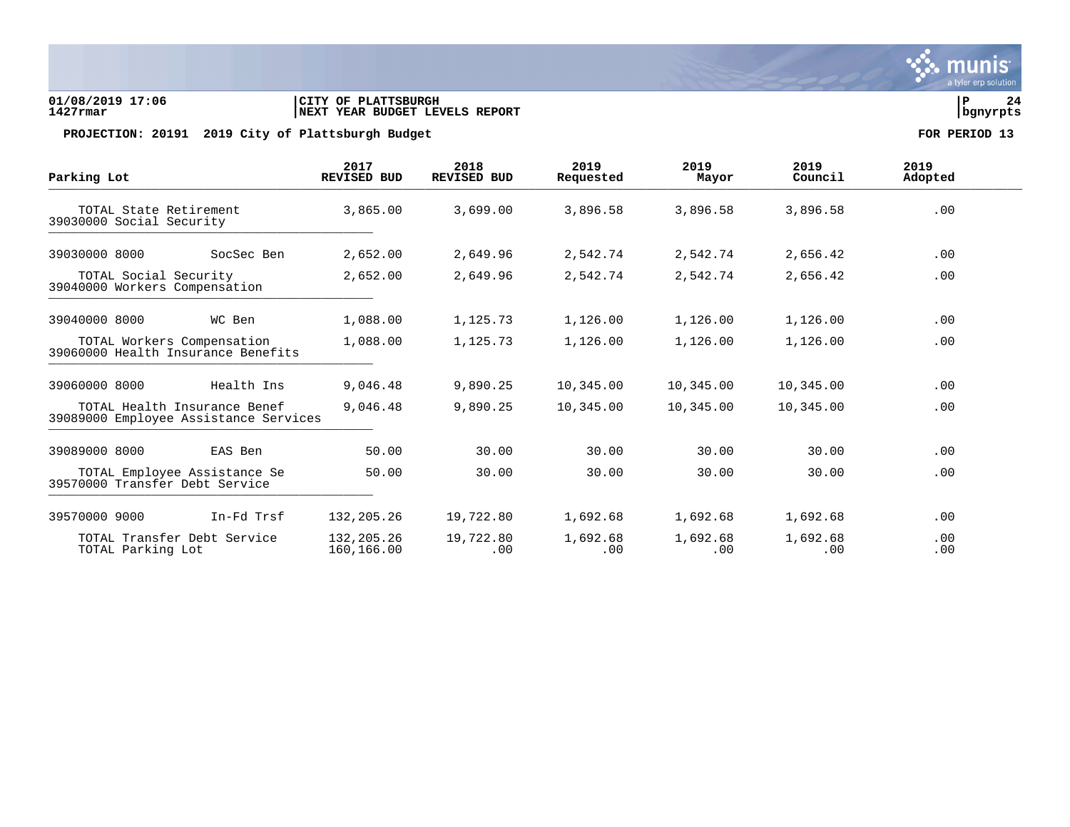**01/08/2019 17:06** | **CITY OF PLATTSBURGH** | **P 24**
**1427rmar** | **NEXT YEAR BUDGET LEVELS REPORT** | **bgnyrpts**

**PROJECTION: 20191 2019 City of Plattsburgh Budget** **FOR PERIOD 13**

| Parking Lot | | 2017 REVISED BUD | 2018 REVISED BUD | 2019 Requested | 2019 Mayor | 2019 Council | 2019 Adopted |
|---|---|---|---|---|---|---|---|
| TOTAL State Retirement | | 3,865.00 | 3,699.00 | 3,896.58 | 3,896.58 | 3,896.58 | .00 |
| 39030000 Social Security | | | | | | | |
| 39030000 8000 | SocSec Ben | 2,652.00 | 2,649.96 | 2,542.74 | 2,542.74 | 2,656.42 | .00 |
| TOTAL Social Security | | 2,652.00 | 2,649.96 | 2,542.74 | 2,542.74 | 2,656.42 | .00 |
| 39040000 Workers Compensation | | | | | | | |
| 39040000 8000 | WC Ben | 1,088.00 | 1,125.73 | 1,126.00 | 1,126.00 | 1,126.00 | .00 |
| TOTAL Workers Compensation | | 1,088.00 | 1,125.73 | 1,126.00 | 1,126.00 | 1,126.00 | .00 |
| 39060000 Health Insurance Benefits | | | | | | | |
| 39060000 8000 | Health Ins | 9,046.48 | 9,890.25 | 10,345.00 | 10,345.00 | 10,345.00 | .00 |
| TOTAL Health Insurance Benef | | 9,046.48 | 9,890.25 | 10,345.00 | 10,345.00 | 10,345.00 | .00 |
| 39089000 Employee Assistance Services | | | | | | | |
| 39089000 8000 | EAS Ben | 50.00 | 30.00 | 30.00 | 30.00 | 30.00 | .00 |
| TOTAL Employee Assistance Se | | 50.00 | 30.00 | 30.00 | 30.00 | 30.00 | .00 |
| 39570000 Transfer Debt Service | | | | | | | |
| 39570000 9000 | In-Fd Trsf | 132,205.26 | 19,722.80 | 1,692.68 | 1,692.68 | 1,692.68 | .00 |
| TOTAL Transfer Debt Service | | 132,205.26 | 19,722.80 | 1,692.68 | 1,692.68 | 1,692.68 | .00 |
| TOTAL Parking Lot | | 160,166.00 | .00 | .00 | .00 | .00 | .00 |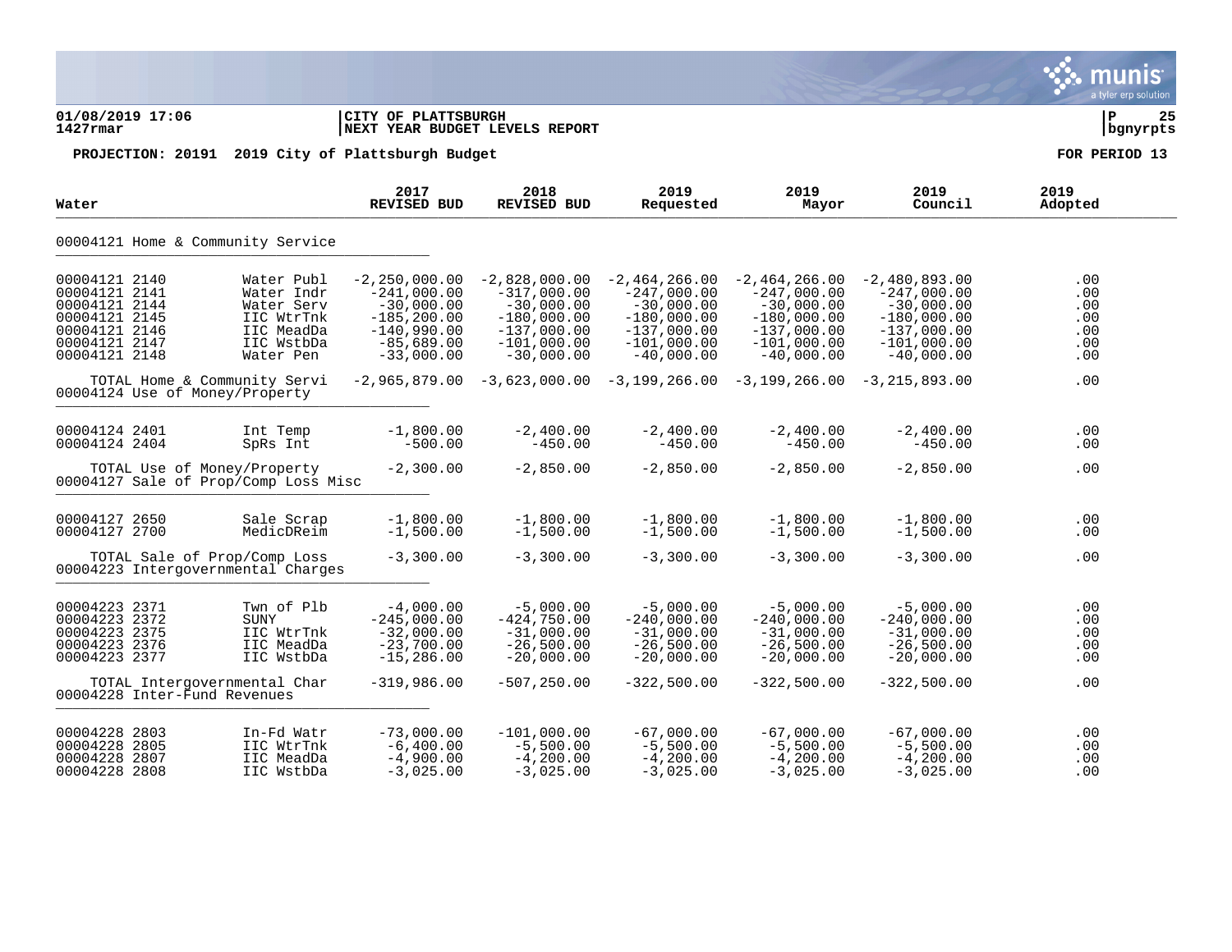**CITY OF PLATTSBURGH**
**NEXT YEAR BUDGET LEVELS REPORT**

01/08/2019 17:06
1427rmar

**PROJECTION: 20191 2019 City of Plattsburgh Budget** — **FOR PERIOD 13**

| Water | | 2017 REVISED BUD | 2018 REVISED BUD | 2019 Requested | 2019 Mayor | 2019 Council | 2019 Adopted |
|---|---|---|---|---|---|---|---|
| **00004121 Home & Community Service** | | | | | | | |
| 00004121 2140 | Water Publ | -2,250,000.00 | -2,828,000.00 | -2,464,266.00 | -2,464,266.00 | -2,480,893.00 | .00 |
| 00004121 2141 | Water Indr | -241,000.00 | -317,000.00 | -247,000.00 | -247,000.00 | -247,000.00 | .00 |
| 00004121 2144 | Water Serv | -30,000.00 | -30,000.00 | -30,000.00 | -30,000.00 | -30,000.00 | .00 |
| 00004121 2145 | IIC WtrTnk | -185,200.00 | -180,000.00 | -180,000.00 | -180,000.00 | -180,000.00 | .00 |
| 00004121 2146 | IIC MeadDa | -140,990.00 | -137,000.00 | -137,000.00 | -137,000.00 | -137,000.00 | .00 |
| 00004121 2147 | IIC WstbDa | -85,689.00 | -101,000.00 | -101,000.00 | -101,000.00 | -101,000.00 | .00 |
| 00004121 2148 | Water Pen | -33,000.00 | -30,000.00 | -40,000.00 | -40,000.00 | -40,000.00 | .00 |
| TOTAL Home & Community Servi | | -2,965,879.00 | -3,623,000.00 | -3,199,266.00 | -3,199,266.00 | -3,215,893.00 | .00 |
| **00004124 Use of Money/Property** | | | | | | | |
| 00004124 2401 | Int Temp | -1,800.00 | -2,400.00 | -2,400.00 | -2,400.00 | -2,400.00 | .00 |
| 00004124 2404 | SpRs Int | -500.00 | -450.00 | -450.00 | -450.00 | -450.00 | .00 |
| TOTAL Use of Money/Property | | -2,300.00 | -2,850.00 | -2,850.00 | -2,850.00 | -2,850.00 | .00 |
| **00004127 Sale of Prop/Comp Loss Misc** | | | | | | | |
| 00004127 2650 | Sale Scrap | -1,800.00 | -1,800.00 | -1,800.00 | -1,800.00 | -1,800.00 | .00 |
| 00004127 2700 | MedicDReim | -1,500.00 | -1,500.00 | -1,500.00 | -1,500.00 | -1,500.00 | .00 |
| TOTAL Sale of Prop/Comp Loss | | -3,300.00 | -3,300.00 | -3,300.00 | -3,300.00 | -3,300.00 | .00 |
| **00004223 Intergovernmental Charges** | | | | | | | |
| 00004223 2371 | Twn of Plb | -4,000.00 | -5,000.00 | -5,000.00 | -5,000.00 | -5,000.00 | .00 |
| 00004223 2372 | SUNY | -245,000.00 | -424,750.00 | -240,000.00 | -240,000.00 | -240,000.00 | .00 |
| 00004223 2375 | IIC WtrTnk | -32,000.00 | -31,000.00 | -31,000.00 | -31,000.00 | -31,000.00 | .00 |
| 00004223 2376 | IIC MeadDa | -23,700.00 | -26,500.00 | -26,500.00 | -26,500.00 | -26,500.00 | .00 |
| 00004223 2377 | IIC WstbDa | -15,286.00 | -20,000.00 | -20,000.00 | -20,000.00 | -20,000.00 | .00 |
| TOTAL Intergovernmental Char | | -319,986.00 | -507,250.00 | -322,500.00 | -322,500.00 | -322,500.00 | .00 |
| **00004228 Inter-Fund Revenues** | | | | | | | |
| 00004228 2803 | In-Fd Watr | -73,000.00 | -101,000.00 | -67,000.00 | -67,000.00 | -67,000.00 | .00 |
| 00004228 2805 | IIC WtrTnk | -6,400.00 | -5,500.00 | -5,500.00 | -5,500.00 | -5,500.00 | .00 |
| 00004228 2807 | IIC MeadDa | -4,900.00 | -4,200.00 | -4,200.00 | -4,200.00 | -4,200.00 | .00 |
| 00004228 2808 | IIC WstbDa | -3,025.00 | -3,025.00 | -3,025.00 | -3,025.00 | -3,025.00 | .00 |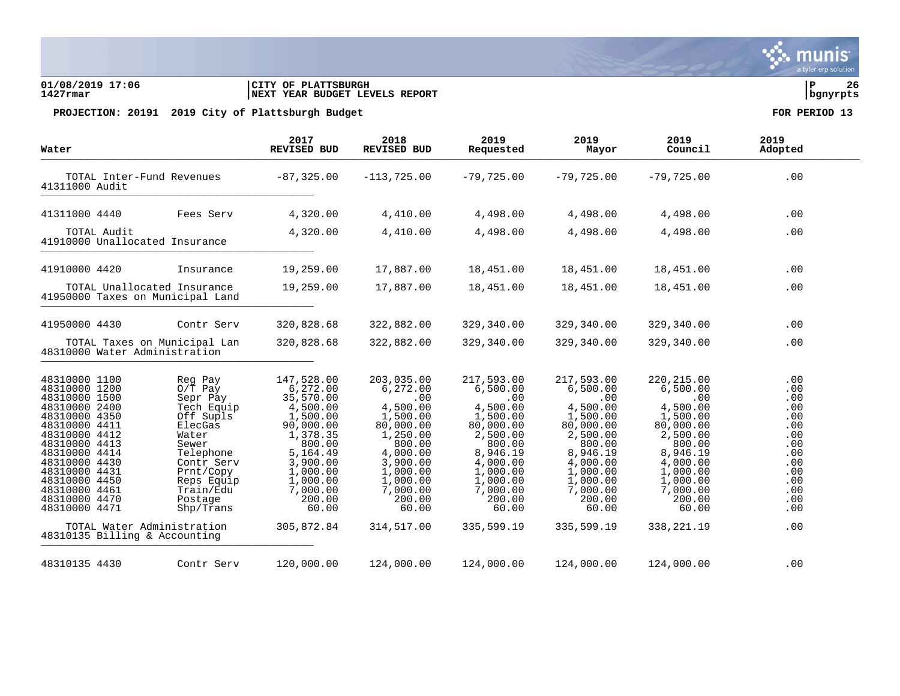**01/08/2019 17:06** | **CITY OF PLATTSBURGH** | **P 26**
**1427rmar** | **NEXT YEAR BUDGET LEVELS REPORT** | **bgnyrpts**

**PROJECTION: 20191 2019 City of Plattsburgh Budget** **FOR PERIOD 13**

| Water | | 2017 REVISED BUD | 2018 REVISED BUD | 2019 Requested | 2019 Mayor | 2019 Council | 2019 Adopted |
|---|---|---|---|---|---|---|---|
| TOTAL Inter-Fund Revenues | | -87,325.00 | -113,725.00 | -79,725.00 | -79,725.00 | -79,725.00 | .00 |
| 41311000 Audit | | | | | | | |
| 41311000 4440 | Fees Serv | 4,320.00 | 4,410.00 | 4,498.00 | 4,498.00 | 4,498.00 | .00 |
| TOTAL Audit | | 4,320.00 | 4,410.00 | 4,498.00 | 4,498.00 | 4,498.00 | .00 |
| 41910000 Unallocated Insurance | | | | | | | |
| 41910000 4420 | Insurance | 19,259.00 | 17,887.00 | 18,451.00 | 18,451.00 | 18,451.00 | .00 |
| TOTAL Unallocated Insurance | | 19,259.00 | 17,887.00 | 18,451.00 | 18,451.00 | 18,451.00 | .00 |
| 41950000 Taxes on Municipal Land | | | | | | | |
| 41950000 4430 | Contr Serv | 320,828.68 | 322,882.00 | 329,340.00 | 329,340.00 | 329,340.00 | .00 |
| TOTAL Taxes on Municipal Lan | | 320,828.68 | 322,882.00 | 329,340.00 | 329,340.00 | 329,340.00 | .00 |
| 48310000 Water Administration | | | | | | | |
| 48310000 1100 | Reg Pay | 147,528.00 | 203,035.00 | 217,593.00 | 217,593.00 | 220,215.00 | .00 |
| 48310000 1200 | O/T Pay | 6,272.00 | 6,272.00 | 6,500.00 | 6,500.00 | 6,500.00 | .00 |
| 48310000 1500 | Sepr Pay | 35,570.00 | .00 | .00 | .00 | .00 | .00 |
| 48310000 2400 | Tech Equip | 4,500.00 | 4,500.00 | 4,500.00 | 4,500.00 | 4,500.00 | .00 |
| 48310000 4350 | Off Supls | 1,500.00 | 1,500.00 | 1,500.00 | 1,500.00 | 1,500.00 | .00 |
| 48310000 4411 | ElecGas | 90,000.00 | 80,000.00 | 80,000.00 | 80,000.00 | 80,000.00 | .00 |
| 48310000 4412 | Water | 1,378.35 | 1,250.00 | 2,500.00 | 2,500.00 | 2,500.00 | .00 |
| 48310000 4413 | Sewer | 800.00 | 800.00 | 800.00 | 800.00 | 800.00 | .00 |
| 48310000 4414 | Telephone | 5,164.49 | 4,000.00 | 8,946.19 | 8,946.19 | 8,946.19 | .00 |
| 48310000 4430 | Contr Serv | 3,900.00 | 3,900.00 | 4,000.00 | 4,000.00 | 4,000.00 | .00 |
| 48310000 4431 | Prnt/Copy | 1,000.00 | 1,000.00 | 1,000.00 | 1,000.00 | 1,000.00 | .00 |
| 48310000 4450 | Reps Equip | 1,000.00 | 1,000.00 | 1,000.00 | 1,000.00 | 1,000.00 | .00 |
| 48310000 4461 | Train/Edu | 7,000.00 | 7,000.00 | 7,000.00 | 7,000.00 | 7,000.00 | .00 |
| 48310000 4470 | Postage | 200.00 | 200.00 | 200.00 | 200.00 | 200.00 | .00 |
| 48310000 4471 | Shp/Trans | 60.00 | 60.00 | 60.00 | 60.00 | 60.00 | .00 |
| TOTAL Water Administration | | 305,872.84 | 314,517.00 | 335,599.19 | 335,599.19 | 338,221.19 | .00 |
| 48310135 Billing & Accounting | | | | | | | |
| 48310135 4430 | Contr Serv | 120,000.00 | 124,000.00 | 124,000.00 | 124,000.00 | 124,000.00 | .00 |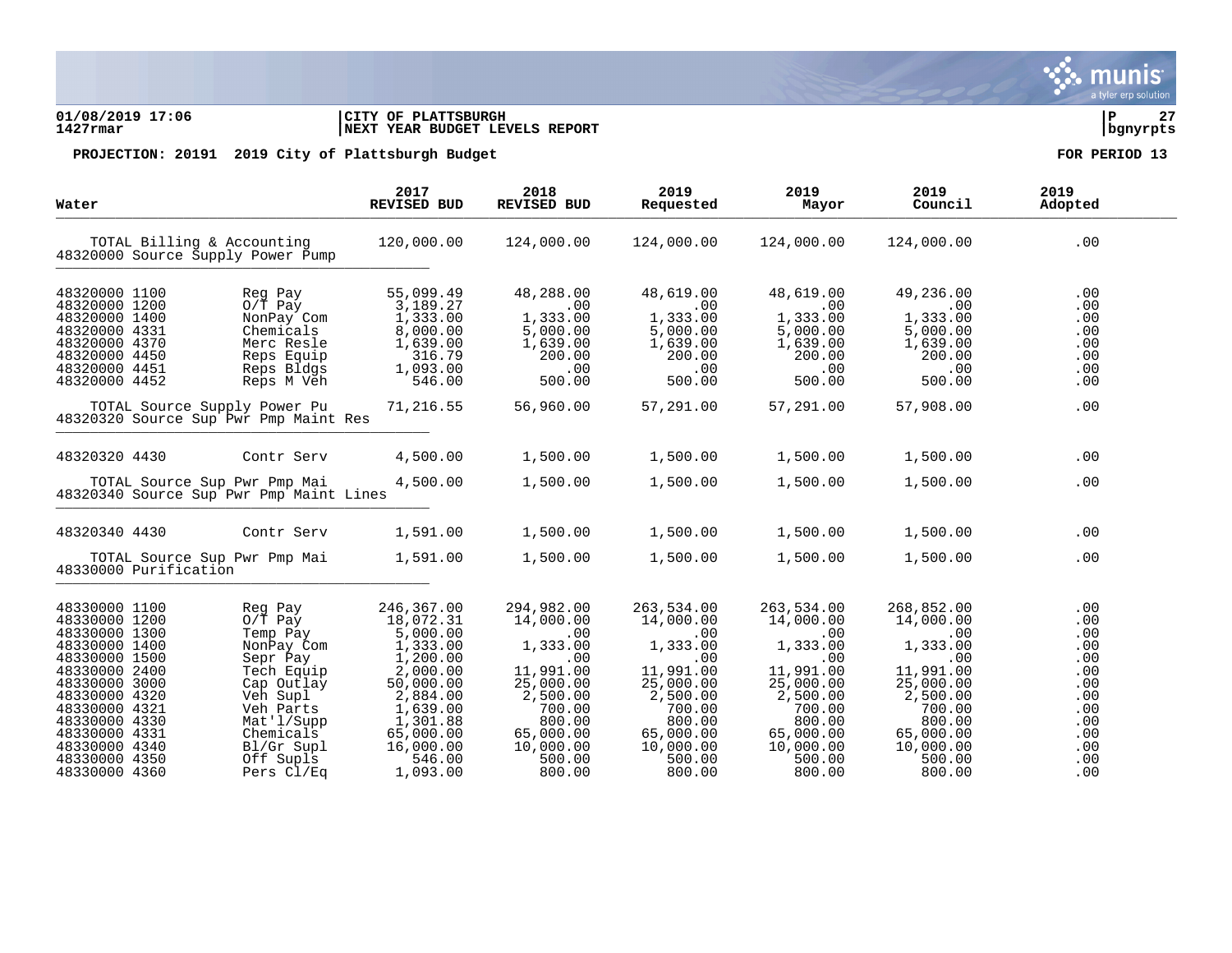**01/08/2019 17:06** | **CITY OF PLATTSBURGH** | **P 27**
**1427rmar** | **NEXT YEAR BUDGET LEVELS REPORT** | **bgnyrpts**

**PROJECTION: 20191 2019 City of Plattsburgh Budget** — **FOR PERIOD 13**

| Water | | 2017 REVISED BUD | 2018 REVISED BUD | 2019 Requested | 2019 Mayor | 2019 Council | 2019 Adopted |
|---|---|---|---|---|---|---|---|
| TOTAL Billing & Accounting | | 120,000.00 | 124,000.00 | 124,000.00 | 124,000.00 | 124,000.00 | .00 |
| **48320000 Source Supply Power Pump** | | | | | | | |
| 48320000 1100 | Reg Pay | 55,099.49 | 48,288.00 | 48,619.00 | 48,619.00 | 49,236.00 | .00 |
| 48320000 1200 | O/T Pay | 3,189.27 | .00 | .00 | .00 | .00 | .00 |
| 48320000 1400 | NonPay Com | 1,333.00 | 1,333.00 | 1,333.00 | 1,333.00 | 1,333.00 | .00 |
| 48320000 4331 | Chemicals | 8,000.00 | 5,000.00 | 5,000.00 | 5,000.00 | 5,000.00 | .00 |
| 48320000 4370 | Merc Resle | 1,639.00 | 1,639.00 | 1,639.00 | 1,639.00 | 1,639.00 | .00 |
| 48320000 4450 | Reps Equip | 316.79 | 200.00 | 200.00 | 200.00 | 200.00 | .00 |
| 48320000 4451 | Reps Bldgs | 1,093.00 | .00 | .00 | .00 | .00 | .00 |
| 48320000 4452 | Reps M Veh | 546.00 | 500.00 | 500.00 | 500.00 | 500.00 | .00 |
| TOTAL Source Supply Power Pu | | 71,216.55 | 56,960.00 | 57,291.00 | 57,291.00 | 57,908.00 | .00 |
| **48320320 Source Sup Pwr Pmp Maint Res** | | | | | | | |
| 48320320 4430 | Contr Serv | 4,500.00 | 1,500.00 | 1,500.00 | 1,500.00 | 1,500.00 | .00 |
| TOTAL Source Sup Pwr Pmp Mai | | 4,500.00 | 1,500.00 | 1,500.00 | 1,500.00 | 1,500.00 | .00 |
| **48320340 Source Sup Pwr Pmp Maint Lines** | | | | | | | |
| 48320340 4430 | Contr Serv | 1,591.00 | 1,500.00 | 1,500.00 | 1,500.00 | 1,500.00 | .00 |
| TOTAL Source Sup Pwr Pmp Mai | | 1,591.00 | 1,500.00 | 1,500.00 | 1,500.00 | 1,500.00 | .00 |
| **48330000 Purification** | | | | | | | |
| 48330000 1100 | Reg Pay | 246,367.00 | 294,982.00 | 263,534.00 | 263,534.00 | 268,852.00 | .00 |
| 48330000 1200 | O/T Pay | 18,072.31 | 14,000.00 | 14,000.00 | 14,000.00 | 14,000.00 | .00 |
| 48330000 1300 | Temp Pay | 5,000.00 | .00 | .00 | .00 | .00 | .00 |
| 48330000 1400 | NonPay Com | 1,333.00 | 1,333.00 | 1,333.00 | 1,333.00 | 1,333.00 | .00 |
| 48330000 1500 | Sepr Pay | 1,200.00 | .00 | .00 | .00 | .00 | .00 |
| 48330000 2400 | Tech Equip | 2,000.00 | 11,991.00 | 11,991.00 | 11,991.00 | 11,991.00 | .00 |
| 48330000 3000 | Cap Outlay | 50,000.00 | 25,000.00 | 25,000.00 | 25,000.00 | 25,000.00 | .00 |
| 48330000 4320 | Veh Supl | 2,884.00 | 2,500.00 | 2,500.00 | 2,500.00 | 2,500.00 | .00 |
| 48330000 4321 | Veh Parts | 1,639.00 | 700.00 | 700.00 | 700.00 | 700.00 | .00 |
| 48330000 4330 | Mat'l/Supp | 1,301.88 | 800.00 | 800.00 | 800.00 | 800.00 | .00 |
| 48330000 4331 | Chemicals | 65,000.00 | 65,000.00 | 65,000.00 | 65,000.00 | 65,000.00 | .00 |
| 48330000 4340 | Bl/Gr Supl | 16,000.00 | 10,000.00 | 10,000.00 | 10,000.00 | 10,000.00 | .00 |
| 48330000 4350 | Off Supls | 546.00 | 500.00 | 500.00 | 500.00 | 500.00 | .00 |
| 48330000 4360 | Pers Cl/Eq | 1,093.00 | 800.00 | 800.00 | 800.00 | 800.00 | .00 |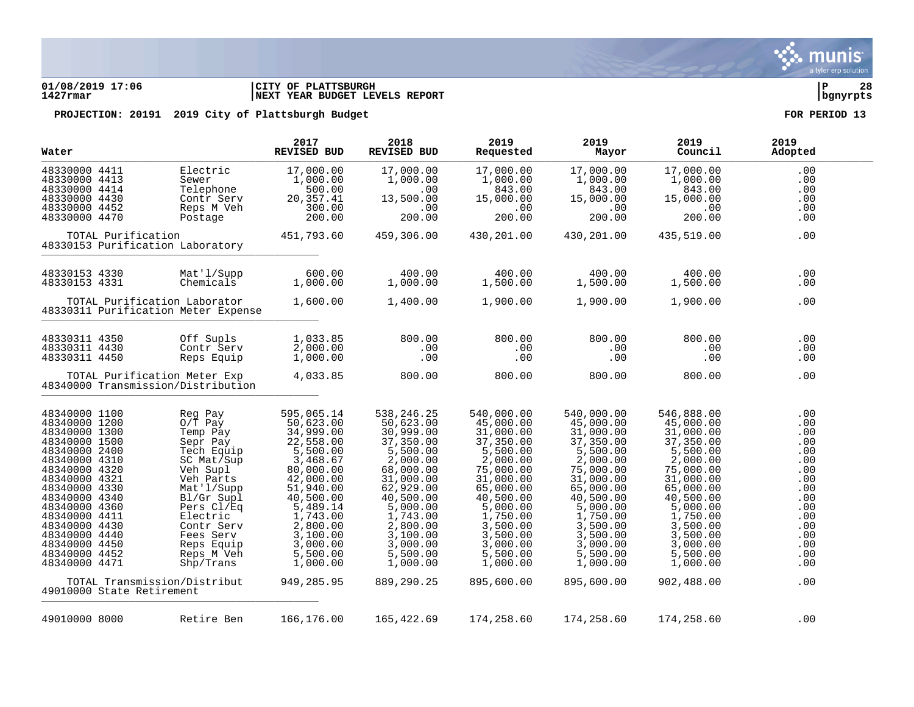**01/08/2019 17:06** | **CITY OF PLATTSBURGH** | **P 28**
**1427rmar** | **NEXT YEAR BUDGET LEVELS REPORT** | **bgnyrpts**

**PROJECTION: 20191 2019 City of Plattsburgh Budget** **FOR PERIOD 13**

| Water | | 2017 REVISED BUD | 2018 REVISED BUD | 2019 Requested | 2019 Mayor | 2019 Council | 2019 Adopted |
|---|---|---|---|---|---|---|---|
| 48330000 4411 | Electric | 17,000.00 | 17,000.00 | 17,000.00 | 17,000.00 | 17,000.00 | .00 |
| 48330000 4413 | Sewer | 1,000.00 | 1,000.00 | 1,000.00 | 1,000.00 | 1,000.00 | .00 |
| 48330000 4414 | Telephone | 500.00 | .00 | 843.00 | 843.00 | 843.00 | .00 |
| 48330000 4430 | Contr Serv | 20,357.41 | 13,500.00 | 15,000.00 | 15,000.00 | 15,000.00 | .00 |
| 48330000 4452 | Reps M Veh | 300.00 | .00 | .00 | .00 | .00 | .00 |
| 48330000 4470 | Postage | 200.00 | 200.00 | 200.00 | 200.00 | 200.00 | .00 |
| TOTAL Purification | | 451,793.60 | 459,306.00 | 430,201.00 | 430,201.00 | 435,519.00 | .00 |
| **48330153 Purification Laboratory** | | | | | | | |
| 48330153 4330 | Mat'l/Supp | 600.00 | 400.00 | 400.00 | 400.00 | 400.00 | .00 |
| 48330153 4331 | Chemicals | 1,000.00 | 1,000.00 | 1,500.00 | 1,500.00 | 1,500.00 | .00 |
| TOTAL Purification Laborator | | 1,600.00 | 1,400.00 | 1,900.00 | 1,900.00 | 1,900.00 | .00 |
| **48330311 Purification Meter Expense** | | | | | | | |
| 48330311 4350 | Off Supls | 1,033.85 | 800.00 | 800.00 | 800.00 | 800.00 | .00 |
| 48330311 4430 | Contr Serv | 2,000.00 | .00 | .00 | .00 | .00 | .00 |
| 48330311 4450 | Reps Equip | 1,000.00 | .00 | .00 | .00 | .00 | .00 |
| TOTAL Purification Meter Exp | | 4,033.85 | 800.00 | 800.00 | 800.00 | 800.00 | .00 |
| **48340000 Transmission/Distribution** | | | | | | | |
| 48340000 1100 | Reg Pay | 595,065.14 | 538,246.25 | 540,000.00 | 540,000.00 | 546,888.00 | .00 |
| 48340000 1200 | O/T Pay | 50,623.00 | 50,623.00 | 45,000.00 | 45,000.00 | 45,000.00 | .00 |
| 48340000 1300 | Temp Pay | 34,999.00 | 30,999.00 | 31,000.00 | 31,000.00 | 31,000.00 | .00 |
| 48340000 1500 | Sepr Pay | 22,558.00 | 37,350.00 | 37,350.00 | 37,350.00 | 37,350.00 | .00 |
| 48340000 2400 | Tech Equip | 5,500.00 | 5,500.00 | 5,500.00 | 5,500.00 | 5,500.00 | .00 |
| 48340000 4310 | SC Mat/Sup | 3,468.67 | 2,000.00 | 2,000.00 | 2,000.00 | 2,000.00 | .00 |
| 48340000 4320 | Veh Supl | 80,000.00 | 68,000.00 | 75,000.00 | 75,000.00 | 75,000.00 | .00 |
| 48340000 4321 | Veh Parts | 42,000.00 | 31,000.00 | 31,000.00 | 31,000.00 | 31,000.00 | .00 |
| 48340000 4330 | Mat'l/Supp | 51,940.00 | 62,929.00 | 65,000.00 | 65,000.00 | 65,000.00 | .00 |
| 48340000 4340 | Bl/Gr Supl | 40,500.00 | 40,500.00 | 40,500.00 | 40,500.00 | 40,500.00 | .00 |
| 48340000 4360 | Pers Cl/Eq | 5,489.14 | 5,000.00 | 5,000.00 | 5,000.00 | 5,000.00 | .00 |
| 48340000 4411 | Electric | 1,743.00 | 1,743.00 | 1,750.00 | 1,750.00 | 1,750.00 | .00 |
| 48340000 4430 | Contr Serv | 2,800.00 | 2,800.00 | 3,500.00 | 3,500.00 | 3,500.00 | .00 |
| 48340000 4440 | Fees Serv | 3,100.00 | 3,100.00 | 3,500.00 | 3,500.00 | 3,500.00 | .00 |
| 48340000 4450 | Reps Equip | 3,000.00 | 3,000.00 | 3,000.00 | 3,000.00 | 3,000.00 | .00 |
| 48340000 4452 | Reps M Veh | 5,500.00 | 5,500.00 | 5,500.00 | 5,500.00 | 5,500.00 | .00 |
| 48340000 4471 | Shp/Trans | 1,000.00 | 1,000.00 | 1,000.00 | 1,000.00 | 1,000.00 | .00 |
| TOTAL Transmission/Distribut | | 949,285.95 | 889,290.25 | 895,600.00 | 895,600.00 | 902,488.00 | .00 |
| **49010000 State Retirement** | | | | | | | |
| 49010000 8000 | Retire Ben | 166,176.00 | 165,422.69 | 174,258.60 | 174,258.60 | 174,258.60 | .00 |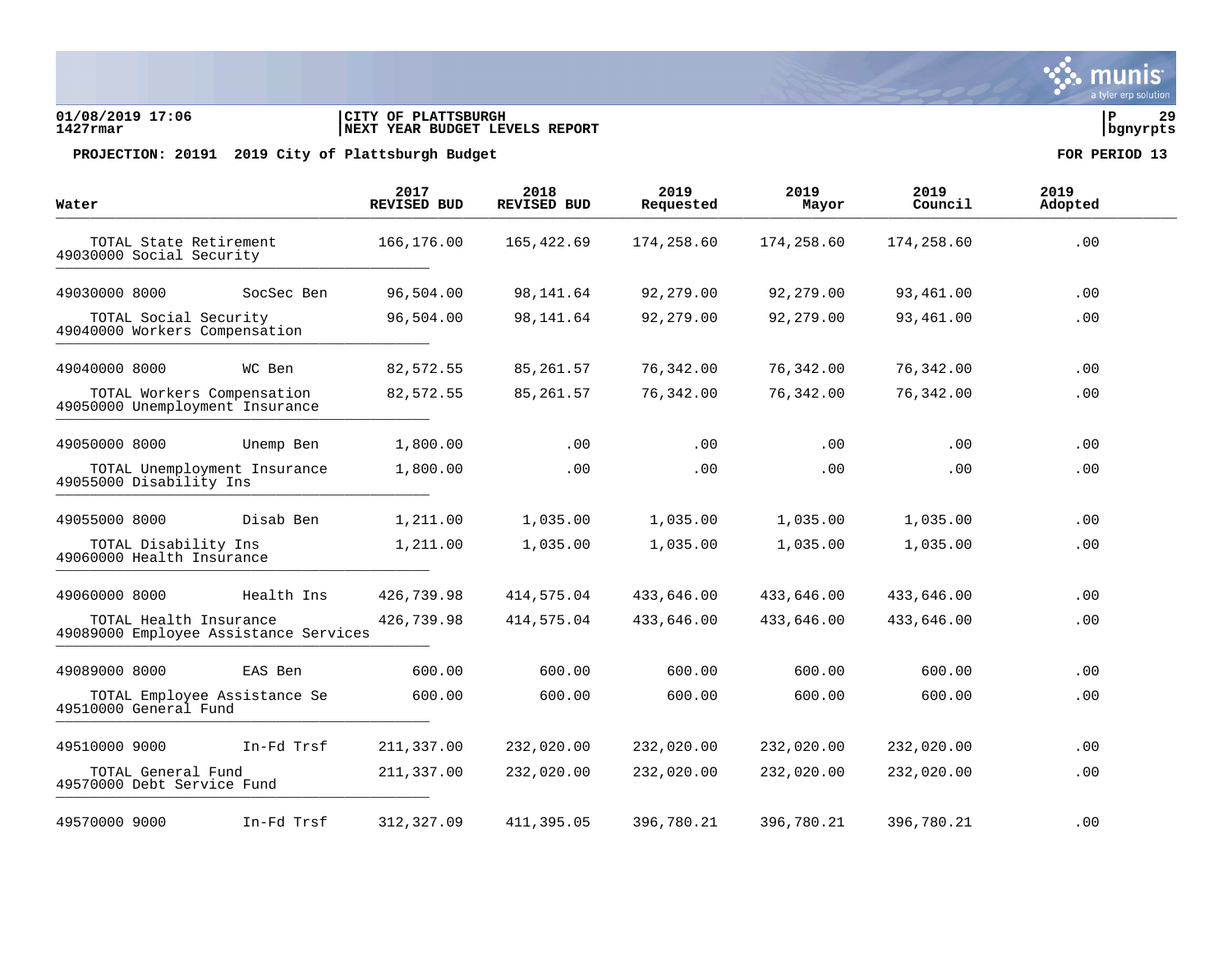**01/08/2019 17:06** | **CITY OF PLATTSBURGH**
**1427rmar** | **NEXT YEAR BUDGET LEVELS REPORT**

**PROJECTION: 20191 2019 City of Plattsburgh Budget** — **FOR PERIOD 13**

| Water | | 2017 REVISED BUD | 2018 REVISED BUD | 2019 Requested | 2019 Mayor | 2019 Council | 2019 Adopted |
|---|---|---|---|---|---|---|---|
| TOTAL State Retirement | | 166,176.00 | 165,422.69 | 174,258.60 | 174,258.60 | 174,258.60 | .00 |
| 49030000 Social Security | | | | | | | |
| 49030000 8000 | SocSec Ben | 96,504.00 | 98,141.64 | 92,279.00 | 92,279.00 | 93,461.00 | .00 |
| TOTAL Social Security | | 96,504.00 | 98,141.64 | 92,279.00 | 92,279.00 | 93,461.00 | .00 |
| 49040000 Workers Compensation | | | | | | | |
| 49040000 8000 | WC Ben | 82,572.55 | 85,261.57 | 76,342.00 | 76,342.00 | 76,342.00 | .00 |
| TOTAL Workers Compensation | | 82,572.55 | 85,261.57 | 76,342.00 | 76,342.00 | 76,342.00 | .00 |
| 49050000 Unemployment Insurance | | | | | | | |
| 49050000 8000 | Unemp Ben | 1,800.00 | .00 | .00 | .00 | .00 | .00 |
| TOTAL Unemployment Insurance | | 1,800.00 | .00 | .00 | .00 | .00 | .00 |
| 49055000 Disability Ins | | | | | | | |
| 49055000 8000 | Disab Ben | 1,211.00 | 1,035.00 | 1,035.00 | 1,035.00 | 1,035.00 | .00 |
| TOTAL Disability Ins | | 1,211.00 | 1,035.00 | 1,035.00 | 1,035.00 | 1,035.00 | .00 |
| 49060000 Health Insurance | | | | | | | |
| 49060000 8000 | Health Ins | 426,739.98 | 414,575.04 | 433,646.00 | 433,646.00 | 433,646.00 | .00 |
| TOTAL Health Insurance | | 426,739.98 | 414,575.04 | 433,646.00 | 433,646.00 | 433,646.00 | .00 |
| 49089000 Employee Assistance Services | | | | | | | |
| 49089000 8000 | EAS Ben | 600.00 | 600.00 | 600.00 | 600.00 | 600.00 | .00 |
| TOTAL Employee Assistance Se | | 600.00 | 600.00 | 600.00 | 600.00 | 600.00 | .00 |
| 49510000 General Fund | | | | | | | |
| 49510000 9000 | In-Fd Trsf | 211,337.00 | 232,020.00 | 232,020.00 | 232,020.00 | 232,020.00 | .00 |
| TOTAL General Fund | | 211,337.00 | 232,020.00 | 232,020.00 | 232,020.00 | 232,020.00 | .00 |
| 49570000 Debt Service Fund | | | | | | | |
| 49570000 9000 | In-Fd Trsf | 312,327.09 | 411,395.05 | 396,780.21 | 396,780.21 | 396,780.21 | .00 |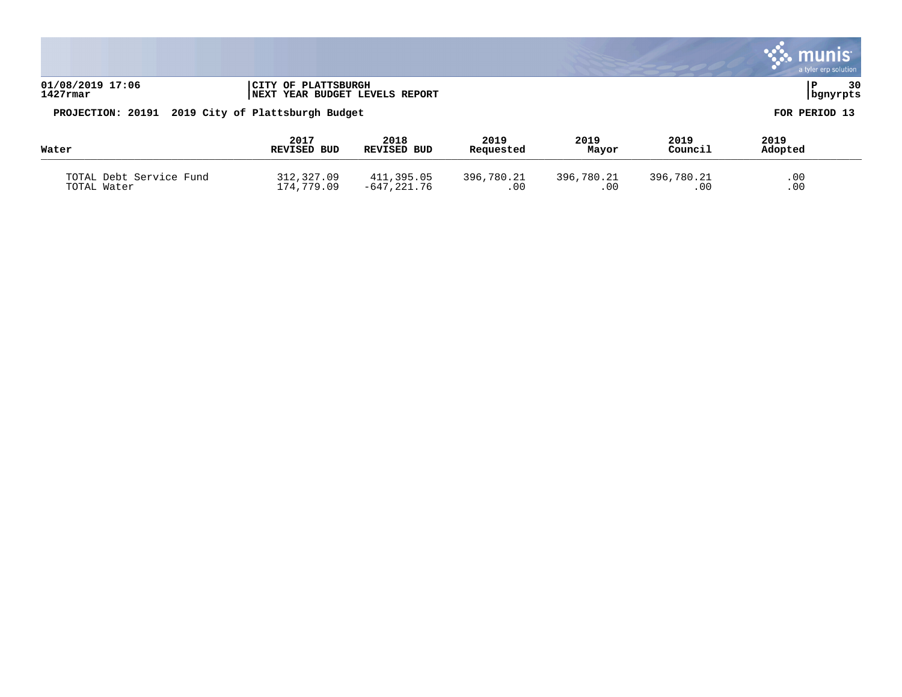**CITY OF PLATTSBURGH**
**NEXT YEAR BUDGET LEVELS REPORT**

**PROJECTION: 20191 2019 City of Plattsburgh Budget** **FOR PERIOD 13**

| Water | 2017 REVISED BUD | 2018 REVISED BUD | 2019 Requested | 2019 Mayor | 2019 Council | 2019 Adopted |
|---|---|---|---|---|---|---|
| TOTAL Debt Service Fund | 312,327.09 | 411,395.05 | 396,780.21 | 396,780.21 | 396,780.21 | .00 |
| TOTAL Water | 174,779.09 | -647,221.76 | .00 | .00 | .00 | .00 |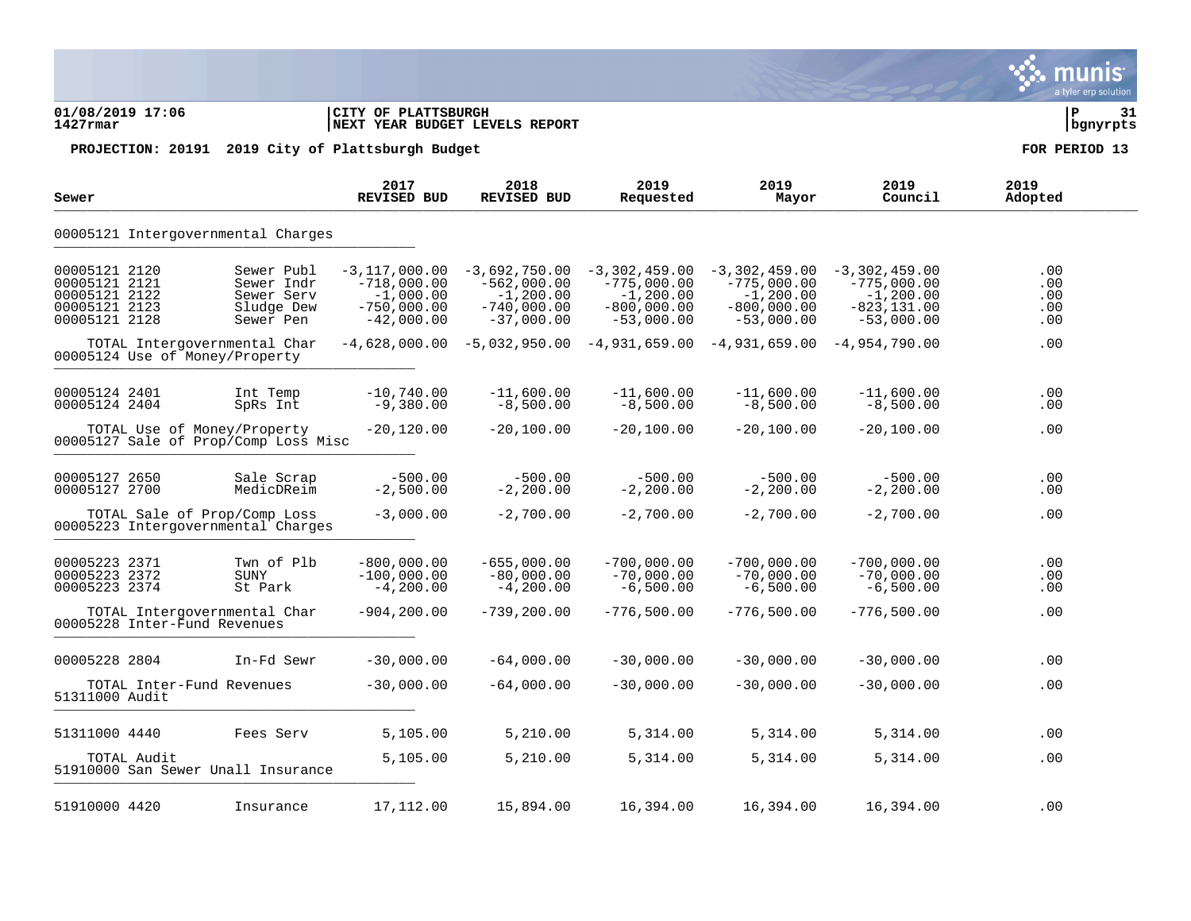01/08/2019 17:06 | **CITY OF PLATTSBURGH**
1427rmar | **NEXT YEAR BUDGET LEVELS REPORT**

**PROJECTION: 20191 2019 City of Plattsburgh Budget** — **FOR PERIOD 13**

| Sewer | | 2017 REVISED BUD | 2018 REVISED BUD | 2019 Requested | 2019 Mayor | 2019 Council | 2019 Adopted |
|---|---|---|---|---|---|---|---|
| **00005121 Intergovernmental Charges** | | | | | | | |
| 00005121 2120 | Sewer Publ | -3,117,000.00 | -3,692,750.00 | -3,302,459.00 | -3,302,459.00 | -3,302,459.00 | .00 |
| 00005121 2121 | Sewer Indr | -718,000.00 | -562,000.00 | -775,000.00 | -775,000.00 | -775,000.00 | .00 |
| 00005121 2122 | Sewer Serv | -1,000.00 | -1,200.00 | -1,200.00 | -1,200.00 | -1,200.00 | .00 |
| 00005121 2123 | Sludge Dew | -750,000.00 | -740,000.00 | -800,000.00 | -800,000.00 | -823,131.00 | .00 |
| 00005121 2128 | Sewer Pen | -42,000.00 | -37,000.00 | -53,000.00 | -53,000.00 | -53,000.00 | .00 |
| TOTAL Intergovernmental Char | | -4,628,000.00 | -5,032,950.00 | -4,931,659.00 | -4,931,659.00 | -4,954,790.00 | .00 |
| **00005124 Use of Money/Property** | | | | | | | |
| 00005124 2401 | Int Temp | -10,740.00 | -11,600.00 | -11,600.00 | -11,600.00 | -11,600.00 | .00 |
| 00005124 2404 | SpRs Int | -9,380.00 | -8,500.00 | -8,500.00 | -8,500.00 | -8,500.00 | .00 |
| TOTAL Use of Money/Property | | -20,120.00 | -20,100.00 | -20,100.00 | -20,100.00 | -20,100.00 | .00 |
| **00005127 Sale of Prop/Comp Loss Misc** | | | | | | | |
| 00005127 2650 | Sale Scrap | -500.00 | -500.00 | -500.00 | -500.00 | -500.00 | .00 |
| 00005127 2700 | MedicDReim | -2,500.00 | -2,200.00 | -2,200.00 | -2,200.00 | -2,200.00 | .00 |
| TOTAL Sale of Prop/Comp Loss | | -3,000.00 | -2,700.00 | -2,700.00 | -2,700.00 | -2,700.00 | .00 |
| **00005223 Intergovernmental Charges** | | | | | | | |
| 00005223 2371 | Twn of Plb | -800,000.00 | -655,000.00 | -700,000.00 | -700,000.00 | -700,000.00 | .00 |
| 00005223 2372 | SUNY | -100,000.00 | -80,000.00 | -70,000.00 | -70,000.00 | -70,000.00 | .00 |
| 00005223 2374 | St Park | -4,200.00 | -4,200.00 | -6,500.00 | -6,500.00 | -6,500.00 | .00 |
| TOTAL Intergovernmental Char | | -904,200.00 | -739,200.00 | -776,500.00 | -776,500.00 | -776,500.00 | .00 |
| **00005228 Inter-Fund Revenues** | | | | | | | |
| 00005228 2804 | In-Fd Sewr | -30,000.00 | -64,000.00 | -30,000.00 | -30,000.00 | -30,000.00 | .00 |
| TOTAL Inter-Fund Revenues | | -30,000.00 | -64,000.00 | -30,000.00 | -30,000.00 | -30,000.00 | .00 |
| **51311000 Audit** | | | | | | | |
| 51311000 4440 | Fees Serv | 5,105.00 | 5,210.00 | 5,314.00 | 5,314.00 | 5,314.00 | .00 |
| TOTAL Audit | | 5,105.00 | 5,210.00 | 5,314.00 | 5,314.00 | 5,314.00 | .00 |
| **51910000 San Sewer Unall Insurance** | | | | | | | |
| 51910000 4420 | Insurance | 17,112.00 | 15,894.00 | 16,394.00 | 16,394.00 | 16,394.00 | .00 |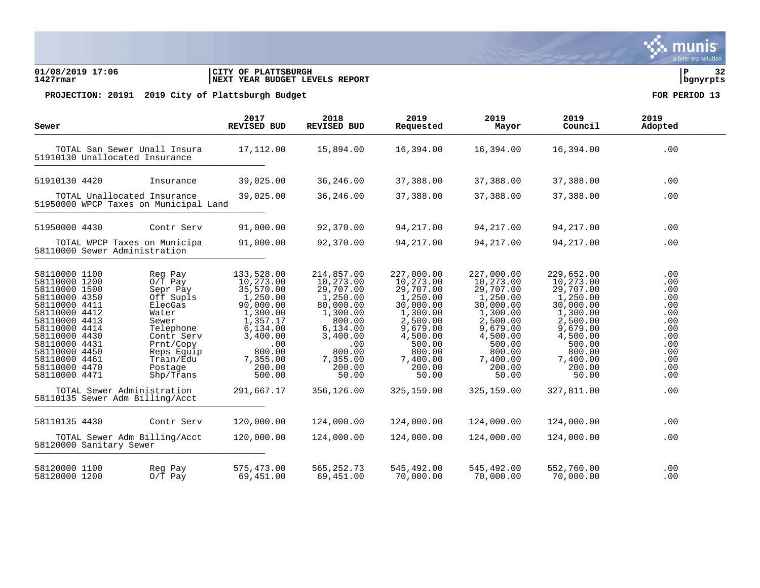01/08/2019 17:06
1427rmar

CITY OF PLATTSBURGH
NEXT YEAR BUDGET LEVELS REPORT

bgnyrpts

**PROJECTION: 20191 2019 City of Plattsburgh Budget** **FOR PERIOD 13**

| Sewer | | 2017 REVISED BUD | 2018 REVISED BUD | 2019 Requested | 2019 Mayor | 2019 Council | 2019 Adopted |
|---|---|---|---|---|---|---|---|
| TOTAL San Sewer Unall Insura | | 17,112.00 | 15,894.00 | 16,394.00 | 16,394.00 | 16,394.00 | .00 |
| 51910130 Unallocated Insurance | | | | | | | |
| 51910130 4420 | Insurance | 39,025.00 | 36,246.00 | 37,388.00 | 37,388.00 | 37,388.00 | .00 |
| TOTAL Unallocated Insurance | | 39,025.00 | 36,246.00 | 37,388.00 | 37,388.00 | 37,388.00 | .00 |
| 51950000 WPCP Taxes on Municipal Land | | | | | | | |
| 51950000 4430 | Contr Serv | 91,000.00 | 92,370.00 | 94,217.00 | 94,217.00 | 94,217.00 | .00 |
| TOTAL WPCP Taxes on Municipa | | 91,000.00 | 92,370.00 | 94,217.00 | 94,217.00 | 94,217.00 | .00 |
| 58110000 Sewer Administration | | | | | | | |
| 58110000 1100 | Reg Pay | 133,528.00 | 214,857.00 | 227,000.00 | 227,000.00 | 229,652.00 | .00 |
| 58110000 1200 | O/T Pay | 10,273.00 | 10,273.00 | 10,273.00 | 10,273.00 | 10,273.00 | .00 |
| 58110000 1500 | Sepr Pay | 35,570.00 | 29,707.00 | 29,707.00 | 29,707.00 | 29,707.00 | .00 |
| 58110000 4350 | Off Supls | 1,250.00 | 1,250.00 | 1,250.00 | 1,250.00 | 1,250.00 | .00 |
| 58110000 4411 | ElecGas | 90,000.00 | 80,000.00 | 30,000.00 | 30,000.00 | 30,000.00 | .00 |
| 58110000 4412 | Water | 1,300.00 | 1,300.00 | 1,300.00 | 1,300.00 | 1,300.00 | .00 |
| 58110000 4413 | Sewer | 1,357.17 | 800.00 | 2,500.00 | 2,500.00 | 2,500.00 | .00 |
| 58110000 4414 | Telephone | 6,134.00 | 6,134.00 | 9,679.00 | 9,679.00 | 9,679.00 | .00 |
| 58110000 4430 | Contr Serv | 3,400.00 | 3,400.00 | 4,500.00 | 4,500.00 | 4,500.00 | .00 |
| 58110000 4431 | Prnt/Copy | .00 | .00 | 500.00 | 500.00 | 500.00 | .00 |
| 58110000 4450 | Reps Equip | 800.00 | 800.00 | 800.00 | 800.00 | 800.00 | .00 |
| 58110000 4461 | Train/Edu | 7,355.00 | 7,355.00 | 7,400.00 | 7,400.00 | 7,400.00 | .00 |
| 58110000 4470 | Postage | 200.00 | 200.00 | 200.00 | 200.00 | 200.00 | .00 |
| 58110000 4471 | Shp/Trans | 500.00 | 50.00 | 50.00 | 50.00 | 50.00 | .00 |
| TOTAL Sewer Administration | | 291,667.17 | 356,126.00 | 325,159.00 | 325,159.00 | 327,811.00 | .00 |
| 58110135 Sewer Adm Billing/Acct | | | | | | | |
| 58110135 4430 | Contr Serv | 120,000.00 | 124,000.00 | 124,000.00 | 124,000.00 | 124,000.00 | .00 |
| TOTAL Sewer Adm Billing/Acct | | 120,000.00 | 124,000.00 | 124,000.00 | 124,000.00 | 124,000.00 | .00 |
| 58120000 Sanitary Sewer | | | | | | | |
| 58120000 1100 | Reg Pay | 575,473.00 | 565,252.73 | 545,492.00 | 545,492.00 | 552,760.00 | .00 |
| 58120000 1200 | O/T Pay | 69,451.00 | 69,451.00 | 70,000.00 | 70,000.00 | 70,000.00 | .00 |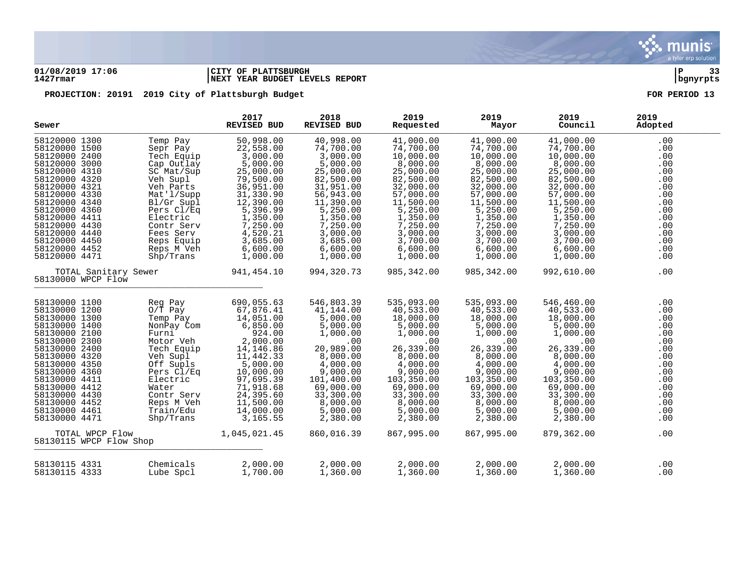**01/08/2019 17:06** | **CITY OF PLATTSBURGH** | **P 33**
**1427rmar** | **NEXT YEAR BUDGET LEVELS REPORT** | **bgnyrpts**

**PROJECTION: 20191 2019 City of Plattsburgh Budget** — **FOR PERIOD 13**

| Sewer | | 2017 REVISED BUD | 2018 REVISED BUD | 2019 Requested | 2019 Mayor | 2019 Council | 2019 Adopted |
|---|---|---|---|---|---|---|---|
| 58120000 1300 | Temp Pay | 50,998.00 | 40,998.00 | 41,000.00 | 41,000.00 | 41,000.00 | .00 |
| 58120000 1500 | Sepr Pay | 22,558.00 | 74,700.00 | 74,700.00 | 74,700.00 | 74,700.00 | .00 |
| 58120000 2400 | Tech Equip | 3,000.00 | 3,000.00 | 10,000.00 | 10,000.00 | 10,000.00 | .00 |
| 58120000 3000 | Cap Outlay | 5,000.00 | 5,000.00 | 8,000.00 | 8,000.00 | 8,000.00 | .00 |
| 58120000 4310 | SC Mat/Sup | 25,000.00 | 25,000.00 | 25,000.00 | 25,000.00 | 25,000.00 | .00 |
| 58120000 4320 | Veh Supl | 79,500.00 | 82,500.00 | 82,500.00 | 82,500.00 | 82,500.00 | .00 |
| 58120000 4321 | Veh Parts | 36,951.00 | 31,951.00 | 32,000.00 | 32,000.00 | 32,000.00 | .00 |
| 58120000 4330 | Mat'l/Supp | 31,330.90 | 56,943.00 | 57,000.00 | 57,000.00 | 57,000.00 | .00 |
| 58120000 4340 | Bl/Gr Supl | 12,390.00 | 11,390.00 | 11,500.00 | 11,500.00 | 11,500.00 | .00 |
| 58120000 4360 | Pers Cl/Eq | 5,396.99 | 5,250.00 | 5,250.00 | 5,250.00 | 5,250.00 | .00 |
| 58120000 4411 | Electric | 1,350.00 | 1,350.00 | 1,350.00 | 1,350.00 | 1,350.00 | .00 |
| 58120000 4430 | Contr Serv | 7,250.00 | 7,250.00 | 7,250.00 | 7,250.00 | 7,250.00 | .00 |
| 58120000 4440 | Fees Serv | 4,520.21 | 3,000.00 | 3,000.00 | 3,000.00 | 3,000.00 | .00 |
| 58120000 4450 | Reps Equip | 3,685.00 | 3,685.00 | 3,700.00 | 3,700.00 | 3,700.00 | .00 |
| 58120000 4452 | Reps M Veh | 6,600.00 | 6,600.00 | 6,600.00 | 6,600.00 | 6,600.00 | .00 |
| 58120000 4471 | Shp/Trans | 1,000.00 | 1,000.00 | 1,000.00 | 1,000.00 | 1,000.00 | .00 |
| TOTAL Sanitary Sewer | | 941,454.10 | 994,320.73 | 985,342.00 | 985,342.00 | 992,610.00 | .00 |
| 58130000 WPCP Flow | | | | | | | |
| 58130000 1100 | Reg Pay | 690,055.63 | 546,803.39 | 535,093.00 | 535,093.00 | 546,460.00 | .00 |
| 58130000 1200 | O/T Pay | 67,876.41 | 41,144.00 | 40,533.00 | 40,533.00 | 40,533.00 | .00 |
| 58130000 1300 | Temp Pay | 14,051.00 | 5,000.00 | 18,000.00 | 18,000.00 | 18,000.00 | .00 |
| 58130000 1400 | NonPay Com | 6,850.00 | 5,000.00 | 5,000.00 | 5,000.00 | 5,000.00 | .00 |
| 58130000 2100 | Furni | 924.00 | 1,000.00 | 1,000.00 | 1,000.00 | 1,000.00 | .00 |
| 58130000 2300 | Motor Veh | 2,000.00 | .00 | .00 | .00 | .00 | .00 |
| 58130000 2400 | Tech Equip | 14,146.86 | 20,989.00 | 26,339.00 | 26,339.00 | 26,339.00 | .00 |
| 58130000 4320 | Veh Supl | 11,442.33 | 8,000.00 | 8,000.00 | 8,000.00 | 8,000.00 | .00 |
| 58130000 4350 | Off Supls | 5,000.00 | 4,000.00 | 4,000.00 | 4,000.00 | 4,000.00 | .00 |
| 58130000 4360 | Pers Cl/Eq | 10,000.00 | 9,000.00 | 9,000.00 | 9,000.00 | 9,000.00 | .00 |
| 58130000 4411 | Electric | 97,695.39 | 101,400.00 | 103,350.00 | 103,350.00 | 103,350.00 | .00 |
| 58130000 4412 | Water | 71,918.68 | 69,000.00 | 69,000.00 | 69,000.00 | 69,000.00 | .00 |
| 58130000 4430 | Contr Serv | 24,395.60 | 33,300.00 | 33,300.00 | 33,300.00 | 33,300.00 | .00 |
| 58130000 4452 | Reps M Veh | 11,500.00 | 8,000.00 | 8,000.00 | 8,000.00 | 8,000.00 | .00 |
| 58130000 4461 | Train/Edu | 14,000.00 | 5,000.00 | 5,000.00 | 5,000.00 | 5,000.00 | .00 |
| 58130000 4471 | Shp/Trans | 3,165.55 | 2,380.00 | 2,380.00 | 2,380.00 | 2,380.00 | .00 |
| TOTAL WPCP Flow | | 1,045,021.45 | 860,016.39 | 867,995.00 | 867,995.00 | 879,362.00 | .00 |
| 58130115 WPCP Flow Shop | | | | | | | |
| 58130115 4331 | Chemicals | 2,000.00 | 2,000.00 | 2,000.00 | 2,000.00 | 2,000.00 | .00 |
| 58130115 4333 | Lube Spcl | 1,700.00 | 1,360.00 | 1,360.00 | 1,360.00 | 1,360.00 | .00 |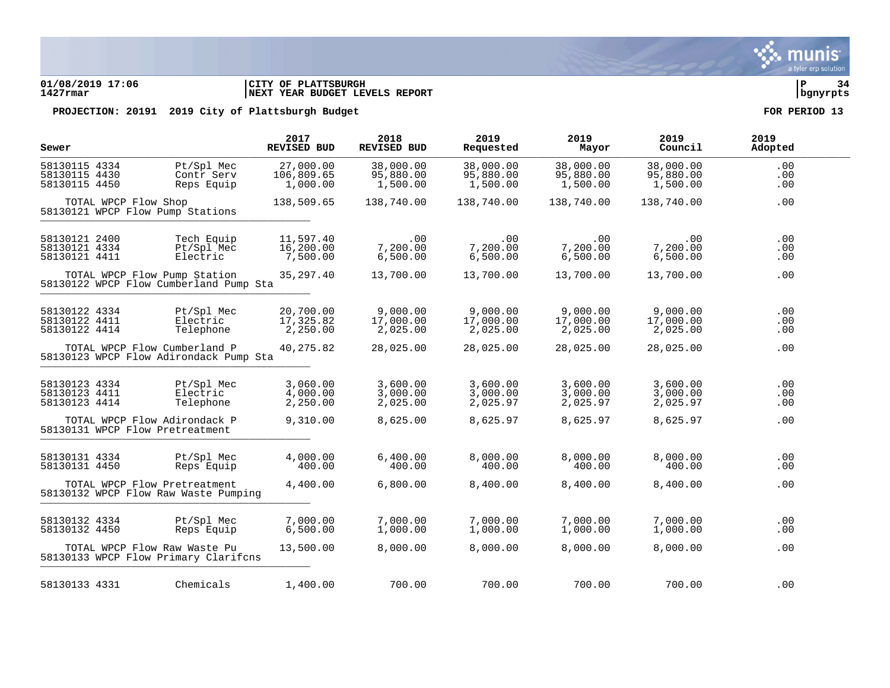01/08/2019 17:06 | CITY OF PLATTSBURGH | P 34
1427rmar | NEXT YEAR BUDGET LEVELS REPORT | bgnyrpts

**PROJECTION: 20191 2019 City of Plattsburgh Budget** **FOR PERIOD 13**

| Sewer | | 2017 REVISED BUD | 2018 REVISED BUD | 2019 Requested | 2019 Mayor | 2019 Council | 2019 Adopted |
|---|---|---|---|---|---|---|---|
| 58130115 4334 | Pt/Spl Mec | 27,000.00 | 38,000.00 | 38,000.00 | 38,000.00 | 38,000.00 | .00 |
| 58130115 4430 | Contr Serv | 106,809.65 | 95,880.00 | 95,880.00 | 95,880.00 | 95,880.00 | .00 |
| 58130115 4450 | Reps Equip | 1,000.00 | 1,500.00 | 1,500.00 | 1,500.00 | 1,500.00 | .00 |
| TOTAL WPCP Flow Shop | | 138,509.65 | 138,740.00 | 138,740.00 | 138,740.00 | 138,740.00 | .00 |
| 58130121 WPCP Flow Pump Stations | | | | | | | |
| 58130121 2400 | Tech Equip | 11,597.40 | .00 | .00 | .00 | .00 | .00 |
| 58130121 4334 | Pt/Spl Mec | 16,200.00 | 7,200.00 | 7,200.00 | 7,200.00 | 7,200.00 | .00 |
| 58130121 4411 | Electric | 7,500.00 | 6,500.00 | 6,500.00 | 6,500.00 | 6,500.00 | .00 |
| TOTAL WPCP Flow Pump Station | | 35,297.40 | 13,700.00 | 13,700.00 | 13,700.00 | 13,700.00 | .00 |
| 58130122 WPCP Flow Cumberland Pump Sta | | | | | | | |
| 58130122 4334 | Pt/Spl Mec | 20,700.00 | 9,000.00 | 9,000.00 | 9,000.00 | 9,000.00 | .00 |
| 58130122 4411 | Electric | 17,325.82 | 17,000.00 | 17,000.00 | 17,000.00 | 17,000.00 | .00 |
| 58130122 4414 | Telephone | 2,250.00 | 2,025.00 | 2,025.00 | 2,025.00 | 2,025.00 | .00 |
| TOTAL WPCP Flow Cumberland P | | 40,275.82 | 28,025.00 | 28,025.00 | 28,025.00 | 28,025.00 | .00 |
| 58130123 WPCP Flow Adirondack Pump Sta | | | | | | | |
| 58130123 4334 | Pt/Spl Mec | 3,060.00 | 3,600.00 | 3,600.00 | 3,600.00 | 3,600.00 | .00 |
| 58130123 4411 | Electric | 4,000.00 | 3,000.00 | 3,000.00 | 3,000.00 | 3,000.00 | .00 |
| 58130123 4414 | Telephone | 2,250.00 | 2,025.00 | 2,025.97 | 2,025.97 | 2,025.97 | .00 |
| TOTAL WPCP Flow Adirondack P | | 9,310.00 | 8,625.00 | 8,625.97 | 8,625.97 | 8,625.97 | .00 |
| 58130131 WPCP Flow Pretreatment | | | | | | | |
| 58130131 4334 | Pt/Spl Mec | 4,000.00 | 6,400.00 | 8,000.00 | 8,000.00 | 8,000.00 | .00 |
| 58130131 4450 | Reps Equip | 400.00 | 400.00 | 400.00 | 400.00 | 400.00 | .00 |
| TOTAL WPCP Flow Pretreatment | | 4,400.00 | 6,800.00 | 8,400.00 | 8,400.00 | 8,400.00 | .00 |
| 58130132 WPCP Flow Raw Waste Pumping | | | | | | | |
| 58130132 4334 | Pt/Spl Mec | 7,000.00 | 7,000.00 | 7,000.00 | 7,000.00 | 7,000.00 | .00 |
| 58130132 4450 | Reps Equip | 6,500.00 | 1,000.00 | 1,000.00 | 1,000.00 | 1,000.00 | .00 |
| TOTAL WPCP Flow Raw Waste Pu | | 13,500.00 | 8,000.00 | 8,000.00 | 8,000.00 | 8,000.00 | .00 |
| 58130133 WPCP Flow Primary Clarifcns | | | | | | | |
| 58130133 4331 | Chemicals | 1,400.00 | 700.00 | 700.00 | 700.00 | 700.00 | .00 |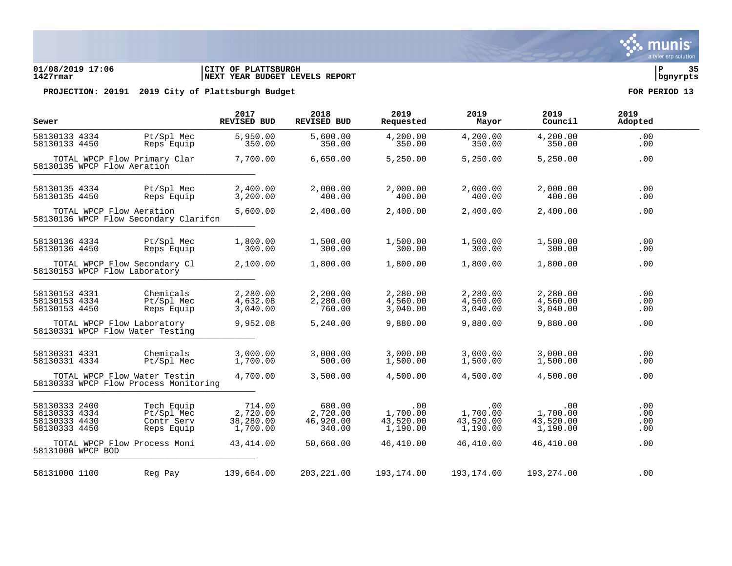**01/08/2019 17:06** | **CITY OF PLATTSBURGH** | **P 35**
**1427rmar** | **NEXT YEAR BUDGET LEVELS REPORT** | **bgnyrpts**

**PROJECTION: 20191 2019 City of Plattsburgh Budget** — **FOR PERIOD 13**

| Sewer | | 2017 REVISED BUD | 2018 REVISED BUD | 2019 Requested | 2019 Mayor | 2019 Council | 2019 Adopted |
|---|---|---|---|---|---|---|---|
| 58130133 4334 | Pt/Spl Mec | 5,950.00 | 5,600.00 | 4,200.00 | 4,200.00 | 4,200.00 | .00 |
| 58130133 4450 | Reps Equip | 350.00 | 350.00 | 350.00 | 350.00 | 350.00 | .00 |
| TOTAL WPCP Flow Primary Clar | | 7,700.00 | 6,650.00 | 5,250.00 | 5,250.00 | 5,250.00 | .00 |
| 58130135 WPCP Flow Aeration | | | | | | | |
| 58130135 4334 | Pt/Spl Mec | 2,400.00 | 2,000.00 | 2,000.00 | 2,000.00 | 2,000.00 | .00 |
| 58130135 4450 | Reps Equip | 3,200.00 | 400.00 | 400.00 | 400.00 | 400.00 | .00 |
| TOTAL WPCP Flow Aeration | | 5,600.00 | 2,400.00 | 2,400.00 | 2,400.00 | 2,400.00 | .00 |
| 58130136 WPCP Flow Secondary Clarifcn | | | | | | | |
| 58130136 4334 | Pt/Spl Mec | 1,800.00 | 1,500.00 | 1,500.00 | 1,500.00 | 1,500.00 | .00 |
| 58130136 4450 | Reps Equip | 300.00 | 300.00 | 300.00 | 300.00 | 300.00 | .00 |
| TOTAL WPCP Flow Secondary Cl | | 2,100.00 | 1,800.00 | 1,800.00 | 1,800.00 | 1,800.00 | .00 |
| 58130153 WPCP Flow Laboratory | | | | | | | |
| 58130153 4331 | Chemicals | 2,280.00 | 2,200.00 | 2,280.00 | 2,280.00 | 2,280.00 | .00 |
| 58130153 4334 | Pt/Spl Mec | 4,632.08 | 2,280.00 | 4,560.00 | 4,560.00 | 4,560.00 | .00 |
| 58130153 4450 | Reps Equip | 3,040.00 | 760.00 | 3,040.00 | 3,040.00 | 3,040.00 | .00 |
| TOTAL WPCP Flow Laboratory | | 9,952.08 | 5,240.00 | 9,880.00 | 9,880.00 | 9,880.00 | .00 |
| 58130331 WPCP Flow Water Testing | | | | | | | |
| 58130331 4331 | Chemicals | 3,000.00 | 3,000.00 | 3,000.00 | 3,000.00 | 3,000.00 | .00 |
| 58130331 4334 | Pt/Spl Mec | 1,700.00 | 500.00 | 1,500.00 | 1,500.00 | 1,500.00 | .00 |
| TOTAL WPCP Flow Water Testin | | 4,700.00 | 3,500.00 | 4,500.00 | 4,500.00 | 4,500.00 | .00 |
| 58130333 WPCP Flow Process Monitoring | | | | | | | |
| 58130333 2400 | Tech Equip | 714.00 | 680.00 | .00 | .00 | .00 | .00 |
| 58130333 4334 | Pt/Spl Mec | 2,720.00 | 2,720.00 | 1,700.00 | 1,700.00 | 1,700.00 | .00 |
| 58130333 4430 | Contr Serv | 38,280.00 | 46,920.00 | 43,520.00 | 43,520.00 | 43,520.00 | .00 |
| 58130333 4450 | Reps Equip | 1,700.00 | 340.00 | 1,190.00 | 1,190.00 | 1,190.00 | .00 |
| TOTAL WPCP Flow Process Moni | | 43,414.00 | 50,660.00 | 46,410.00 | 46,410.00 | 46,410.00 | .00 |
| 58131000 WPCP BOD | | | | | | | |
| 58131000 1100 | Reg Pay | 139,664.00 | 203,221.00 | 193,174.00 | 193,174.00 | 193,274.00 | .00 |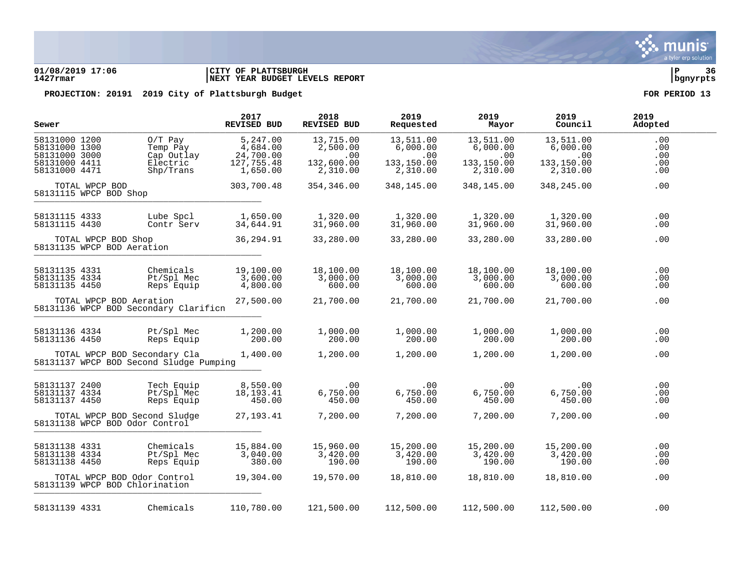**01/08/2019 17:06** | **CITY OF PLATTSBURGH**
**1427rmar** | **NEXT YEAR BUDGET LEVELS REPORT**

**bgnyrpts**

**PROJECTION: 20191 2019 City of Plattsburgh Budget** — **FOR PERIOD 13**

| Sewer | | 2017 REVISED BUD | 2018 REVISED BUD | 2019 Requested | 2019 Mayor | 2019 Council | 2019 Adopted |
|---|---|---|---|---|---|---|---|
| 58131000 1200 | O/T Pay | 5,247.00 | 13,715.00 | 13,511.00 | 13,511.00 | 13,511.00 | .00 |
| 58131000 1300 | Temp Pay | 4,684.00 | 2,500.00 | 6,000.00 | 6,000.00 | 6,000.00 | .00 |
| 58131000 3000 | Cap Outlay | 24,700.00 | .00 | .00 | .00 | .00 | .00 |
| 58131000 4411 | Electric | 127,755.48 | 132,600.00 | 133,150.00 | 133,150.00 | 133,150.00 | .00 |
| 58131000 4471 | Shp/Trans | 1,650.00 | 2,310.00 | 2,310.00 | 2,310.00 | 2,310.00 | .00 |
| TOTAL WPCP BOD | | 303,700.48 | 354,346.00 | 348,145.00 | 348,145.00 | 348,245.00 | .00 |
| **58131115 WPCP BOD Shop** | | | | | | | |
| 58131115 4333 | Lube Spcl | 1,650.00 | 1,320.00 | 1,320.00 | 1,320.00 | 1,320.00 | .00 |
| 58131115 4430 | Contr Serv | 34,644.91 | 31,960.00 | 31,960.00 | 31,960.00 | 31,960.00 | .00 |
| TOTAL WPCP BOD Shop | | 36,294.91 | 33,280.00 | 33,280.00 | 33,280.00 | 33,280.00 | .00 |
| **58131135 WPCP BOD Aeration** | | | | | | | |
| 58131135 4331 | Chemicals | 19,100.00 | 18,100.00 | 18,100.00 | 18,100.00 | 18,100.00 | .00 |
| 58131135 4334 | Pt/Spl Mec | 3,600.00 | 3,000.00 | 3,000.00 | 3,000.00 | 3,000.00 | .00 |
| 58131135 4450 | Reps Equip | 4,800.00 | 600.00 | 600.00 | 600.00 | 600.00 | .00 |
| TOTAL WPCP BOD Aeration | | 27,500.00 | 21,700.00 | 21,700.00 | 21,700.00 | 21,700.00 | .00 |
| **58131136 WPCP BOD Secondary Clarificn** | | | | | | | |
| 58131136 4334 | Pt/Spl Mec | 1,200.00 | 1,000.00 | 1,000.00 | 1,000.00 | 1,000.00 | .00 |
| 58131136 4450 | Reps Equip | 200.00 | 200.00 | 200.00 | 200.00 | 200.00 | .00 |
| TOTAL WPCP BOD Secondary Cla | | 1,400.00 | 1,200.00 | 1,200.00 | 1,200.00 | 1,200.00 | .00 |
| **58131137 WPCP BOD Second Sludge Pumping** | | | | | | | |
| 58131137 2400 | Tech Equip | 8,550.00 | .00 | .00 | .00 | .00 | .00 |
| 58131137 4334 | Pt/Spl Mec | 18,193.41 | 6,750.00 | 6,750.00 | 6,750.00 | 6,750.00 | .00 |
| 58131137 4450 | Reps Equip | 450.00 | 450.00 | 450.00 | 450.00 | 450.00 | .00 |
| TOTAL WPCP BOD Second Sludge | | 27,193.41 | 7,200.00 | 7,200.00 | 7,200.00 | 7,200.00 | .00 |
| **58131138 WPCP BOD Odor Control** | | | | | | | |
| 58131138 4331 | Chemicals | 15,884.00 | 15,960.00 | 15,200.00 | 15,200.00 | 15,200.00 | .00 |
| 58131138 4334 | Pt/Spl Mec | 3,040.00 | 3,420.00 | 3,420.00 | 3,420.00 | 3,420.00 | .00 |
| 58131138 4450 | Reps Equip | 380.00 | 190.00 | 190.00 | 190.00 | 190.00 | .00 |
| TOTAL WPCP BOD Odor Control | | 19,304.00 | 19,570.00 | 18,810.00 | 18,810.00 | 18,810.00 | .00 |
| **58131139 WPCP BOD Chlorination** | | | | | | | |
| 58131139 4331 | Chemicals | 110,780.00 | 121,500.00 | 112,500.00 | 112,500.00 | 112,500.00 | .00 |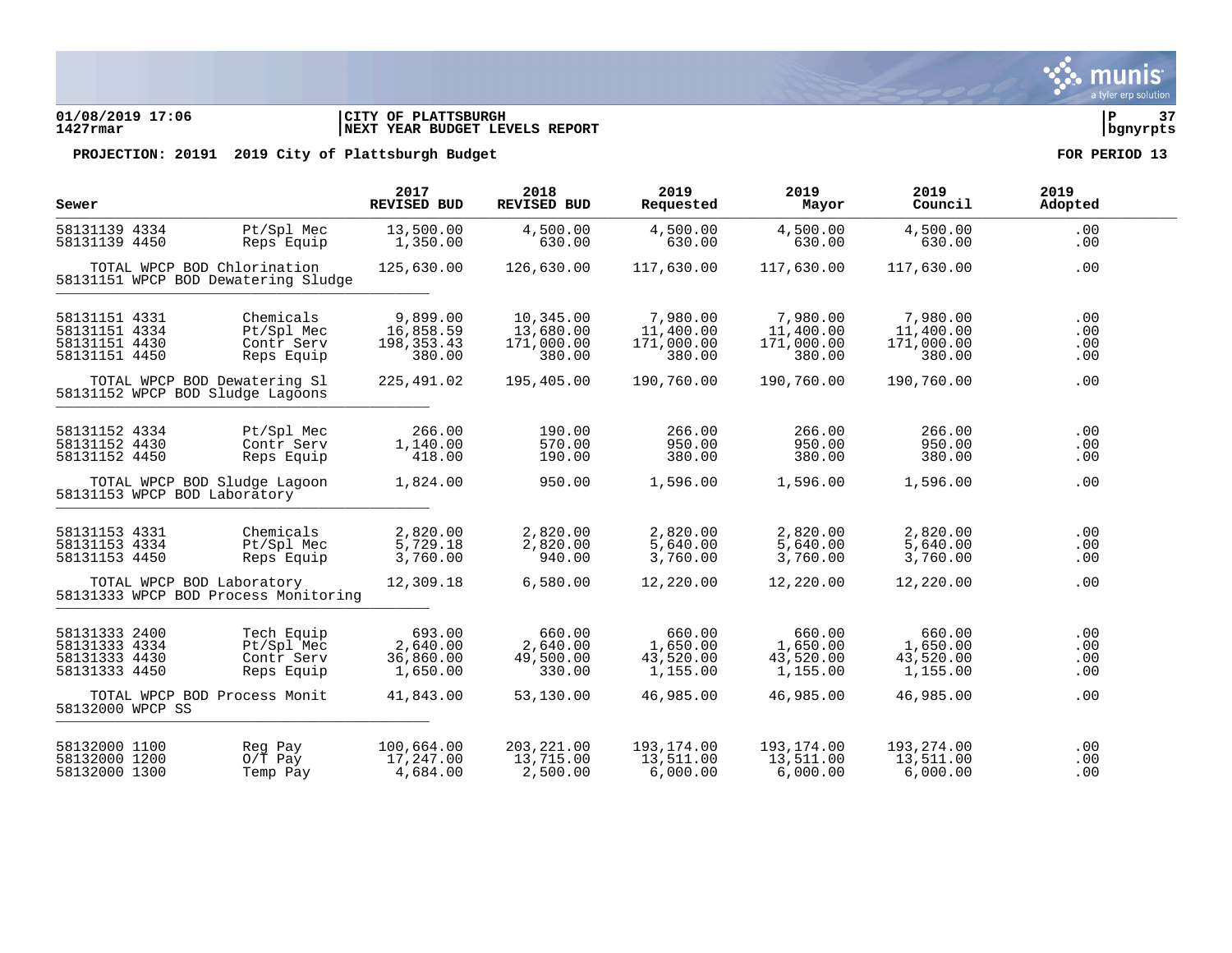**CITY OF PLATTSBURGH**
**NEXT YEAR BUDGET LEVELS REPORT**

01/08/2019 17:06
1427rmar

**PROJECTION: 20191 2019 City of Plattsburgh Budget** — **FOR PERIOD 13**

| Sewer | | 2017 REVISED BUD | 2018 REVISED BUD | 2019 Requested | 2019 Mayor | 2019 Council | 2019 Adopted |
|---|---|---|---|---|---|---|---|
| 58131139 4334 | Pt/Spl Mec | 13,500.00 | 4,500.00 | 4,500.00 | 4,500.00 | 4,500.00 | .00 |
| 58131139 4450 | Reps Equip | 1,350.00 | 630.00 | 630.00 | 630.00 | 630.00 | .00 |
| TOTAL WPCP BOD Chlorination | | 125,630.00 | 126,630.00 | 117,630.00 | 117,630.00 | 117,630.00 | .00 |
| 58131151 WPCP BOD Dewatering Sludge | | | | | | | |
| 58131151 4331 | Chemicals | 9,899.00 | 10,345.00 | 7,980.00 | 7,980.00 | 7,980.00 | .00 |
| 58131151 4334 | Pt/Spl Mec | 16,858.59 | 13,680.00 | 11,400.00 | 11,400.00 | 11,400.00 | .00 |
| 58131151 4430 | Contr Serv | 198,353.43 | 171,000.00 | 171,000.00 | 171,000.00 | 171,000.00 | .00 |
| 58131151 4450 | Reps Equip | 380.00 | 380.00 | 380.00 | 380.00 | 380.00 | .00 |
| TOTAL WPCP BOD Dewatering Sl | | 225,491.02 | 195,405.00 | 190,760.00 | 190,760.00 | 190,760.00 | .00 |
| 58131152 WPCP BOD Sludge Lagoons | | | | | | | |
| 58131152 4334 | Pt/Spl Mec | 266.00 | 190.00 | 266.00 | 266.00 | 266.00 | .00 |
| 58131152 4430 | Contr Serv | 1,140.00 | 570.00 | 950.00 | 950.00 | 950.00 | .00 |
| 58131152 4450 | Reps Equip | 418.00 | 190.00 | 380.00 | 380.00 | 380.00 | .00 |
| TOTAL WPCP BOD Sludge Lagoon | | 1,824.00 | 950.00 | 1,596.00 | 1,596.00 | 1,596.00 | .00 |
| 58131153 WPCP BOD Laboratory | | | | | | | |
| 58131153 4331 | Chemicals | 2,820.00 | 2,820.00 | 2,820.00 | 2,820.00 | 2,820.00 | .00 |
| 58131153 4334 | Pt/Spl Mec | 5,729.18 | 2,820.00 | 5,640.00 | 5,640.00 | 5,640.00 | .00 |
| 58131153 4450 | Reps Equip | 3,760.00 | 940.00 | 3,760.00 | 3,760.00 | 3,760.00 | .00 |
| TOTAL WPCP BOD Laboratory | | 12,309.18 | 6,580.00 | 12,220.00 | 12,220.00 | 12,220.00 | .00 |
| 58131333 WPCP BOD Process Monitoring | | | | | | | |
| 58131333 2400 | Tech Equip | 693.00 | 660.00 | 660.00 | 660.00 | 660.00 | .00 |
| 58131333 4334 | Pt/Spl Mec | 2,640.00 | 2,640.00 | 1,650.00 | 1,650.00 | 1,650.00 | .00 |
| 58131333 4430 | Contr Serv | 36,860.00 | 49,500.00 | 43,520.00 | 43,520.00 | 43,520.00 | .00 |
| 58131333 4450 | Reps Equip | 1,650.00 | 330.00 | 1,155.00 | 1,155.00 | 1,155.00 | .00 |
| TOTAL WPCP BOD Process Monit | | 41,843.00 | 53,130.00 | 46,985.00 | 46,985.00 | 46,985.00 | .00 |
| 58132000 WPCP SS | | | | | | | |
| 58132000 1100 | Reg Pay | 100,664.00 | 203,221.00 | 193,174.00 | 193,174.00 | 193,274.00 | .00 |
| 58132000 1200 | O/T Pay | 17,247.00 | 13,715.00 | 13,511.00 | 13,511.00 | 13,511.00 | .00 |
| 58132000 1300 | Temp Pay | 4,684.00 | 2,500.00 | 6,000.00 | 6,000.00 | 6,000.00 | .00 |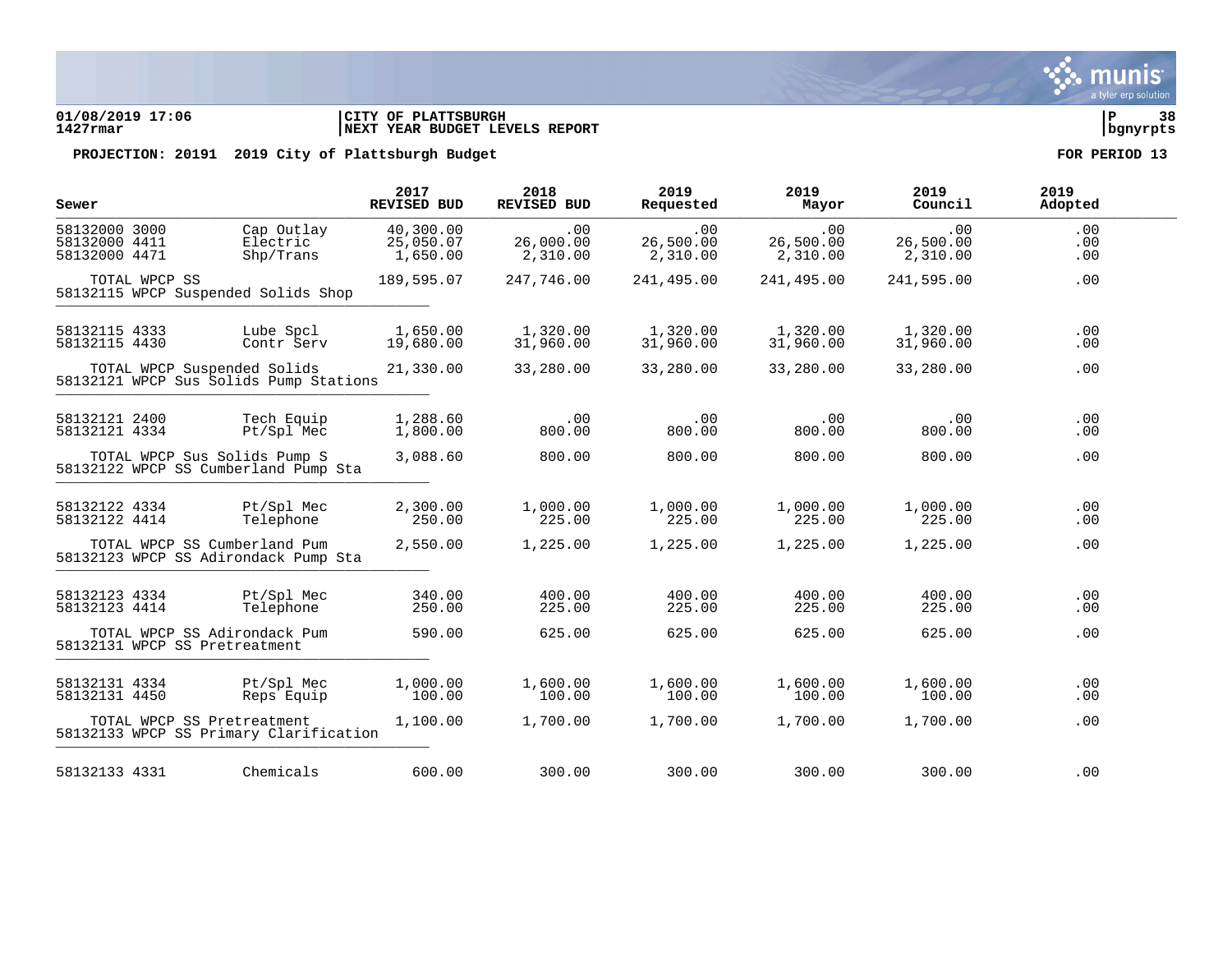01/08/2019 17:06 | CITY OF PLATTSBURGH | P 38
1427rmar | NEXT YEAR BUDGET LEVELS REPORT | bgnyrpts

**PROJECTION: 20191 2019 City of Plattsburgh Budget** **FOR PERIOD 13**

| Sewer | | 2017 REVISED BUD | 2018 REVISED BUD | 2019 Requested | 2019 Mayor | 2019 Council | 2019 Adopted |
|---|---|---|---|---|---|---|---|
| 58132000 3000 | Cap Outlay | 40,300.00 | .00 | .00 | .00 | .00 | .00 |
| 58132000 4411 | Electric | 25,050.07 | 26,000.00 | 26,500.00 | 26,500.00 | 26,500.00 | .00 |
| 58132000 4471 | Shp/Trans | 1,650.00 | 2,310.00 | 2,310.00 | 2,310.00 | 2,310.00 | .00 |
| TOTAL WPCP SS | | 189,595.07 | 247,746.00 | 241,495.00 | 241,495.00 | 241,595.00 | .00 |
| 58132115 WPCP Suspended Solids Shop | | | | | | | |
| 58132115 4333 | Lube Spcl | 1,650.00 | 1,320.00 | 1,320.00 | 1,320.00 | 1,320.00 | .00 |
| 58132115 4430 | Contr Serv | 19,680.00 | 31,960.00 | 31,960.00 | 31,960.00 | 31,960.00 | .00 |
| TOTAL WPCP Suspended Solids | | 21,330.00 | 33,280.00 | 33,280.00 | 33,280.00 | 33,280.00 | .00 |
| 58132121 WPCP Sus Solids Pump Stations | | | | | | | |
| 58132121 2400 | Tech Equip | 1,288.60 | .00 | .00 | .00 | .00 | .00 |
| 58132121 4334 | Pt/Spl Mec | 1,800.00 | 800.00 | 800.00 | 800.00 | 800.00 | .00 |
| TOTAL WPCP Sus Solids Pump S | | 3,088.60 | 800.00 | 800.00 | 800.00 | 800.00 | .00 |
| 58132122 WPCP SS Cumberland Pump Sta | | | | | | | |
| 58132122 4334 | Pt/Spl Mec | 2,300.00 | 1,000.00 | 1,000.00 | 1,000.00 | 1,000.00 | .00 |
| 58132122 4414 | Telephone | 250.00 | 225.00 | 225.00 | 225.00 | 225.00 | .00 |
| TOTAL WPCP SS Cumberland Pum | | 2,550.00 | 1,225.00 | 1,225.00 | 1,225.00 | 1,225.00 | .00 |
| 58132123 WPCP SS Adirondack Pump Sta | | | | | | | |
| 58132123 4334 | Pt/Spl Mec | 340.00 | 400.00 | 400.00 | 400.00 | 400.00 | .00 |
| 58132123 4414 | Telephone | 250.00 | 225.00 | 225.00 | 225.00 | 225.00 | .00 |
| TOTAL WPCP SS Adirondack Pum | | 590.00 | 625.00 | 625.00 | 625.00 | 625.00 | .00 |
| 58132131 WPCP SS Pretreatment | | | | | | | |
| 58132131 4334 | Pt/Spl Mec | 1,000.00 | 1,600.00 | 1,600.00 | 1,600.00 | 1,600.00 | .00 |
| 58132131 4450 | Reps Equip | 100.00 | 100.00 | 100.00 | 100.00 | 100.00 | .00 |
| TOTAL WPCP SS Pretreatment | | 1,100.00 | 1,700.00 | 1,700.00 | 1,700.00 | 1,700.00 | .00 |
| 58132133 WPCP SS Primary Clarification | | | | | | | |
| 58132133 4331 | Chemicals | 600.00 | 300.00 | 300.00 | 300.00 | 300.00 | .00 |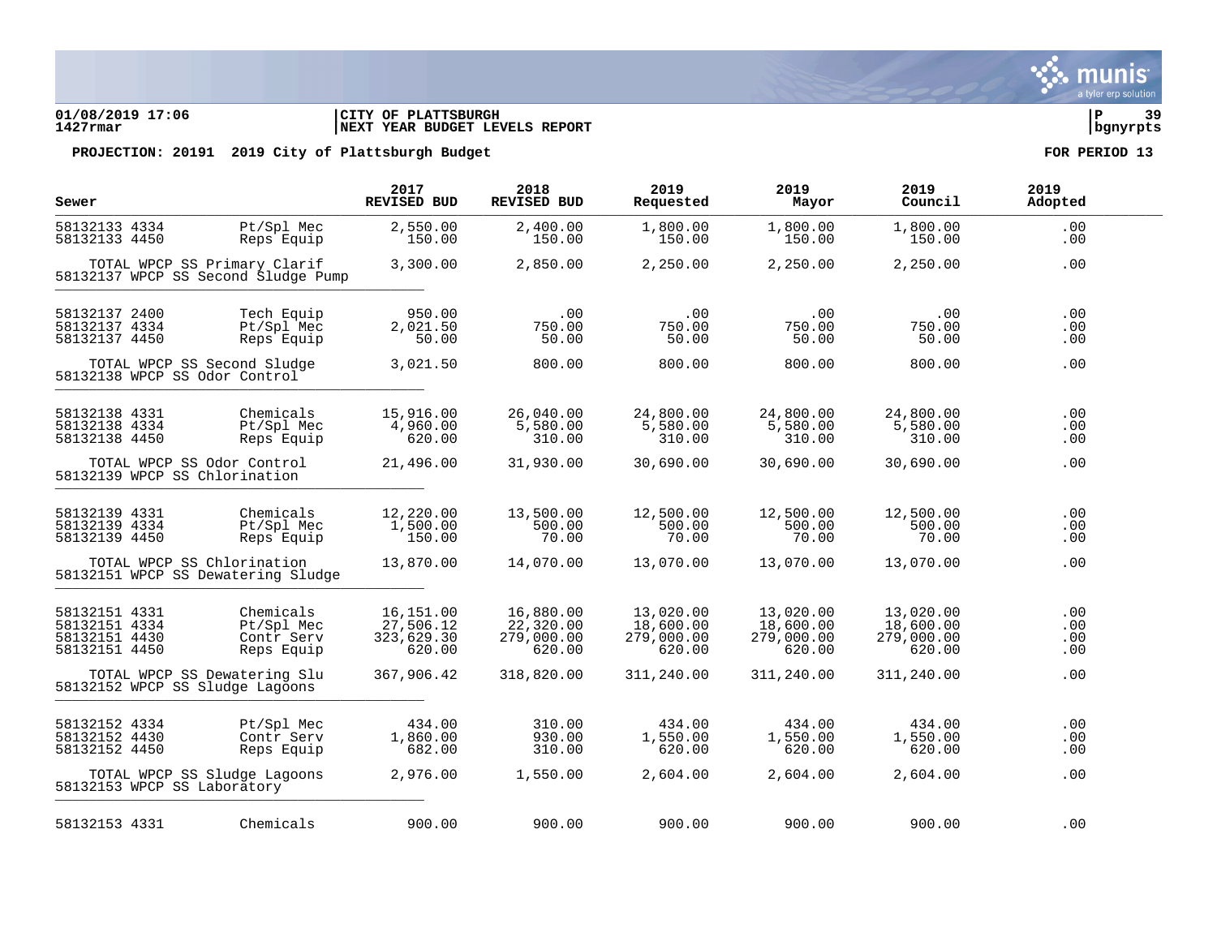**01/08/2019 17:06** | **CITY OF PLATTSBURGH**
**1427rmar** | **NEXT YEAR BUDGET LEVELS REPORT** | **bgnyrpts**

**PROJECTION: 20191 2019 City of Plattsburgh Budget** — **FOR PERIOD 13**

| Sewer | | 2017 REVISED BUD | 2018 REVISED BUD | 2019 Requested | 2019 Mayor | 2019 Council | 2019 Adopted |
|---|---|---|---|---|---|---|---|
| 58132133 4334 | Pt/Spl Mec | 2,550.00 | 2,400.00 | 1,800.00 | 1,800.00 | 1,800.00 | .00 |
| 58132133 4450 | Reps Equip | 150.00 | 150.00 | 150.00 | 150.00 | 150.00 | .00 |
| TOTAL WPCP SS Primary Clarif | | 3,300.00 | 2,850.00 | 2,250.00 | 2,250.00 | 2,250.00 | .00 |
| 58132137 WPCP SS Second Sludge Pump | | | | | | | |
| 58132137 2400 | Tech Equip | 950.00 | .00 | .00 | .00 | .00 | .00 |
| 58132137 4334 | Pt/Spl Mec | 2,021.50 | 750.00 | 750.00 | 750.00 | 750.00 | .00 |
| 58132137 4450 | Reps Equip | 50.00 | 50.00 | 50.00 | 50.00 | 50.00 | .00 |
| TOTAL WPCP SS Second Sludge | | 3,021.50 | 800.00 | 800.00 | 800.00 | 800.00 | .00 |
| 58132138 WPCP SS Odor Control | | | | | | | |
| 58132138 4331 | Chemicals | 15,916.00 | 26,040.00 | 24,800.00 | 24,800.00 | 24,800.00 | .00 |
| 58132138 4334 | Pt/Spl Mec | 4,960.00 | 5,580.00 | 5,580.00 | 5,580.00 | 5,580.00 | .00 |
| 58132138 4450 | Reps Equip | 620.00 | 310.00 | 310.00 | 310.00 | 310.00 | .00 |
| TOTAL WPCP SS Odor Control | | 21,496.00 | 31,930.00 | 30,690.00 | 30,690.00 | 30,690.00 | .00 |
| 58132139 WPCP SS Chlorination | | | | | | | |
| 58132139 4331 | Chemicals | 12,220.00 | 13,500.00 | 12,500.00 | 12,500.00 | 12,500.00 | .00 |
| 58132139 4334 | Pt/Spl Mec | 1,500.00 | 500.00 | 500.00 | 500.00 | 500.00 | .00 |
| 58132139 4450 | Reps Equip | 150.00 | 70.00 | 70.00 | 70.00 | 70.00 | .00 |
| TOTAL WPCP SS Chlorination | | 13,870.00 | 14,070.00 | 13,070.00 | 13,070.00 | 13,070.00 | .00 |
| 58132151 WPCP SS Dewatering Sludge | | | | | | | |
| 58132151 4331 | Chemicals | 16,151.00 | 16,880.00 | 13,020.00 | 13,020.00 | 13,020.00 | .00 |
| 58132151 4334 | Pt/Spl Mec | 27,506.12 | 22,320.00 | 18,600.00 | 18,600.00 | 18,600.00 | .00 |
| 58132151 4430 | Contr Serv | 323,629.30 | 279,000.00 | 279,000.00 | 279,000.00 | 279,000.00 | .00 |
| 58132151 4450 | Reps Equip | 620.00 | 620.00 | 620.00 | 620.00 | 620.00 | .00 |
| TOTAL WPCP SS Dewatering Slu | | 367,906.42 | 318,820.00 | 311,240.00 | 311,240.00 | 311,240.00 | .00 |
| 58132152 WPCP SS Sludge Lagoons | | | | | | | |
| 58132152 4334 | Pt/Spl Mec | 434.00 | 310.00 | 434.00 | 434.00 | 434.00 | .00 |
| 58132152 4430 | Contr Serv | 1,860.00 | 930.00 | 1,550.00 | 1,550.00 | 1,550.00 | .00 |
| 58132152 4450 | Reps Equip | 682.00 | 310.00 | 620.00 | 620.00 | 620.00 | .00 |
| TOTAL WPCP SS Sludge Lagoons | | 2,976.00 | 1,550.00 | 2,604.00 | 2,604.00 | 2,604.00 | .00 |
| 58132153 WPCP SS Laboratory | | | | | | | |
| 58132153 4331 | Chemicals | 900.00 | 900.00 | 900.00 | 900.00 | 900.00 | .00 |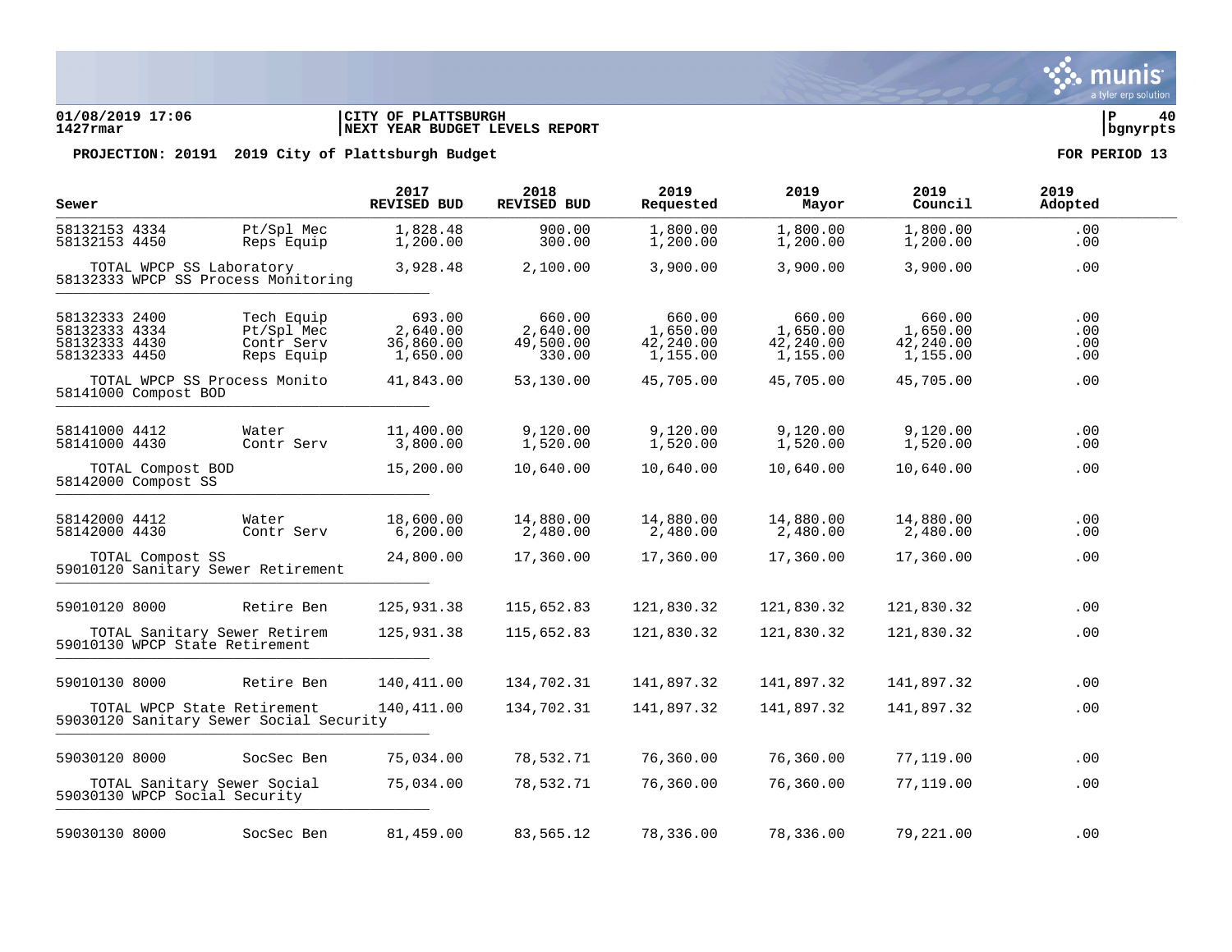**01/08/2019 17:06** | **CITY OF PLATTSBURGH** | **P 40**
**1427rmar** | **NEXT YEAR BUDGET LEVELS REPORT** | **bgnyrpts**

**PROJECTION: 20191 2019 City of Plattsburgh Budget** — **FOR PERIOD 13**

| Sewer | | 2017 REVISED BUD | 2018 REVISED BUD | 2019 Requested | 2019 Mayor | 2019 Council | 2019 Adopted |
|---|---|---|---|---|---|---|---|
| 58132153 4334 | Pt/Spl Mec | 1,828.48 | 900.00 | 1,800.00 | 1,800.00 | 1,800.00 | .00 |
| 58132153 4450 | Reps Equip | 1,200.00 | 300.00 | 1,200.00 | 1,200.00 | 1,200.00 | .00 |
| TOTAL WPCP SS Laboratory | | 3,928.48 | 2,100.00 | 3,900.00 | 3,900.00 | 3,900.00 | .00 |
| 58132333 WPCP SS Process Monitoring | | | | | | | |
| 58132333 2400 | Tech Equip | 693.00 | 660.00 | 660.00 | 660.00 | 660.00 | .00 |
| 58132333 4334 | Pt/Spl Mec | 2,640.00 | 2,640.00 | 1,650.00 | 1,650.00 | 1,650.00 | .00 |
| 58132333 4430 | Contr Serv | 36,860.00 | 49,500.00 | 42,240.00 | 42,240.00 | 42,240.00 | .00 |
| 58132333 4450 | Reps Equip | 1,650.00 | 330.00 | 1,155.00 | 1,155.00 | 1,155.00 | .00 |
| TOTAL WPCP SS Process Monito | | 41,843.00 | 53,130.00 | 45,705.00 | 45,705.00 | 45,705.00 | .00 |
| 58141000 Compost BOD | | | | | | | |
| 58141000 4412 | Water | 11,400.00 | 9,120.00 | 9,120.00 | 9,120.00 | 9,120.00 | .00 |
| 58141000 4430 | Contr Serv | 3,800.00 | 1,520.00 | 1,520.00 | 1,520.00 | 1,520.00 | .00 |
| TOTAL Compost BOD | | 15,200.00 | 10,640.00 | 10,640.00 | 10,640.00 | 10,640.00 | .00 |
| 58142000 Compost SS | | | | | | | |
| 58142000 4412 | Water | 18,600.00 | 14,880.00 | 14,880.00 | 14,880.00 | 14,880.00 | .00 |
| 58142000 4430 | Contr Serv | 6,200.00 | 2,480.00 | 2,480.00 | 2,480.00 | 2,480.00 | .00 |
| TOTAL Compost SS | | 24,800.00 | 17,360.00 | 17,360.00 | 17,360.00 | 17,360.00 | .00 |
| 59010120 Sanitary Sewer Retirement | | | | | | | |
| 59010120 8000 | Retire Ben | 125,931.38 | 115,652.83 | 121,830.32 | 121,830.32 | 121,830.32 | .00 |
| TOTAL Sanitary Sewer Retirem | | 125,931.38 | 115,652.83 | 121,830.32 | 121,830.32 | 121,830.32 | .00 |
| 59010130 WPCP State Retirement | | | | | | | |
| 59010130 8000 | Retire Ben | 140,411.00 | 134,702.31 | 141,897.32 | 141,897.32 | 141,897.32 | .00 |
| TOTAL WPCP State Retirement | | 140,411.00 | 134,702.31 | 141,897.32 | 141,897.32 | 141,897.32 | .00 |
| 59030120 Sanitary Sewer Social Security | | | | | | | |
| 59030120 8000 | SocSec Ben | 75,034.00 | 78,532.71 | 76,360.00 | 76,360.00 | 77,119.00 | .00 |
| TOTAL Sanitary Sewer Social | | 75,034.00 | 78,532.71 | 76,360.00 | 76,360.00 | 77,119.00 | .00 |
| 59030130 WPCP Social Security | | | | | | | |
| 59030130 8000 | SocSec Ben | 81,459.00 | 83,565.12 | 78,336.00 | 78,336.00 | 79,221.00 | .00 |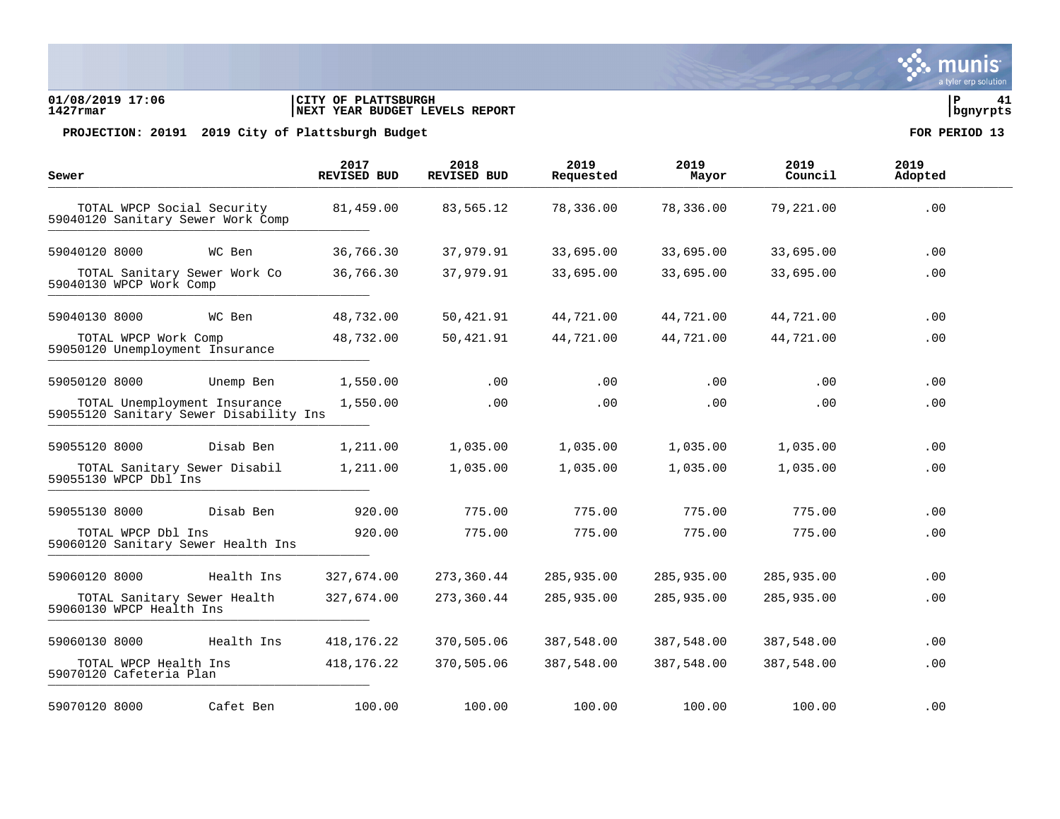**CITY OF PLATTSBURGH**
**NEXT YEAR BUDGET LEVELS REPORT**

**PROJECTION: 20191 2019 City of Plattsburgh Budget** — **FOR PERIOD 13**

| Sewer | | 2017 REVISED BUD | 2018 REVISED BUD | 2019 Requested | 2019 Mayor | 2019 Council | 2019 Adopted |
|---|---|---|---|---|---|---|---|
| TOTAL WPCP Social Security | | 81,459.00 | 83,565.12 | 78,336.00 | 78,336.00 | 79,221.00 | .00 |
| 59040120 Sanitary Sewer Work Comp | | | | | | | |
| 59040120 8000 | WC Ben | 36,766.30 | 37,979.91 | 33,695.00 | 33,695.00 | 33,695.00 | .00 |
| TOTAL Sanitary Sewer Work Co | | 36,766.30 | 37,979.91 | 33,695.00 | 33,695.00 | 33,695.00 | .00 |
| 59040130 WPCP Work Comp | | | | | | | |
| 59040130 8000 | WC Ben | 48,732.00 | 50,421.91 | 44,721.00 | 44,721.00 | 44,721.00 | .00 |
| TOTAL WPCP Work Comp | | 48,732.00 | 50,421.91 | 44,721.00 | 44,721.00 | 44,721.00 | .00 |
| 59050120 Unemployment Insurance | | | | | | | |
| 59050120 8000 | Unemp Ben | 1,550.00 | .00 | .00 | .00 | .00 | .00 |
| TOTAL Unemployment Insurance | | 1,550.00 | .00 | .00 | .00 | .00 | .00 |
| 59055120 Sanitary Sewer Disability Ins | | | | | | | |
| 59055120 8000 | Disab Ben | 1,211.00 | 1,035.00 | 1,035.00 | 1,035.00 | 1,035.00 | .00 |
| TOTAL Sanitary Sewer Disabil | | 1,211.00 | 1,035.00 | 1,035.00 | 1,035.00 | 1,035.00 | .00 |
| 59055130 WPCP Dbl Ins | | | | | | | |
| 59055130 8000 | Disab Ben | 920.00 | 775.00 | 775.00 | 775.00 | 775.00 | .00 |
| TOTAL WPCP Dbl Ins | | 920.00 | 775.00 | 775.00 | 775.00 | 775.00 | .00 |
| 59060120 Sanitary Sewer Health Ins | | | | | | | |
| 59060120 8000 | Health Ins | 327,674.00 | 273,360.44 | 285,935.00 | 285,935.00 | 285,935.00 | .00 |
| TOTAL Sanitary Sewer Health | | 327,674.00 | 273,360.44 | 285,935.00 | 285,935.00 | 285,935.00 | .00 |
| 59060130 WPCP Health Ins | | | | | | | |
| 59060130 8000 | Health Ins | 418,176.22 | 370,505.06 | 387,548.00 | 387,548.00 | 387,548.00 | .00 |
| TOTAL WPCP Health Ins | | 418,176.22 | 370,505.06 | 387,548.00 | 387,548.00 | 387,548.00 | .00 |
| 59070120 Cafeteria Plan | | | | | | | |
| 59070120 8000 | Cafet Ben | 100.00 | 100.00 | 100.00 | 100.00 | 100.00 | .00 |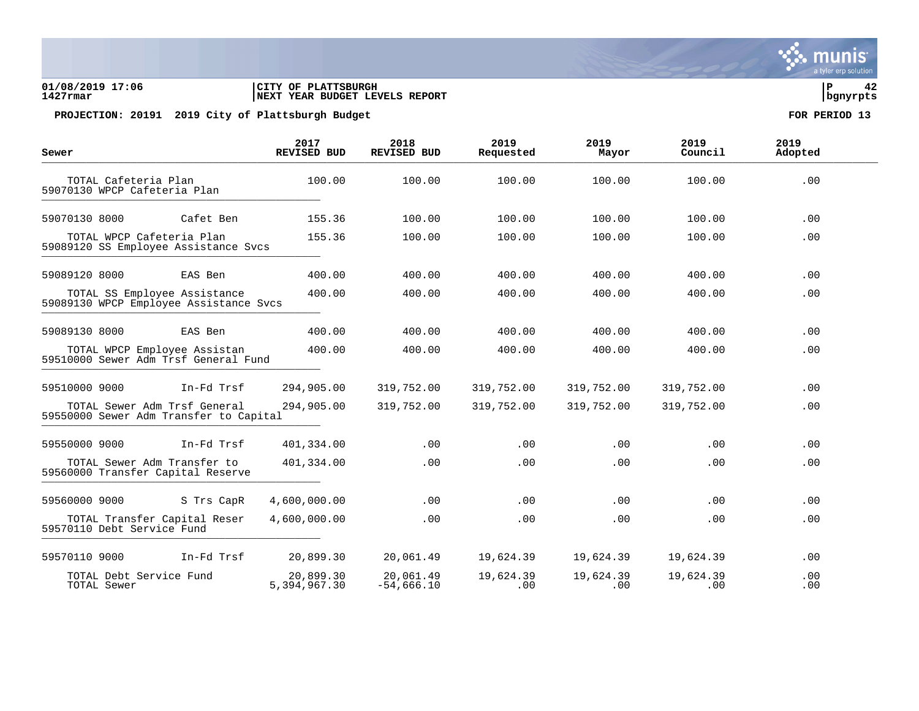01/08/2019 17:06 | CITY OF PLATTSBURGH | P 42
1427rmar | NEXT YEAR BUDGET LEVELS REPORT | bgnyrpts

**PROJECTION: 20191 2019 City of Plattsburgh Budget** **FOR PERIOD 13**

| Sewer | | 2017 REVISED BUD | 2018 REVISED BUD | 2019 Requested | 2019 Mayor | 2019 Council | 2019 Adopted |
|---|---|---|---|---|---|---|---|
| TOTAL Cafeteria Plan | | 100.00 | 100.00 | 100.00 | 100.00 | 100.00 | .00 |
| 59070130 WPCP Cafeteria Plan | | | | | | | |
| 59070130 8000 | Cafet Ben | 155.36 | 100.00 | 100.00 | 100.00 | 100.00 | .00 |
| TOTAL WPCP Cafeteria Plan | | 155.36 | 100.00 | 100.00 | 100.00 | 100.00 | .00 |
| 59089120 SS Employee Assistance Svcs | | | | | | | |
| 59089120 8000 | EAS Ben | 400.00 | 400.00 | 400.00 | 400.00 | 400.00 | .00 |
| TOTAL SS Employee Assistance | | 400.00 | 400.00 | 400.00 | 400.00 | 400.00 | .00 |
| 59089130 WPCP Employee Assistance Svcs | | | | | | | |
| 59089130 8000 | EAS Ben | 400.00 | 400.00 | 400.00 | 400.00 | 400.00 | .00 |
| TOTAL WPCP Employee Assistan | | 400.00 | 400.00 | 400.00 | 400.00 | 400.00 | .00 |
| 59510000 Sewer Adm Trsf General Fund | | | | | | | |
| 59510000 9000 | In-Fd Trsf | 294,905.00 | 319,752.00 | 319,752.00 | 319,752.00 | 319,752.00 | .00 |
| TOTAL Sewer Adm Trsf General | | 294,905.00 | 319,752.00 | 319,752.00 | 319,752.00 | 319,752.00 | .00 |
| 59550000 Sewer Adm Transfer to Capital | | | | | | | |
| 59550000 9000 | In-Fd Trsf | 401,334.00 | .00 | .00 | .00 | .00 | .00 |
| TOTAL Sewer Adm Transfer to | | 401,334.00 | .00 | .00 | .00 | .00 | .00 |
| 59560000 Transfer Capital Reserve | | | | | | | |
| 59560000 9000 | S Trs CapR | 4,600,000.00 | .00 | .00 | .00 | .00 | .00 |
| TOTAL Transfer Capital Reser | | 4,600,000.00 | .00 | .00 | .00 | .00 | .00 |
| 59570110 Debt Service Fund | | | | | | | |
| 59570110 9000 | In-Fd Trsf | 20,899.30 | 20,061.49 | 19,624.39 | 19,624.39 | 19,624.39 | .00 |
| TOTAL Debt Service Fund | | 20,899.30 | 20,061.49 | 19,624.39 | 19,624.39 | 19,624.39 | .00 |
| TOTAL Sewer | | 5,394,967.30 | -54,666.10 | .00 | .00 | .00 | .00 |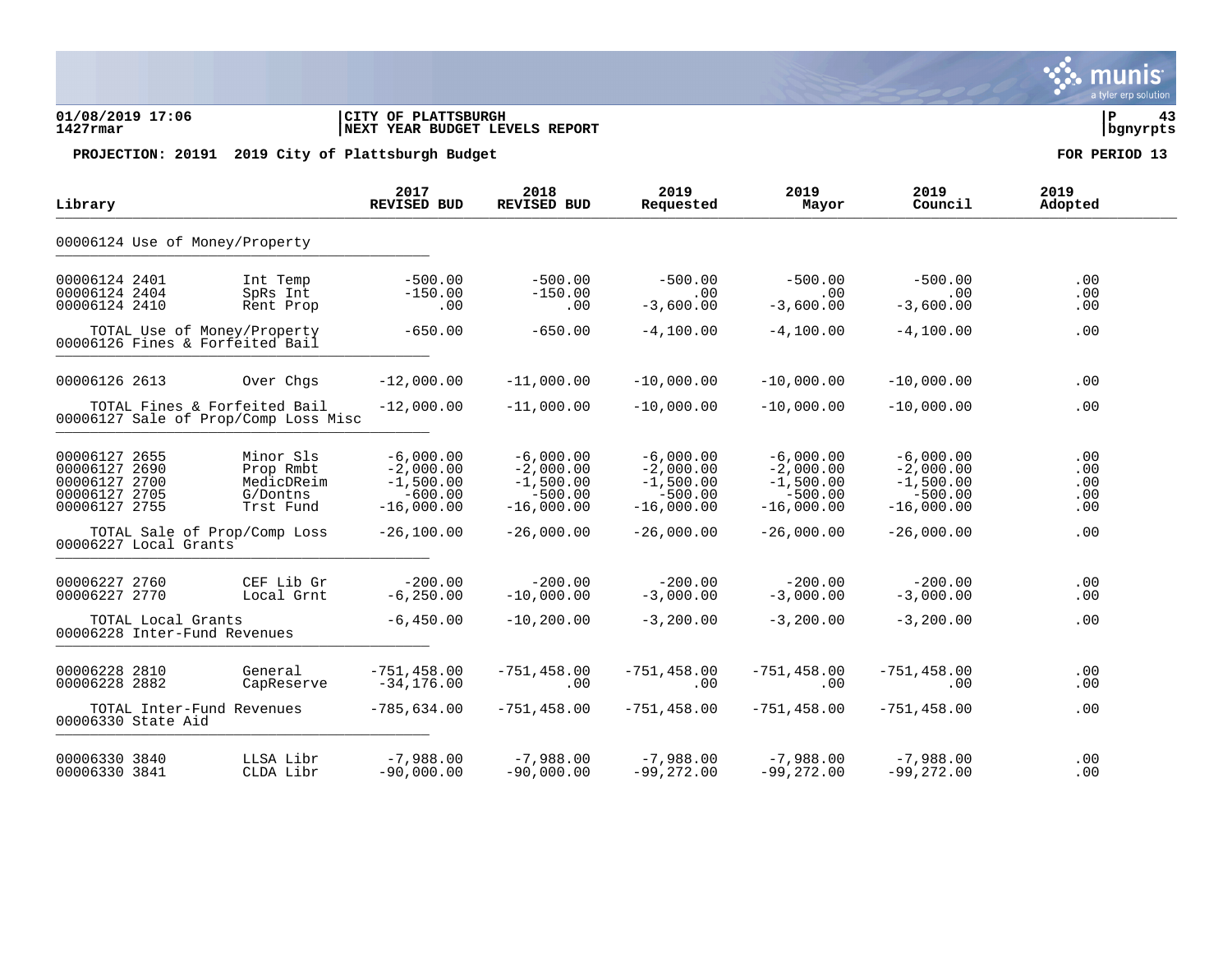**01/08/2019 17:06** | **CITY OF PLATTSBURGH** | **NEXT YEAR BUDGET LEVELS REPORT**

**1427rmar** | **bgnyrpts**

**PROJECTION: 20191 2019 City of Plattsburgh Budget** — **FOR PERIOD 13**

| Library | | 2017 REVISED BUD | 2018 REVISED BUD | 2019 Requested | 2019 Mayor | 2019 Council | 2019 Adopted |
|---|---|---|---|---|---|---|---|
| **00006124 Use of Money/Property** | | | | | | | |
| 00006124 2401 | Int Temp | -500.00 | -500.00 | -500.00 | -500.00 | -500.00 | .00 |
| 00006124 2404 | SpRs Int | -150.00 | -150.00 | .00 | .00 | .00 | .00 |
| 00006124 2410 | Rent Prop | .00 | .00 | -3,600.00 | -3,600.00 | -3,600.00 | .00 |
| TOTAL Use of Money/Property | | -650.00 | -650.00 | -4,100.00 | -4,100.00 | -4,100.00 | .00 |
| **00006126 Fines & Forfeited Bail** | | | | | | | |
| 00006126 2613 | Over Chgs | -12,000.00 | -11,000.00 | -10,000.00 | -10,000.00 | -10,000.00 | .00 |
| TOTAL Fines & Forfeited Bail | | -12,000.00 | -11,000.00 | -10,000.00 | -10,000.00 | -10,000.00 | .00 |
| **00006127 Sale of Prop/Comp Loss Misc** | | | | | | | |
| 00006127 2655 | Minor Sls | -6,000.00 | -6,000.00 | -6,000.00 | -6,000.00 | -6,000.00 | .00 |
| 00006127 2690 | Prop Rmbt | -2,000.00 | -2,000.00 | -2,000.00 | -2,000.00 | -2,000.00 | .00 |
| 00006127 2700 | MedicDReim | -1,500.00 | -1,500.00 | -1,500.00 | -1,500.00 | -1,500.00 | .00 |
| 00006127 2705 | G/Dontns | -600.00 | -500.00 | -500.00 | -500.00 | -500.00 | .00 |
| 00006127 2755 | Trst Fund | -16,000.00 | -16,000.00 | -16,000.00 | -16,000.00 | -16,000.00 | .00 |
| TOTAL Sale of Prop/Comp Loss | | -26,100.00 | -26,000.00 | -26,000.00 | -26,000.00 | -26,000.00 | .00 |
| **00006227 Local Grants** | | | | | | | |
| 00006227 2760 | CEF Lib Gr | -200.00 | -200.00 | -200.00 | -200.00 | -200.00 | .00 |
| 00006227 2770 | Local Grnt | -6,250.00 | -10,000.00 | -3,000.00 | -3,000.00 | -3,000.00 | .00 |
| TOTAL Local Grants | | -6,450.00 | -10,200.00 | -3,200.00 | -3,200.00 | -3,200.00 | .00 |
| **00006228 Inter-Fund Revenues** | | | | | | | |
| 00006228 2810 | General | -751,458.00 | -751,458.00 | -751,458.00 | -751,458.00 | -751,458.00 | .00 |
| 00006228 2882 | CapReserve | -34,176.00 | .00 | .00 | .00 | .00 | .00 |
| TOTAL Inter-Fund Revenues | | -785,634.00 | -751,458.00 | -751,458.00 | -751,458.00 | -751,458.00 | .00 |
| **00006330 State Aid** | | | | | | | |
| 00006330 3840 | LLSA Libr | -7,988.00 | -7,988.00 | -7,988.00 | -7,988.00 | -7,988.00 | .00 |
| 00006330 3841 | CLDA Libr | -90,000.00 | -90,000.00 | -99,272.00 | -99,272.00 | -99,272.00 | .00 |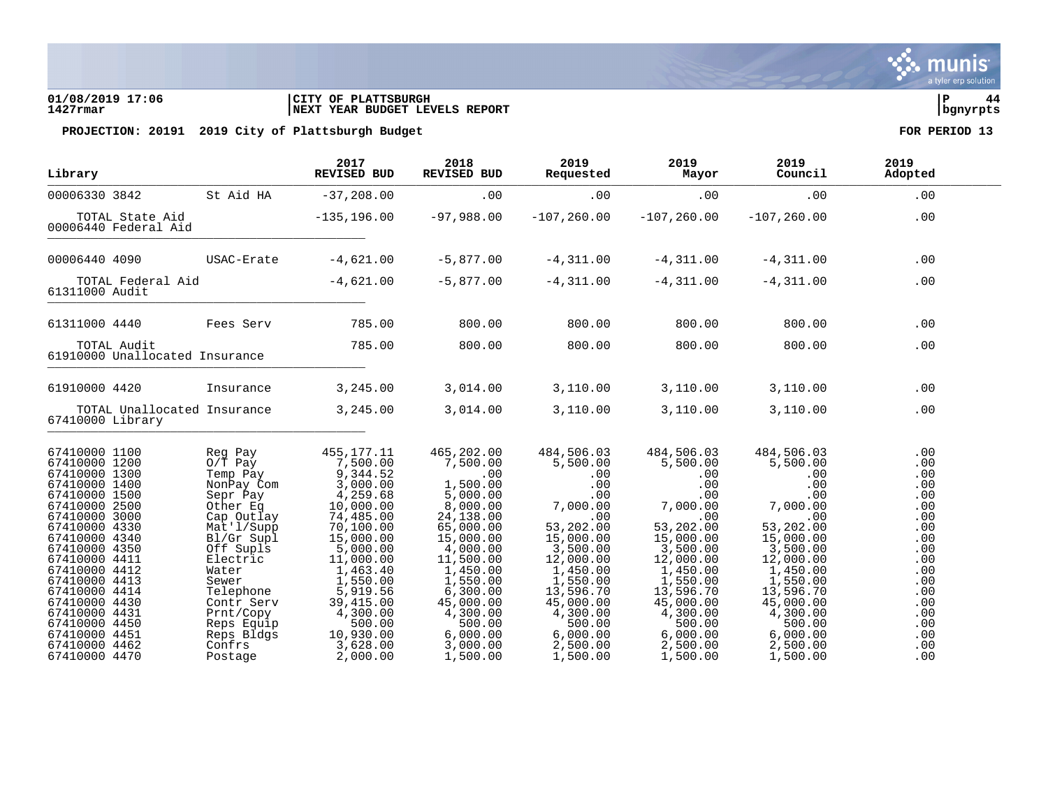**01/08/2019 17:06** | **CITY OF PLATTSBURGH** | **P 44**
**1427rmar** | **NEXT YEAR BUDGET LEVELS REPORT** | **bgnyrpts**

**PROJECTION: 20191 2019 City of Plattsburgh Budget** **FOR PERIOD 13**

| Library | | 2017 REVISED BUD | 2018 REVISED BUD | 2019 Requested | 2019 Mayor | 2019 Council | 2019 Adopted |
|---|---|---|---|---|---|---|---|
| 00006330 3842 | St Aid HA | -37,208.00 | .00 | .00 | .00 | .00 | .00 |
| TOTAL State Aid | | -135,196.00 | -97,988.00 | -107,260.00 | -107,260.00 | -107,260.00 | .00 |
| 00006440 Federal Aid | | | | | | | |
| 00006440 4090 | USAC-Erate | -4,621.00 | -5,877.00 | -4,311.00 | -4,311.00 | -4,311.00 | .00 |
| TOTAL Federal Aid | | -4,621.00 | -5,877.00 | -4,311.00 | -4,311.00 | -4,311.00 | .00 |
| 61311000 Audit | | | | | | | |
| 61311000 4440 | Fees Serv | 785.00 | 800.00 | 800.00 | 800.00 | 800.00 | .00 |
| TOTAL Audit | | 785.00 | 800.00 | 800.00 | 800.00 | 800.00 | .00 |
| 61910000 Unallocated Insurance | | | | | | | |
| 61910000 4420 | Insurance | 3,245.00 | 3,014.00 | 3,110.00 | 3,110.00 | 3,110.00 | .00 |
| TOTAL Unallocated Insurance | | 3,245.00 | 3,014.00 | 3,110.00 | 3,110.00 | 3,110.00 | .00 |
| 67410000 Library | | | | | | | |
| 67410000 1100 | Reg Pay | 455,177.11 | 465,202.00 | 484,506.03 | 484,506.03 | 484,506.03 | .00 |
| 67410000 1200 | O/T Pay | 7,500.00 | 7,500.00 | 5,500.00 | 5,500.00 | 5,500.00 | .00 |
| 67410000 1300 | Temp Pay | 9,344.52 | .00 | .00 | .00 | .00 | .00 |
| 67410000 1400 | NonPay Com | 3,000.00 | 1,500.00 | .00 | .00 | .00 | .00 |
| 67410000 1500 | Sepr Pay | 4,259.68 | 5,000.00 | .00 | .00 | .00 | .00 |
| 67410000 2500 | Other Eq | 10,000.00 | 8,000.00 | 7,000.00 | 7,000.00 | 7,000.00 | .00 |
| 67410000 3000 | Cap Outlay | 74,485.00 | 24,138.00 | .00 | .00 | .00 | .00 |
| 67410000 4330 | Mat'l/Supp | 70,100.00 | 65,000.00 | 53,202.00 | 53,202.00 | 53,202.00 | .00 |
| 67410000 4340 | Bl/Gr Supl | 15,000.00 | 15,000.00 | 15,000.00 | 15,000.00 | 15,000.00 | .00 |
| 67410000 4350 | Off Supls | 5,000.00 | 4,000.00 | 3,500.00 | 3,500.00 | 3,500.00 | .00 |
| 67410000 4411 | Electric | 11,000.00 | 11,500.00 | 12,000.00 | 12,000.00 | 12,000.00 | .00 |
| 67410000 4412 | Water | 1,463.40 | 1,450.00 | 1,450.00 | 1,450.00 | 1,450.00 | .00 |
| 67410000 4413 | Sewer | 1,550.00 | 1,550.00 | 1,550.00 | 1,550.00 | 1,550.00 | .00 |
| 67410000 4414 | Telephone | 5,919.56 | 6,300.00 | 13,596.70 | 13,596.70 | 13,596.70 | .00 |
| 67410000 4430 | Contr Serv | 39,415.00 | 45,000.00 | 45,000.00 | 45,000.00 | 45,000.00 | .00 |
| 67410000 4431 | Prnt/Copy | 4,300.00 | 4,300.00 | 4,300.00 | 4,300.00 | 4,300.00 | .00 |
| 67410000 4450 | Reps Equip | 500.00 | 500.00 | 500.00 | 500.00 | 500.00 | .00 |
| 67410000 4451 | Reps Bldgs | 10,930.00 | 6,000.00 | 6,000.00 | 6,000.00 | 6,000.00 | .00 |
| 67410000 4462 | Confrs | 3,628.00 | 3,000.00 | 2,500.00 | 2,500.00 | 2,500.00 | .00 |
| 67410000 4470 | Postage | 2,000.00 | 1,500.00 | 1,500.00 | 1,500.00 | 1,500.00 | .00 |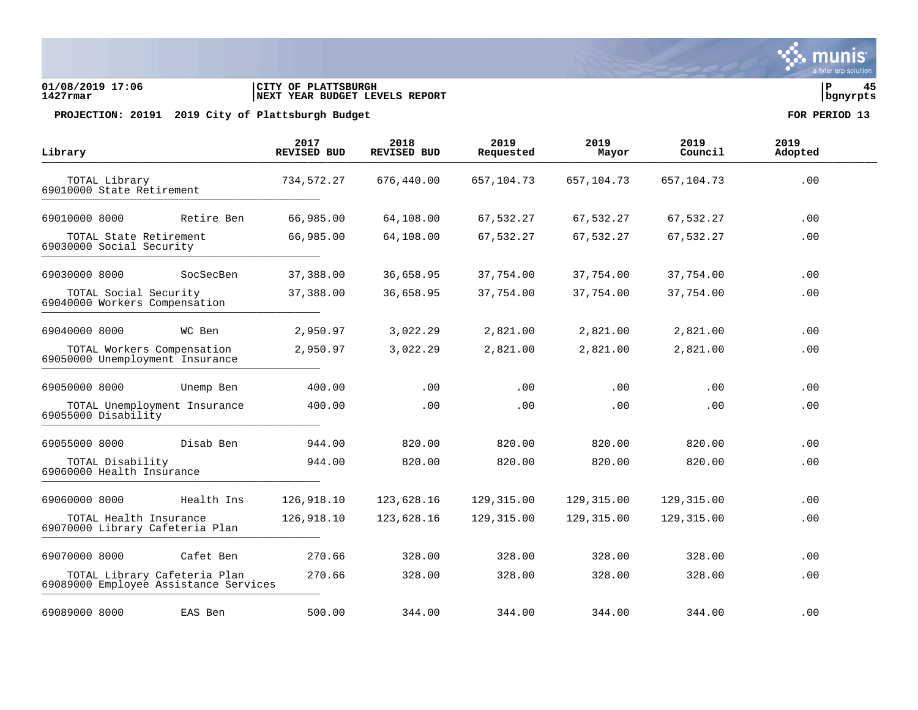01/08/2019 17:06 | CITY OF PLATTSBURGH | P 45
1427rmar | NEXT YEAR BUDGET LEVELS REPORT | bgnyrpts

**PROJECTION: 20191 2019 City of Plattsburgh Budget** — **FOR PERIOD 13**

| Library | | 2017 REVISED BUD | 2018 REVISED BUD | 2019 Requested | 2019 Mayor | 2019 Council | 2019 Adopted |
|---|---|---|---|---|---|---|---|
| TOTAL Library | | 734,572.27 | 676,440.00 | 657,104.73 | 657,104.73 | 657,104.73 | .00 |
| 69010000 State Retirement | | | | | | | |
| 69010000 8000 | Retire Ben | 66,985.00 | 64,108.00 | 67,532.27 | 67,532.27 | 67,532.27 | .00 |
| TOTAL State Retirement | | 66,985.00 | 64,108.00 | 67,532.27 | 67,532.27 | 67,532.27 | .00 |
| 69030000 Social Security | | | | | | | |
| 69030000 8000 | SocSecBen | 37,388.00 | 36,658.95 | 37,754.00 | 37,754.00 | 37,754.00 | .00 |
| TOTAL Social Security | | 37,388.00 | 36,658.95 | 37,754.00 | 37,754.00 | 37,754.00 | .00 |
| 69040000 Workers Compensation | | | | | | | |
| 69040000 8000 | WC Ben | 2,950.97 | 3,022.29 | 2,821.00 | 2,821.00 | 2,821.00 | .00 |
| TOTAL Workers Compensation | | 2,950.97 | 3,022.29 | 2,821.00 | 2,821.00 | 2,821.00 | .00 |
| 69050000 Unemployment Insurance | | | | | | | |
| 69050000 8000 | Unemp Ben | 400.00 | .00 | .00 | .00 | .00 | .00 |
| TOTAL Unemployment Insurance | | 400.00 | .00 | .00 | .00 | .00 | .00 |
| 69055000 Disability | | | | | | | |
| 69055000 8000 | Disab Ben | 944.00 | 820.00 | 820.00 | 820.00 | 820.00 | .00 |
| TOTAL Disability | | 944.00 | 820.00 | 820.00 | 820.00 | 820.00 | .00 |
| 69060000 Health Insurance | | | | | | | |
| 69060000 8000 | Health Ins | 126,918.10 | 123,628.16 | 129,315.00 | 129,315.00 | 129,315.00 | .00 |
| TOTAL Health Insurance | | 126,918.10 | 123,628.16 | 129,315.00 | 129,315.00 | 129,315.00 | .00 |
| 69070000 Library Cafeteria Plan | | | | | | | |
| 69070000 8000 | Cafet Ben | 270.66 | 328.00 | 328.00 | 328.00 | 328.00 | .00 |
| TOTAL Library Cafeteria Plan | | 270.66 | 328.00 | 328.00 | 328.00 | 328.00 | .00 |
| 69089000 Employee Assistance Services | | | | | | | |
| 69089000 8000 | EAS Ben | 500.00 | 344.00 | 344.00 | 344.00 | 344.00 | .00 |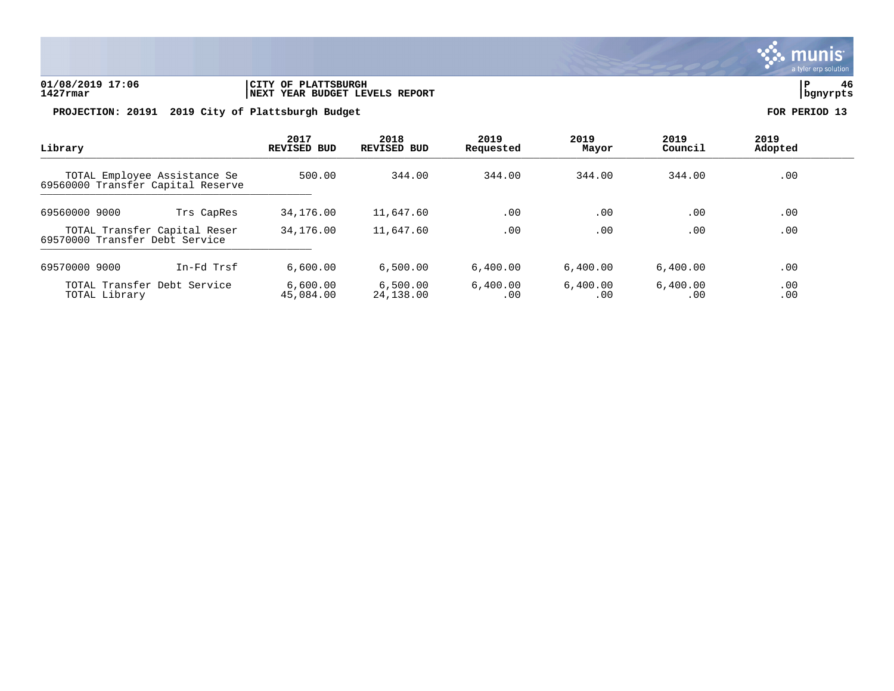**01/08/2019 17:06** | **CITY OF PLATTSBURGH** | **P 46**
**1427rmar** | **NEXT YEAR BUDGET LEVELS REPORT** | **bgnyrpts**

**PROJECTION: 20191 2019 City of Plattsburgh Budget** — **FOR PERIOD 13**

| Library | | 2017 REVISED BUD | 2018 REVISED BUD | 2019 Requested | 2019 Mayor | 2019 Council | 2019 Adopted |
|---|---|---|---|---|---|---|---|
| TOTAL Employee Assistance Se | | 500.00 | 344.00 | 344.00 | 344.00 | 344.00 | .00 |
| 69560000 Transfer Capital Reserve | | | | | | | |
| 69560000 9000 | Trs CapRes | 34,176.00 | 11,647.60 | .00 | .00 | .00 | .00 |
| TOTAL Transfer Capital Reser | | 34,176.00 | 11,647.60 | .00 | .00 | .00 | .00 |
| 69570000 Transfer Debt Service | | | | | | | |
| 69570000 9000 | In-Fd Trsf | 6,600.00 | 6,500.00 | 6,400.00 | 6,400.00 | 6,400.00 | .00 |
| TOTAL Transfer Debt Service | | 6,600.00 | 6,500.00 | 6,400.00 | 6,400.00 | 6,400.00 | .00 |
| TOTAL Library | | 45,084.00 | 24,138.00 | .00 | .00 | .00 | .00 |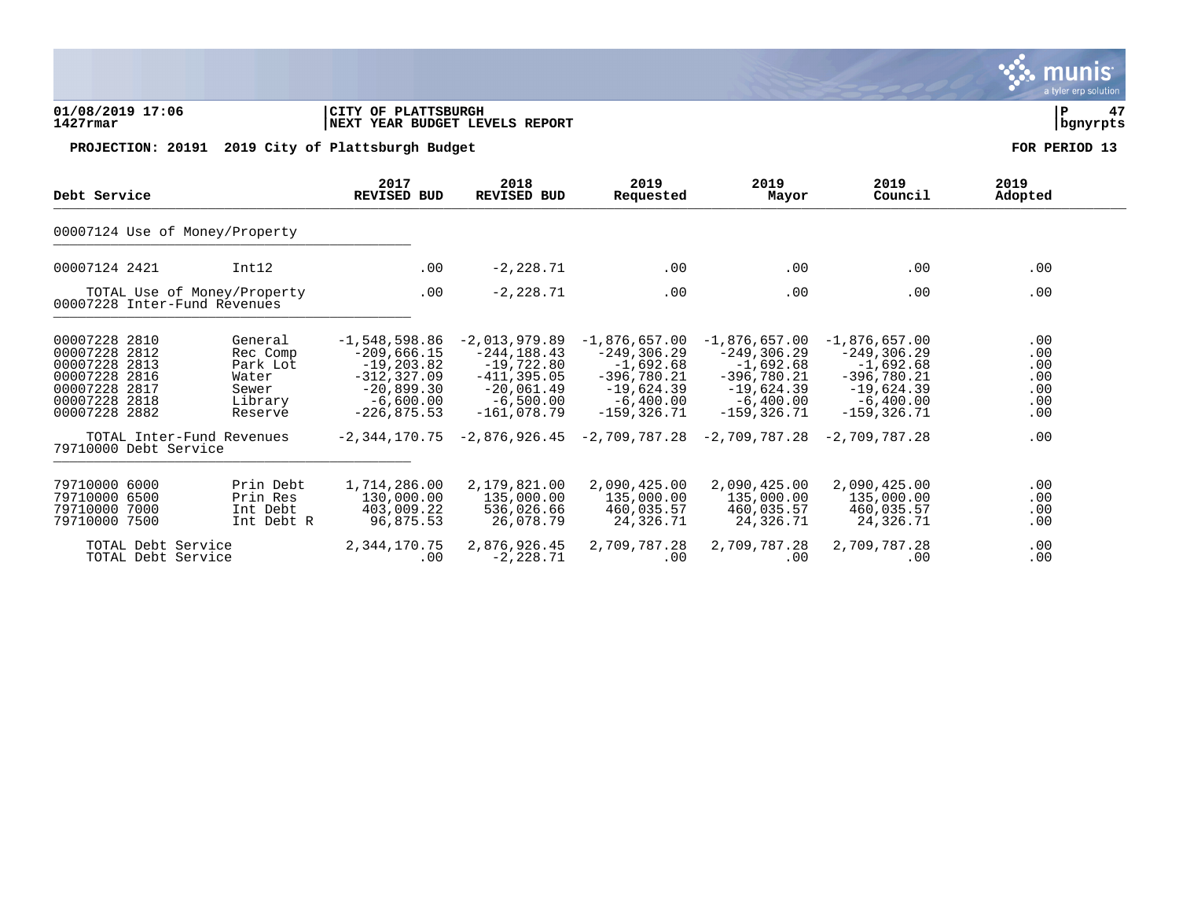01/08/2019 17:06 | CITY OF PLATTSBURGH
1427rmar | NEXT YEAR BUDGET LEVELS REPORT

**PROJECTION: 20191 2019 City of Plattsburgh Budget** — **FOR PERIOD 13**

| Debt Service | | 2017 REVISED BUD | 2018 REVISED BUD | 2019 Requested | 2019 Mayor | 2019 Council | 2019 Adopted |
|---|---|---|---|---|---|---|---|
| **00007124 Use of Money/Property** | | | | | | | |
| 00007124 2421 | Int12 | .00 | -2,228.71 | .00 | .00 | .00 | .00 |
| TOTAL Use of Money/Property | | .00 | -2,228.71 | .00 | .00 | .00 | .00 |
| **00007228 Inter-Fund Revenues** | | | | | | | |
| 00007228 2810 | General | -1,548,598.86 | -2,013,979.89 | -1,876,657.00 | -1,876,657.00 | -1,876,657.00 | .00 |
| 00007228 2812 | Rec Comp | -209,666.15 | -244,188.43 | -249,306.29 | -249,306.29 | -249,306.29 | .00 |
| 00007228 2813 | Park Lot | -19,203.82 | -19,722.80 | -1,692.68 | -1,692.68 | -1,692.68 | .00 |
| 00007228 2816 | Water | -312,327.09 | -411,395.05 | -396,780.21 | -396,780.21 | -396,780.21 | .00 |
| 00007228 2817 | Sewer | -20,899.30 | -20,061.49 | -19,624.39 | -19,624.39 | -19,624.39 | .00 |
| 00007228 2818 | Library | -6,600.00 | -6,500.00 | -6,400.00 | -6,400.00 | -6,400.00 | .00 |
| 00007228 2882 | Reserve | -226,875.53 | -161,078.79 | -159,326.71 | -159,326.71 | -159,326.71 | .00 |
| TOTAL Inter-Fund Revenues | | -2,344,170.75 | -2,876,926.45 | -2,709,787.28 | -2,709,787.28 | -2,709,787.28 | .00 |
| **79710000 Debt Service** | | | | | | | |
| 79710000 6000 | Prin Debt | 1,714,286.00 | 2,179,821.00 | 2,090,425.00 | 2,090,425.00 | 2,090,425.00 | .00 |
| 79710000 6500 | Prin Res | 130,000.00 | 135,000.00 | 135,000.00 | 135,000.00 | 135,000.00 | .00 |
| 79710000 7000 | Int Debt | 403,009.22 | 536,026.66 | 460,035.57 | 460,035.57 | 460,035.57 | .00 |
| 79710000 7500 | Int Debt R | 96,875.53 | 26,078.79 | 24,326.71 | 24,326.71 | 24,326.71 | .00 |
| TOTAL Debt Service | | 2,344,170.75 | 2,876,926.45 | 2,709,787.28 | 2,709,787.28 | 2,709,787.28 | .00 |
| TOTAL Debt Service | | .00 | -2,228.71 | .00 | .00 | .00 | .00 |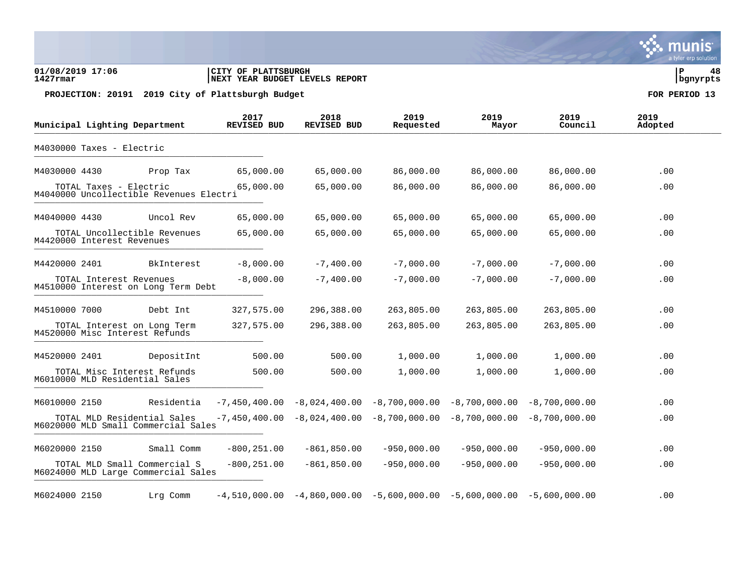**01/08/2019 17:06** | **CITY OF PLATTSBURGH** | **P 48**
**1427rmar** | **NEXT YEAR BUDGET LEVELS REPORT** | **bgnyrpts**

**PROJECTION: 20191 2019 City of Plattsburgh Budget** — **FOR PERIOD 13**

| Municipal Lighting Department | | 2017 REVISED BUD | 2018 REVISED BUD | 2019 Requested | 2019 Mayor | 2019 Council | 2019 Adopted |
|---|---|---|---|---|---|---|---|
| M4030000 Taxes - Electric | | | | | | | |
| M4030000 4430 | Prop Tax | 65,000.00 | 65,000.00 | 86,000.00 | 86,000.00 | 86,000.00 | .00 |
| TOTAL Taxes - Electric | | 65,000.00 | 65,000.00 | 86,000.00 | 86,000.00 | 86,000.00 | .00 |
| M4040000 Uncollectible Revenues Electri | | | | | | | |
| M4040000 4430 | Uncol Rev | 65,000.00 | 65,000.00 | 65,000.00 | 65,000.00 | 65,000.00 | .00 |
| TOTAL Uncollectible Revenues | | 65,000.00 | 65,000.00 | 65,000.00 | 65,000.00 | 65,000.00 | .00 |
| M4420000 Interest Revenues | | | | | | | |
| M4420000 2401 | BkInterest | -8,000.00 | -7,400.00 | -7,000.00 | -7,000.00 | -7,000.00 | .00 |
| TOTAL Interest Revenues | | -8,000.00 | -7,400.00 | -7,000.00 | -7,000.00 | -7,000.00 | .00 |
| M4510000 Interest on Long Term Debt | | | | | | | |
| M4510000 7000 | Debt Int | 327,575.00 | 296,388.00 | 263,805.00 | 263,805.00 | 263,805.00 | .00 |
| TOTAL Interest on Long Term | | 327,575.00 | 296,388.00 | 263,805.00 | 263,805.00 | 263,805.00 | .00 |
| M4520000 Misc Interest Refunds | | | | | | | |
| M4520000 2401 | DepositInt | 500.00 | 500.00 | 1,000.00 | 1,000.00 | 1,000.00 | .00 |
| TOTAL Misc Interest Refunds | | 500.00 | 500.00 | 1,000.00 | 1,000.00 | 1,000.00 | .00 |
| M6010000 MLD Residential Sales | | | | | | | |
| M6010000 2150 | Residentia | -7,450,400.00 | -8,024,400.00 | -8,700,000.00 | -8,700,000.00 | -8,700,000.00 | .00 |
| TOTAL MLD Residential Sales | | -7,450,400.00 | -8,024,400.00 | -8,700,000.00 | -8,700,000.00 | -8,700,000.00 | .00 |
| M6020000 MLD Small Commercial Sales | | | | | | | |
| M6020000 2150 | Small Comm | -800,251.00 | -861,850.00 | -950,000.00 | -950,000.00 | -950,000.00 | .00 |
| TOTAL MLD Small Commercial S | | -800,251.00 | -861,850.00 | -950,000.00 | -950,000.00 | -950,000.00 | .00 |
| M6024000 MLD Large Commercial Sales | | | | | | | |
| M6024000 2150 | Lrg Comm | -4,510,000.00 | -4,860,000.00 | -5,600,000.00 | -5,600,000.00 | -5,600,000.00 | .00 |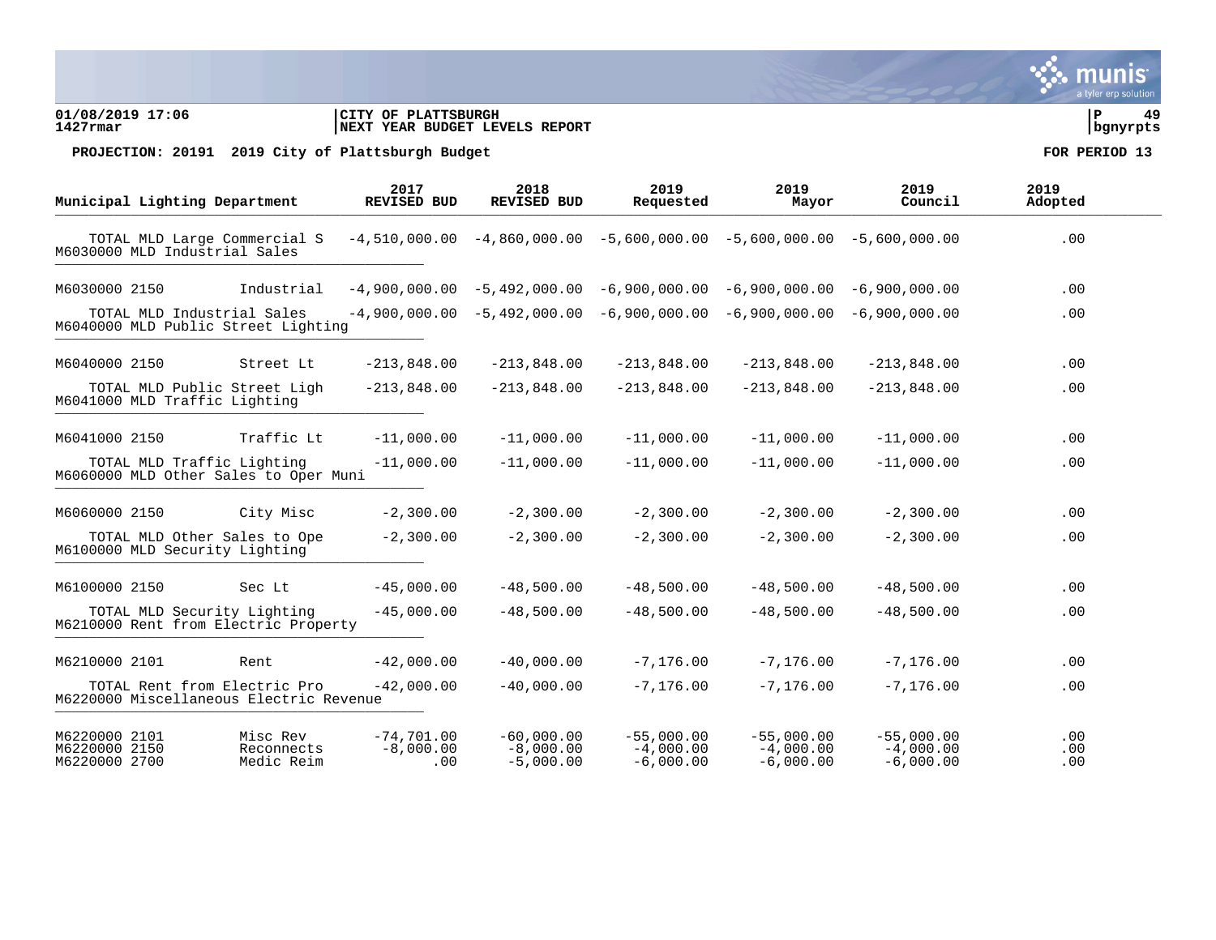01/08/2019 17:06 | CITY OF PLATTSBURGH | P 49
1427rmar | NEXT YEAR BUDGET LEVELS REPORT | bgnyrpts

**PROJECTION: 20191 2019 City of Plattsburgh Budget** — **FOR PERIOD 13**

| Municipal Lighting Department | | 2017 REVISED BUD | 2018 REVISED BUD | 2019 Requested | 2019 Mayor | 2019 Council | 2019 Adopted |
|---|---|---|---|---|---|---|---|
| TOTAL MLD Large Commercial S | | -4,510,000.00 | -4,860,000.00 | -5,600,000.00 | -5,600,000.00 | -5,600,000.00 | .00 |
| M6030000 MLD Industrial Sales | | | | | | | |
| M6030000 2150 | Industrial | -4,900,000.00 | -5,492,000.00 | -6,900,000.00 | -6,900,000.00 | -6,900,000.00 | .00 |
| TOTAL MLD Industrial Sales | | -4,900,000.00 | -5,492,000.00 | -6,900,000.00 | -6,900,000.00 | -6,900,000.00 | .00 |
| M6040000 MLD Public Street Lighting | | | | | | | |
| M6040000 2150 | Street Lt | -213,848.00 | -213,848.00 | -213,848.00 | -213,848.00 | -213,848.00 | .00 |
| TOTAL MLD Public Street Ligh | | -213,848.00 | -213,848.00 | -213,848.00 | -213,848.00 | -213,848.00 | .00 |
| M6041000 MLD Traffic Lighting | | | | | | | |
| M6041000 2150 | Traffic Lt | -11,000.00 | -11,000.00 | -11,000.00 | -11,000.00 | -11,000.00 | .00 |
| TOTAL MLD Traffic Lighting | | -11,000.00 | -11,000.00 | -11,000.00 | -11,000.00 | -11,000.00 | .00 |
| M6060000 MLD Other Sales to Oper Muni | | | | | | | |
| M6060000 2150 | City Misc | -2,300.00 | -2,300.00 | -2,300.00 | -2,300.00 | -2,300.00 | .00 |
| TOTAL MLD Other Sales to Ope | | -2,300.00 | -2,300.00 | -2,300.00 | -2,300.00 | -2,300.00 | .00 |
| M6100000 MLD Security Lighting | | | | | | | |
| M6100000 2150 | Sec Lt | -45,000.00 | -48,500.00 | -48,500.00 | -48,500.00 | -48,500.00 | .00 |
| TOTAL MLD Security Lighting | | -45,000.00 | -48,500.00 | -48,500.00 | -48,500.00 | -48,500.00 | .00 |
| M6210000 Rent from Electric Property | | | | | | | |
| M6210000 2101 | Rent | -42,000.00 | -40,000.00 | -7,176.00 | -7,176.00 | -7,176.00 | .00 |
| TOTAL Rent from Electric Pro | | -42,000.00 | -40,000.00 | -7,176.00 | -7,176.00 | -7,176.00 | .00 |
| M6220000 Miscellaneous Electric Revenue | | | | | | | |
| M6220000 2101 | Misc Rev | -74,701.00 | -60,000.00 | -55,000.00 | -55,000.00 | -55,000.00 | .00 |
| M6220000 2150 | Reconnects | -8,000.00 | -8,000.00 | -4,000.00 | -4,000.00 | -4,000.00 | .00 |
| M6220000 2700 | Medic Reim | .00 | -5,000.00 | -6,000.00 | -6,000.00 | -6,000.00 | .00 |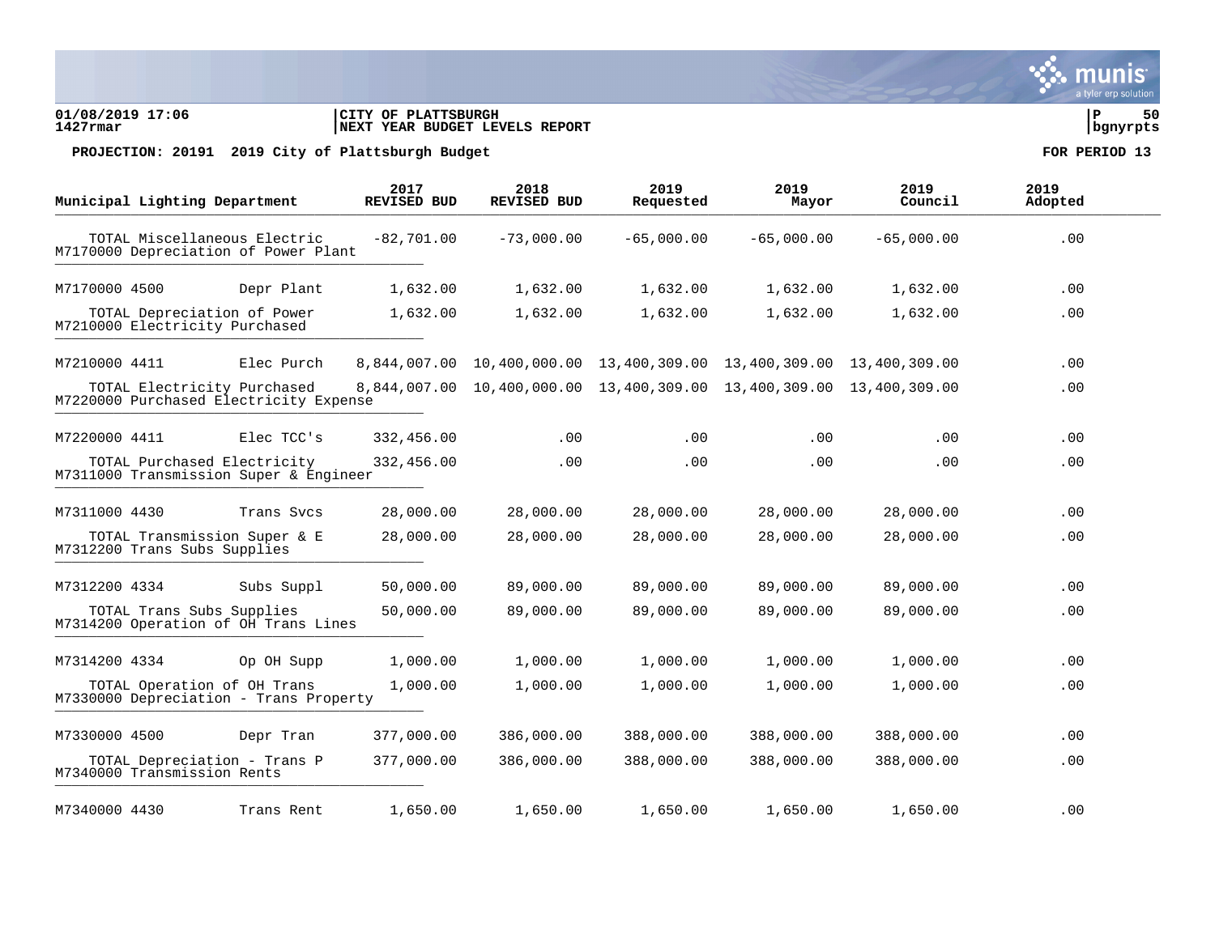**01/08/2019 17:06** | **CITY OF PLATTSBURGH**
**1427rmar** | **NEXT YEAR BUDGET LEVELS REPORT**

**PROJECTION: 20191 2019 City of Plattsburgh Budget** — **FOR PERIOD 13**

| Municipal Lighting Department | | 2017 REVISED BUD | 2018 REVISED BUD | 2019 Requested | 2019 Mayor | 2019 Council | 2019 Adopted |
|---|---|---|---|---|---|---|---|
| TOTAL Miscellaneous Electric | | -82,701.00 | -73,000.00 | -65,000.00 | -65,000.00 | -65,000.00 | .00 |
| M7170000 Depreciation of Power Plant | | | | | | | |
| M7170000 4500 | Depr Plant | 1,632.00 | 1,632.00 | 1,632.00 | 1,632.00 | 1,632.00 | .00 |
| TOTAL Depreciation of Power | | 1,632.00 | 1,632.00 | 1,632.00 | 1,632.00 | 1,632.00 | .00 |
| M7210000 Electricity Purchased | | | | | | | |
| M7210000 4411 | Elec Purch | 8,844,007.00 | 10,400,000.00 | 13,400,309.00 | 13,400,309.00 | 13,400,309.00 | .00 |
| TOTAL Electricity Purchased | | 8,844,007.00 | 10,400,000.00 | 13,400,309.00 | 13,400,309.00 | 13,400,309.00 | .00 |
| M7220000 Purchased Electricity Expense | | | | | | | |
| M7220000 4411 | Elec TCC's | 332,456.00 | .00 | .00 | .00 | .00 | .00 |
| TOTAL Purchased Electricity | | 332,456.00 | .00 | .00 | .00 | .00 | .00 |
| M7311000 Transmission Super & Engineer | | | | | | | |
| M7311000 4430 | Trans Svcs | 28,000.00 | 28,000.00 | 28,000.00 | 28,000.00 | 28,000.00 | .00 |
| TOTAL Transmission Super & E | | 28,000.00 | 28,000.00 | 28,000.00 | 28,000.00 | 28,000.00 | .00 |
| M7312200 Trans Subs Supplies | | | | | | | |
| M7312200 4334 | Subs Suppl | 50,000.00 | 89,000.00 | 89,000.00 | 89,000.00 | 89,000.00 | .00 |
| TOTAL Trans Subs Supplies | | 50,000.00 | 89,000.00 | 89,000.00 | 89,000.00 | 89,000.00 | .00 |
| M7314200 Operation of OH Trans Lines | | | | | | | |
| M7314200 4334 | Op OH Supp | 1,000.00 | 1,000.00 | 1,000.00 | 1,000.00 | 1,000.00 | .00 |
| TOTAL Operation of OH Trans | | 1,000.00 | 1,000.00 | 1,000.00 | 1,000.00 | 1,000.00 | .00 |
| M7330000 Depreciation - Trans Property | | | | | | | |
| M7330000 4500 | Depr Tran | 377,000.00 | 386,000.00 | 388,000.00 | 388,000.00 | 388,000.00 | .00 |
| TOTAL Depreciation - Trans P | | 377,000.00 | 386,000.00 | 388,000.00 | 388,000.00 | 388,000.00 | .00 |
| M7340000 Transmission Rents | | | | | | | |
| M7340000 4430 | Trans Rent | 1,650.00 | 1,650.00 | 1,650.00 | 1,650.00 | 1,650.00 | .00 |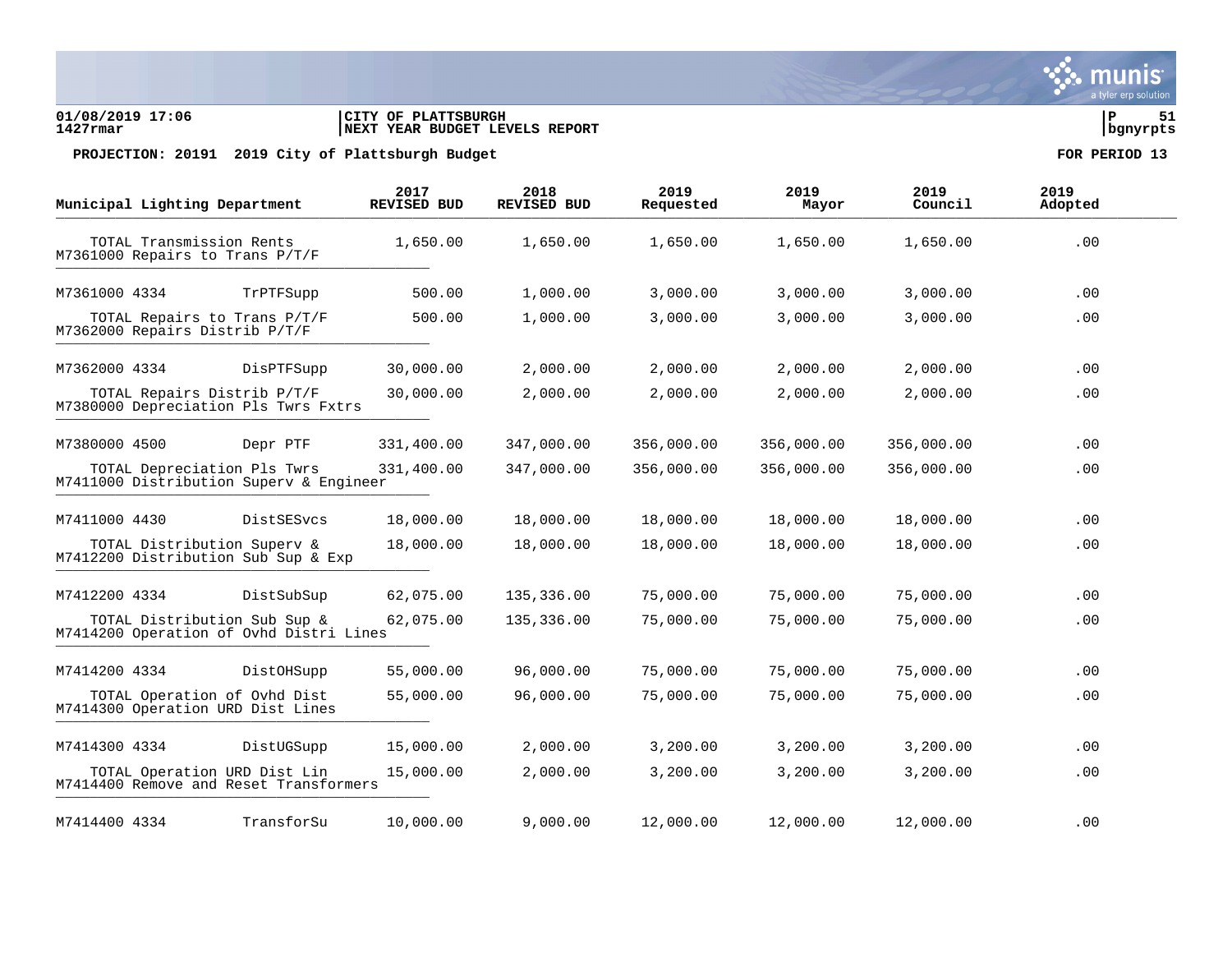01/08/2019 17:06 | CITY OF PLATTSBURGH
1427rmar | NEXT YEAR BUDGET LEVELS REPORT

P 51
bgnyrpts

**PROJECTION: 20191 2019 City of Plattsburgh Budget** — **FOR PERIOD 13**

| Municipal Lighting Department | | 2017 REVISED BUD | 2018 REVISED BUD | 2019 Requested | 2019 Mayor | 2019 Council | 2019 Adopted |
|---|---|---|---|---|---|---|---|
| TOTAL Transmission Rents | | 1,650.00 | 1,650.00 | 1,650.00 | 1,650.00 | 1,650.00 | .00 |
| M7361000 Repairs to Trans P/T/F | | | | | | | |
| M7361000 4334 | TrPTFSupp | 500.00 | 1,000.00 | 3,000.00 | 3,000.00 | 3,000.00 | .00 |
| TOTAL Repairs to Trans P/T/F | | 500.00 | 1,000.00 | 3,000.00 | 3,000.00 | 3,000.00 | .00 |
| M7362000 Repairs Distrib P/T/F | | | | | | | |
| M7362000 4334 | DisPTFSupp | 30,000.00 | 2,000.00 | 2,000.00 | 2,000.00 | 2,000.00 | .00 |
| TOTAL Repairs Distrib P/T/F | | 30,000.00 | 2,000.00 | 2,000.00 | 2,000.00 | 2,000.00 | .00 |
| M7380000 Depreciation Pls Twrs Fxtrs | | | | | | | |
| M7380000 4500 | Depr PTF | 331,400.00 | 347,000.00 | 356,000.00 | 356,000.00 | 356,000.00 | .00 |
| TOTAL Depreciation Pls Twrs | | 331,400.00 | 347,000.00 | 356,000.00 | 356,000.00 | 356,000.00 | .00 |
| M7411000 Distribution Superv & Engineer | | | | | | | |
| M7411000 4430 | DistSESvcs | 18,000.00 | 18,000.00 | 18,000.00 | 18,000.00 | 18,000.00 | .00 |
| TOTAL Distribution Superv & | | 18,000.00 | 18,000.00 | 18,000.00 | 18,000.00 | 18,000.00 | .00 |
| M7412200 Distribution Sub Sup & Exp | | | | | | | |
| M7412200 4334 | DistSubSup | 62,075.00 | 135,336.00 | 75,000.00 | 75,000.00 | 75,000.00 | .00 |
| TOTAL Distribution Sub Sup & | | 62,075.00 | 135,336.00 | 75,000.00 | 75,000.00 | 75,000.00 | .00 |
| M7414200 Operation of Ovhd Distri Lines | | | | | | | |
| M7414200 4334 | DistOHSupp | 55,000.00 | 96,000.00 | 75,000.00 | 75,000.00 | 75,000.00 | .00 |
| TOTAL Operation of Ovhd Dist | | 55,000.00 | 96,000.00 | 75,000.00 | 75,000.00 | 75,000.00 | .00 |
| M7414300 Operation URD Dist Lines | | | | | | | |
| M7414300 4334 | DistUGSupp | 15,000.00 | 2,000.00 | 3,200.00 | 3,200.00 | 3,200.00 | .00 |
| TOTAL Operation URD Dist Lin | | 15,000.00 | 2,000.00 | 3,200.00 | 3,200.00 | 3,200.00 | .00 |
| M7414400 Remove and Reset Transformers | | | | | | | |
| M7414400 4334 | TransforSu | 10,000.00 | 9,000.00 | 12,000.00 | 12,000.00 | 12,000.00 | .00 |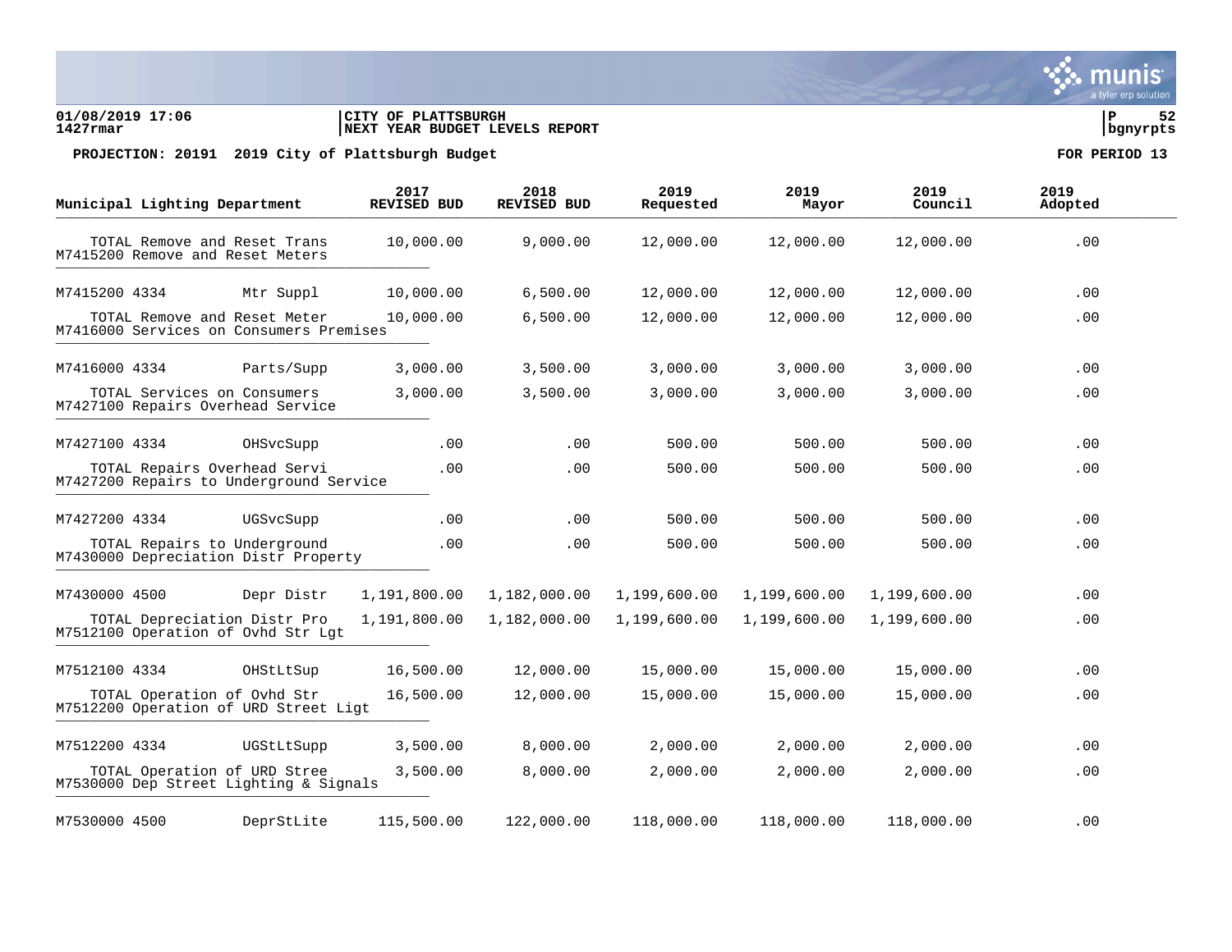01/08/2019 17:06 | CITY OF PLATTSBURGH | P 52
1427rmar | NEXT YEAR BUDGET LEVELS REPORT | bgnyrpts

**PROJECTION: 20191 2019 City of Plattsburgh Budget** **FOR PERIOD 13**

| Municipal Lighting Department | | 2017 REVISED BUD | 2018 REVISED BUD | 2019 Requested | 2019 Mayor | 2019 Council | 2019 Adopted |
|---|---|---|---|---|---|---|---|
| TOTAL Remove and Reset Trans | | 10,000.00 | 9,000.00 | 12,000.00 | 12,000.00 | 12,000.00 | .00 |
| M7415200 Remove and Reset Meters | | | | | | | |
| M7415200 4334 | Mtr Suppl | 10,000.00 | 6,500.00 | 12,000.00 | 12,000.00 | 12,000.00 | .00 |
| TOTAL Remove and Reset Meter | | 10,000.00 | 6,500.00 | 12,000.00 | 12,000.00 | 12,000.00 | .00 |
| M7416000 Services on Consumers Premises | | | | | | | |
| M7416000 4334 | Parts/Supp | 3,000.00 | 3,500.00 | 3,000.00 | 3,000.00 | 3,000.00 | .00 |
| TOTAL Services on Consumers | | 3,000.00 | 3,500.00 | 3,000.00 | 3,000.00 | 3,000.00 | .00 |
| M7427100 Repairs Overhead Service | | | | | | | |
| M7427100 4334 | OHSvcSupp | .00 | .00 | 500.00 | 500.00 | 500.00 | .00 |
| TOTAL Repairs Overhead Servi | | .00 | .00 | 500.00 | 500.00 | 500.00 | .00 |
| M7427200 Repairs to Underground Service | | | | | | | |
| M7427200 4334 | UGSvcSupp | .00 | .00 | 500.00 | 500.00 | 500.00 | .00 |
| TOTAL Repairs to Underground | | .00 | .00 | 500.00 | 500.00 | 500.00 | .00 |
| M7430000 Depreciation Distr Property | | | | | | | |
| M7430000 4500 | Depr Distr | 1,191,800.00 | 1,182,000.00 | 1,199,600.00 | 1,199,600.00 | 1,199,600.00 | .00 |
| TOTAL Depreciation Distr Pro | | 1,191,800.00 | 1,182,000.00 | 1,199,600.00 | 1,199,600.00 | 1,199,600.00 | .00 |
| M7512100 Operation of Ovhd Str Lgt | | | | | | | |
| M7512100 4334 | OHStLtSup | 16,500.00 | 12,000.00 | 15,000.00 | 15,000.00 | 15,000.00 | .00 |
| TOTAL Operation of Ovhd Str | | 16,500.00 | 12,000.00 | 15,000.00 | 15,000.00 | 15,000.00 | .00 |
| M7512200 Operation of URD Street Ligt | | | | | | | |
| M7512200 4334 | UGStLtSupp | 3,500.00 | 8,000.00 | 2,000.00 | 2,000.00 | 2,000.00 | .00 |
| TOTAL Operation of URD Stree | | 3,500.00 | 8,000.00 | 2,000.00 | 2,000.00 | 2,000.00 | .00 |
| M7530000 Dep Street Lighting & Signals | | | | | | | |
| M7530000 4500 | DeprStLite | 115,500.00 | 122,000.00 | 118,000.00 | 118,000.00 | 118,000.00 | .00 |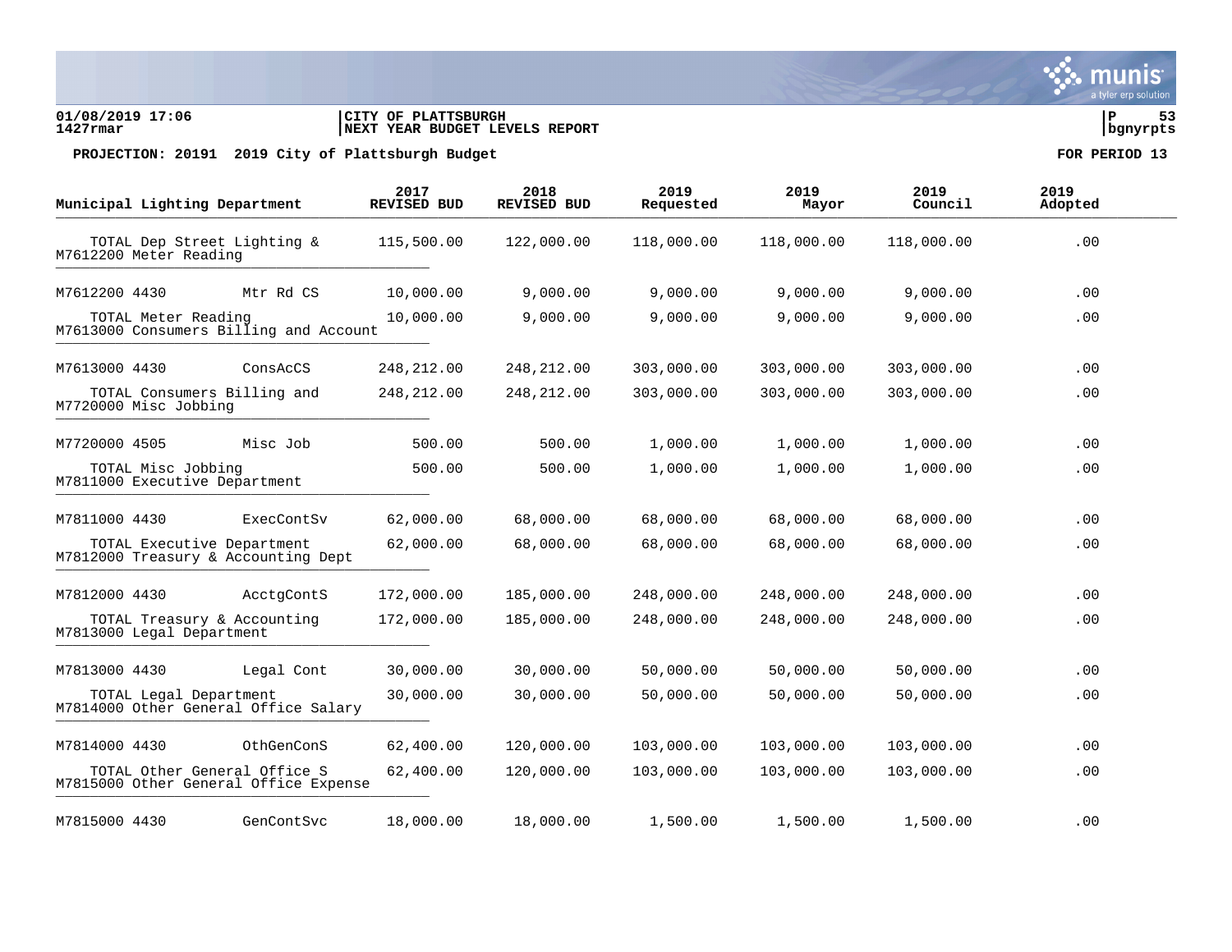01/08/2019 17:06
1427rmar

CITY OF PLATTSBURGH
NEXT YEAR BUDGET LEVELS REPORT

P 53
bgnyrpts

PROJECTION: 20191 2019 City of Plattsburgh Budget

FOR PERIOD 13

| Municipal Lighting Department | | 2017 REVISED BUD | 2018 REVISED BUD | 2019 Requested | 2019 Mayor | 2019 Council | 2019 Adopted |
|---|---|---|---|---|---|---|---|
| TOTAL Dep Street Lighting & | | 115,500.00 | 122,000.00 | 118,000.00 | 118,000.00 | 118,000.00 | .00 |
| M7612200 Meter Reading | | | | | | | |
| M7612200 4430 | Mtr Rd CS | 10,000.00 | 9,000.00 | 9,000.00 | 9,000.00 | 9,000.00 | .00 |
| TOTAL Meter Reading | | 10,000.00 | 9,000.00 | 9,000.00 | 9,000.00 | 9,000.00 | .00 |
| M7613000 Consumers Billing and Account | | | | | | | |
| M7613000 4430 | ConsAcCS | 248,212.00 | 248,212.00 | 303,000.00 | 303,000.00 | 303,000.00 | .00 |
| TOTAL Consumers Billing and | | 248,212.00 | 248,212.00 | 303,000.00 | 303,000.00 | 303,000.00 | .00 |
| M7720000 Misc Jobbing | | | | | | | |
| M7720000 4505 | Misc Job | 500.00 | 500.00 | 1,000.00 | 1,000.00 | 1,000.00 | .00 |
| TOTAL Misc Jobbing | | 500.00 | 500.00 | 1,000.00 | 1,000.00 | 1,000.00 | .00 |
| M7811000 Executive Department | | | | | | | |
| M7811000 4430 | ExecContSv | 62,000.00 | 68,000.00 | 68,000.00 | 68,000.00 | 68,000.00 | .00 |
| TOTAL Executive Department | | 62,000.00 | 68,000.00 | 68,000.00 | 68,000.00 | 68,000.00 | .00 |
| M7812000 Treasury & Accounting Dept | | | | | | | |
| M7812000 4430 | AcctgContS | 172,000.00 | 185,000.00 | 248,000.00 | 248,000.00 | 248,000.00 | .00 |
| TOTAL Treasury & Accounting | | 172,000.00 | 185,000.00 | 248,000.00 | 248,000.00 | 248,000.00 | .00 |
| M7813000 Legal Department | | | | | | | |
| M7813000 4430 | Legal Cont | 30,000.00 | 30,000.00 | 50,000.00 | 50,000.00 | 50,000.00 | .00 |
| TOTAL Legal Department | | 30,000.00 | 30,000.00 | 50,000.00 | 50,000.00 | 50,000.00 | .00 |
| M7814000 Other General Office Salary | | | | | | | |
| M7814000 4430 | OthGenConS | 62,400.00 | 120,000.00 | 103,000.00 | 103,000.00 | 103,000.00 | .00 |
| TOTAL Other General Office S | | 62,400.00 | 120,000.00 | 103,000.00 | 103,000.00 | 103,000.00 | .00 |
| M7815000 Other General Office Expense | | | | | | | |
| M7815000 4430 | GenContSvc | 18,000.00 | 18,000.00 | 1,500.00 | 1,500.00 | 1,500.00 | .00 |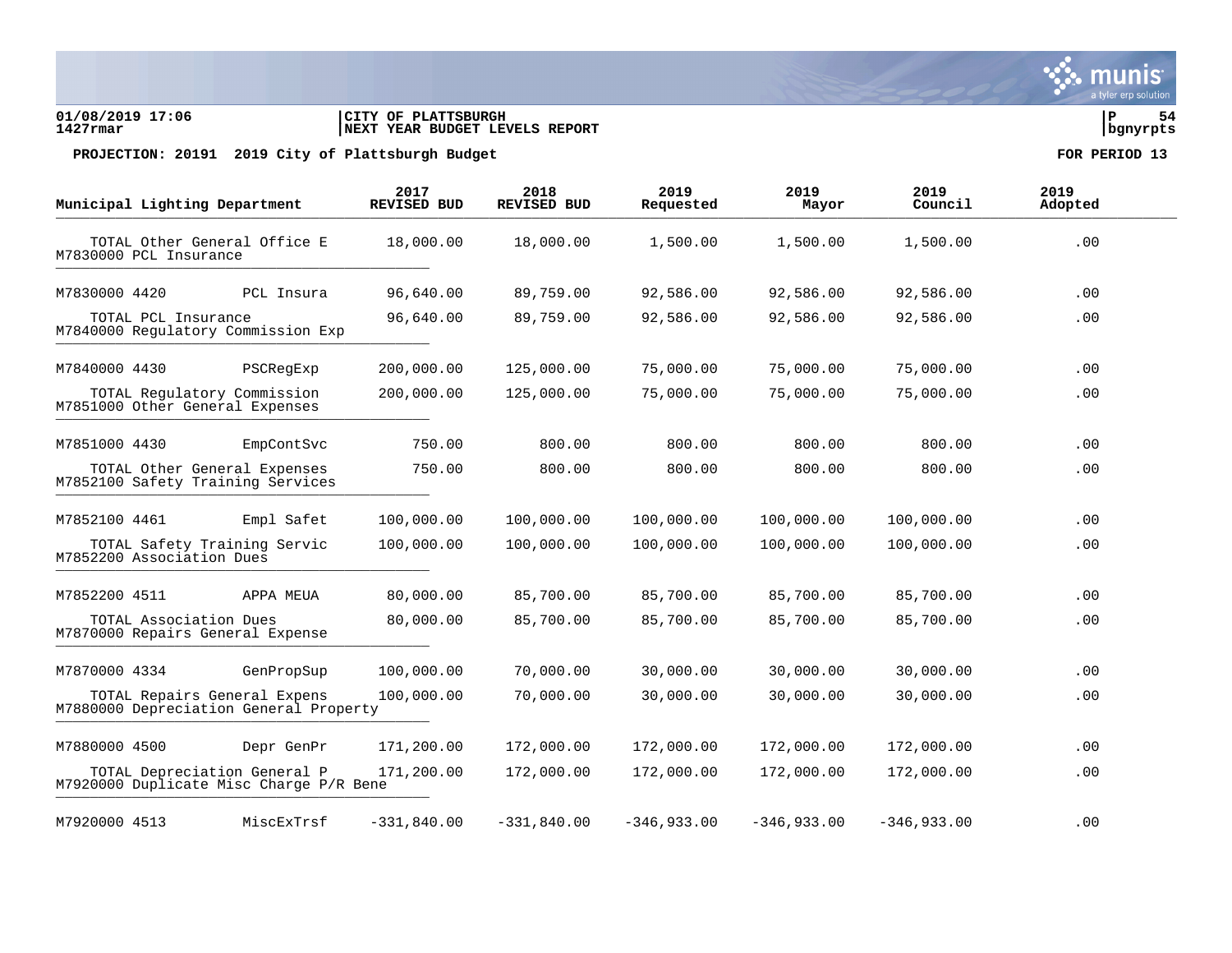**CITY OF PLATTSBURGH**
**NEXT YEAR BUDGET LEVELS REPORT**

01/08/2019 17:06
1427rmar

bgnyrpts

**PROJECTION: 20191 2019 City of Plattsburgh Budget** **FOR PERIOD 13**

| Municipal Lighting Department | | 2017 REVISED BUD | 2018 REVISED BUD | 2019 Requested | 2019 Mayor | 2019 Council | 2019 Adopted |
|---|---|---|---|---|---|---|---|
| TOTAL Other General Office E | | 18,000.00 | 18,000.00 | 1,500.00 | 1,500.00 | 1,500.00 | .00 |
| M7830000 PCL Insurance | | | | | | | |
| M7830000 4420 | PCL Insura | 96,640.00 | 89,759.00 | 92,586.00 | 92,586.00 | 92,586.00 | .00 |
| TOTAL PCL Insurance | | 96,640.00 | 89,759.00 | 92,586.00 | 92,586.00 | 92,586.00 | .00 |
| M7840000 Regulatory Commission Exp | | | | | | | |
| M7840000 4430 | PSCRegExp | 200,000.00 | 125,000.00 | 75,000.00 | 75,000.00 | 75,000.00 | .00 |
| TOTAL Regulatory Commission | | 200,000.00 | 125,000.00 | 75,000.00 | 75,000.00 | 75,000.00 | .00 |
| M7851000 Other General Expenses | | | | | | | |
| M7851000 4430 | EmpContSvc | 750.00 | 800.00 | 800.00 | 800.00 | 800.00 | .00 |
| TOTAL Other General Expenses | | 750.00 | 800.00 | 800.00 | 800.00 | 800.00 | .00 |
| M7852100 Safety Training Services | | | | | | | |
| M7852100 4461 | Empl Safet | 100,000.00 | 100,000.00 | 100,000.00 | 100,000.00 | 100,000.00 | .00 |
| TOTAL Safety Training Servic | | 100,000.00 | 100,000.00 | 100,000.00 | 100,000.00 | 100,000.00 | .00 |
| M7852200 Association Dues | | | | | | | |
| M7852200 4511 | APPA MEUA | 80,000.00 | 85,700.00 | 85,700.00 | 85,700.00 | 85,700.00 | .00 |
| TOTAL Association Dues | | 80,000.00 | 85,700.00 | 85,700.00 | 85,700.00 | 85,700.00 | .00 |
| M7870000 Repairs General Expense | | | | | | | |
| M7870000 4334 | GenPropSup | 100,000.00 | 70,000.00 | 30,000.00 | 30,000.00 | 30,000.00 | .00 |
| TOTAL Repairs General Expens | | 100,000.00 | 70,000.00 | 30,000.00 | 30,000.00 | 30,000.00 | .00 |
| M7880000 Depreciation General Property | | | | | | | |
| M7880000 4500 | Depr GenPr | 171,200.00 | 172,000.00 | 172,000.00 | 172,000.00 | 172,000.00 | .00 |
| TOTAL Depreciation General P | | 171,200.00 | 172,000.00 | 172,000.00 | 172,000.00 | 172,000.00 | .00 |
| M7920000 Duplicate Misc Charge P/R Bene | | | | | | | |
| M7920000 4513 | MiscExTrsf | -331,840.00 | -331,840.00 | -346,933.00 | -346,933.00 | -346,933.00 | .00 |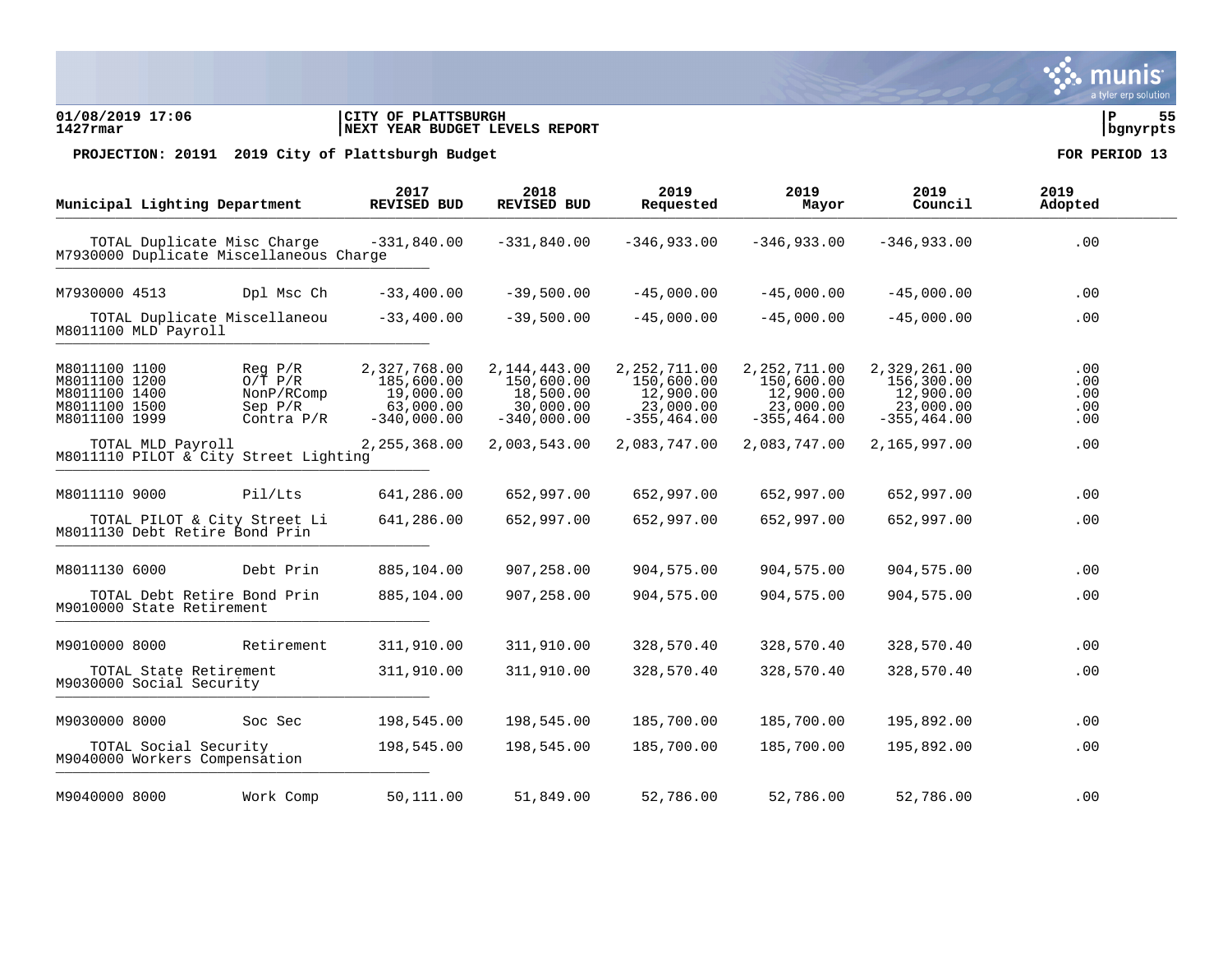**01/08/2019 17:06** | **CITY OF PLATTSBURGH** | **P 55**
**1427rmar** | **NEXT YEAR BUDGET LEVELS REPORT** | **bgnyrpts**

**PROJECTION: 20191 2019 City of Plattsburgh Budget** — **FOR PERIOD 13**

| Municipal Lighting Department | | 2017 REVISED BUD | 2018 REVISED BUD | 2019 Requested | 2019 Mayor | 2019 Council | 2019 Adopted |
|---|---|---|---|---|---|---|---|
| TOTAL Duplicate Misc Charge | | -331,840.00 | -331,840.00 | -346,933.00 | -346,933.00 | -346,933.00 | .00 |
| **M7930000 Duplicate Miscellaneous Charge** | | | | | | | |
| M7930000 4513 | Dpl Msc Ch | -33,400.00 | -39,500.00 | -45,000.00 | -45,000.00 | -45,000.00 | .00 |
| TOTAL Duplicate Miscellaneou | | -33,400.00 | -39,500.00 | -45,000.00 | -45,000.00 | -45,000.00 | .00 |
| **M8011100 MLD Payroll** | | | | | | | |
| M8011100 1100 | Reg P/R | 2,327,768.00 | 2,144,443.00 | 2,252,711.00 | 2,252,711.00 | 2,329,261.00 | .00 |
| M8011100 1200 | O/T P/R | 185,600.00 | 150,600.00 | 150,600.00 | 150,600.00 | 156,300.00 | .00 |
| M8011100 1400 | NonP/RComp | 19,000.00 | 18,500.00 | 12,900.00 | 12,900.00 | 12,900.00 | .00 |
| M8011100 1500 | Sep P/R | 63,000.00 | 30,000.00 | 23,000.00 | 23,000.00 | 23,000.00 | .00 |
| M8011100 1999 | Contra P/R | -340,000.00 | -340,000.00 | -355,464.00 | -355,464.00 | -355,464.00 | .00 |
| TOTAL MLD Payroll | | 2,255,368.00 | 2,003,543.00 | 2,083,747.00 | 2,083,747.00 | 2,165,997.00 | .00 |
| **M8011110 PILOT & City Street Lighting** | | | | | | | |
| M8011110 9000 | Pil/Lts | 641,286.00 | 652,997.00 | 652,997.00 | 652,997.00 | 652,997.00 | .00 |
| TOTAL PILOT & City Street Li | | 641,286.00 | 652,997.00 | 652,997.00 | 652,997.00 | 652,997.00 | .00 |
| **M8011130 Debt Retire Bond Prin** | | | | | | | |
| M8011130 6000 | Debt Prin | 885,104.00 | 907,258.00 | 904,575.00 | 904,575.00 | 904,575.00 | .00 |
| TOTAL Debt Retire Bond Prin | | 885,104.00 | 907,258.00 | 904,575.00 | 904,575.00 | 904,575.00 | .00 |
| **M9010000 State Retirement** | | | | | | | |
| M9010000 8000 | Retirement | 311,910.00 | 311,910.00 | 328,570.40 | 328,570.40 | 328,570.40 | .00 |
| TOTAL State Retirement | | 311,910.00 | 311,910.00 | 328,570.40 | 328,570.40 | 328,570.40 | .00 |
| **M9030000 Social Security** | | | | | | | |
| M9030000 8000 | Soc Sec | 198,545.00 | 198,545.00 | 185,700.00 | 185,700.00 | 195,892.00 | .00 |
| TOTAL Social Security | | 198,545.00 | 198,545.00 | 185,700.00 | 185,700.00 | 195,892.00 | .00 |
| **M9040000 Workers Compensation** | | | | | | | |
| M9040000 8000 | Work Comp | 50,111.00 | 51,849.00 | 52,786.00 | 52,786.00 | 52,786.00 | .00 |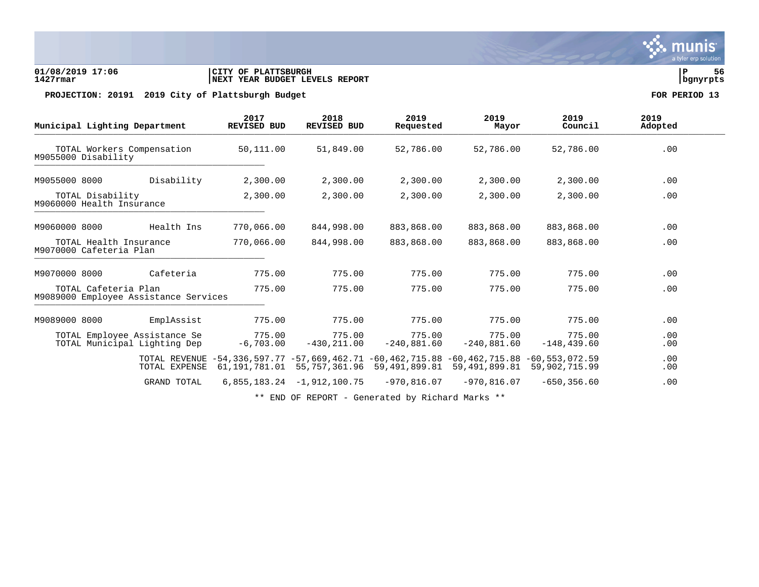**01/08/2019 17:06** | **CITY OF PLATTSBURGH** | **P 56**
**1427rmar** | **NEXT YEAR BUDGET LEVELS REPORT** | **bgnyrpts**

**PROJECTION: 20191 2019 City of Plattsburgh Budget** | **FOR PERIOD 13**

| Municipal Lighting Department | | 2017 REVISED BUD | 2018 REVISED BUD | 2019 Requested | 2019 Mayor | 2019 Council | 2019 Adopted |
|---|---|---|---|---|---|---|---|
| TOTAL Workers Compensation | | 50,111.00 | 51,849.00 | 52,786.00 | 52,786.00 | 52,786.00 | .00 |
| M9055000 Disability | | | | | | | |
| M9055000 8000 | Disability | 2,300.00 | 2,300.00 | 2,300.00 | 2,300.00 | 2,300.00 | .00 |
| TOTAL Disability | | 2,300.00 | 2,300.00 | 2,300.00 | 2,300.00 | 2,300.00 | .00 |
| M9060000 Health Insurance | | | | | | | |
| M9060000 8000 | Health Ins | 770,066.00 | 844,998.00 | 883,868.00 | 883,868.00 | 883,868.00 | .00 |
| TOTAL Health Insurance | | 770,066.00 | 844,998.00 | 883,868.00 | 883,868.00 | 883,868.00 | .00 |
| M9070000 Cafeteria Plan | | | | | | | |
| M9070000 8000 | Cafeteria | 775.00 | 775.00 | 775.00 | 775.00 | 775.00 | .00 |
| TOTAL Cafeteria Plan | | 775.00 | 775.00 | 775.00 | 775.00 | 775.00 | .00 |
| M9089000 Employee Assistance Services | | | | | | | |
| M9089000 8000 | EmplAssist | 775.00 | 775.00 | 775.00 | 775.00 | 775.00 | .00 |
| TOTAL Employee Assistance Se | | 775.00 | 775.00 | 775.00 | 775.00 | 775.00 | .00 |
| TOTAL Municipal Lighting Dep | | -6,703.00 | -430,211.00 | -240,881.60 | -240,881.60 | -148,439.60 | .00 |
| | TOTAL REVENUE | -54,336,597.77 | -57,669,462.71 | -60,462,715.88 | -60,462,715.88 | -60,553,072.59 | .00 |
| | TOTAL EXPENSE | 61,191,781.01 | 55,757,361.96 | 59,491,899.81 | 59,491,899.81 | 59,902,715.99 | .00 |
| | GRAND TOTAL | 6,855,183.24 | -1,912,100.75 | -970,816.07 | -970,816.07 | -650,356.60 | .00 |

** END OF REPORT - Generated by Richard Marks **